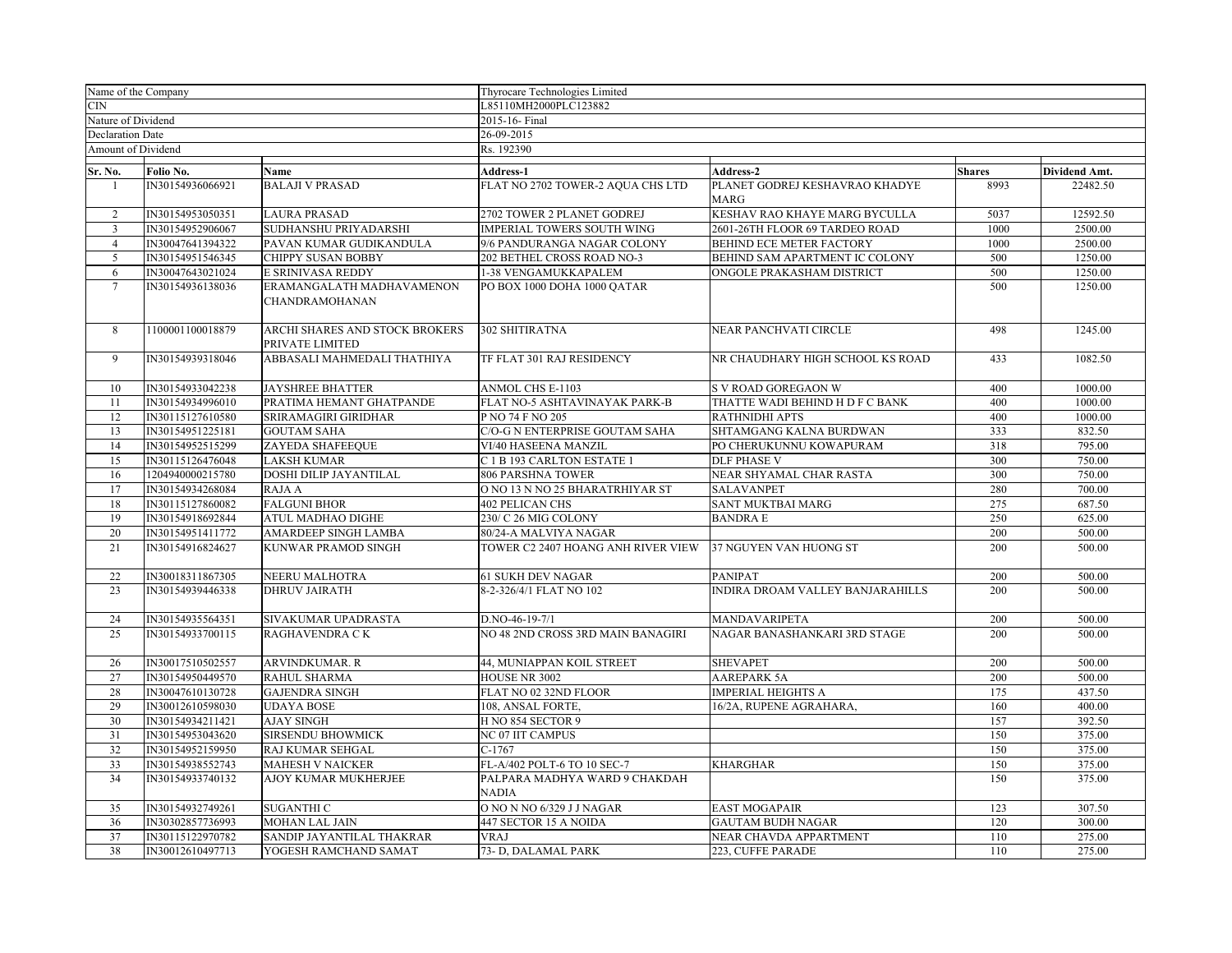| Name of the Company | | | Thyrocare Technologies Limited | | | |
|---|---|---|---|---|---|---|
| CIN | | | L85110MH2000PLC123882 | | | |
| Nature of Dividend | | | 2015-16- Final | | | |
| Declaration Date | | | 26-09-2015 | | | |
| Amount of Dividend | | | Rs. 192390 | | | |
| **Sr. No.** | **Folio No.** | **Name** | **Address-1** | **Address-2** | **Shares** | **Dividend Amt.** |
| 1 | IN30154936066921 | BALAJI V PRASAD | FLAT NO 2702 TOWER-2 AQUA CHS LTD | PLANET GODREJ KESHAVRAO KHADYE MARG | 8993 | 22482.50 |
| 2 | IN30154953050351 | LAURA PRASAD | 2702 TOWER 2 PLANET GODREJ | KESHAV RAO KHAYE MARG BYCULLA | 5037 | 12592.50 |
| 3 | IN30154952906067 | SUDHANSHU PRIYADARSHI | IMPERIAL TOWERS SOUTH WING | 2601-26TH FLOOR 69 TARDEO ROAD | 1000 | 2500.00 |
| 4 | IN30047641394322 | PAVAN KUMAR GUDIKANDULA | 9/6 PANDURANGA NAGAR COLONY | BEHIND ECE METER FACTORY | 1000 | 2500.00 |
| 5 | IN30154951546345 | CHIPPY SUSAN BOBBY | 202 BETHEL CROSS ROAD NO-3 | BEHIND SAM APARTMENT IC COLONY | 500 | 1250.00 |
| 6 | IN30047643021024 | E SRINIVASA REDDY | 1-38 VENGAMUKKAPALEM | ONGOLE PRAKASHAM DISTRICT | 500 | 1250.00 |
| 7 | IN30154936138036 | ERAMANGALATH MADHAVAMENON CHANDRAMOHANAN | PO BOX 1000 DOHA 1000 QATAR | | 500 | 1250.00 |
| 8 | 1100001100018879 | ARCHI SHARES AND STOCK BROKERS PRIVATE LIMITED | 302 SHITIRATNA | NEAR PANCHVATI CIRCLE | 498 | 1245.00 |
| 9 | IN30154939318046 | ABBASALI MAHMEDALI THATHIYA | TF FLAT 301 RAJ RESIDENCY | NR CHAUDHARY HIGH SCHOOL KS ROAD | 433 | 1082.50 |
| 10 | IN30154933042238 | JAYSHREE BHATTER | ANMOL CHS E-1103 | S V ROAD GOREGAON W | 400 | 1000.00 |
| 11 | IN30154934996010 | PRATIMA HEMANT GHATPANDE | FLAT NO-5 ASHTAVINAYAK PARK-B | THATTE WADI BEHIND H D F C BANK | 400 | 1000.00 |
| 12 | IN30115127610580 | SRIRAMAGIRI GIRIDHAR | P NO 74 F NO 205 | RATHNIDHI APTS | 400 | 1000.00 |
| 13 | IN30154951225181 | GOUTAM SAHA | C/O-G N ENTERPRISE GOUTAM SAHA | SHTAMGANG KALNA BURDWAN | 333 | 832.50 |
| 14 | IN30154952515299 | ZAYEDA SHAFEEQUE | VI/40 HASEENA MANZIL | PO CHERUKUNNU KOWAPURAM | 318 | 795.00 |
| 15 | IN30115126476048 | LAKSH KUMAR | C 1 B 193 CARLTON ESTATE 1 | DLF PHASE V | 300 | 750.00 |
| 16 | 1204940000215780 | DOSHI DILIP JAYANTILAL | 806 PARSHNA TOWER | NEAR SHYAMAL CHAR RASTA | 300 | 750.00 |
| 17 | IN30154934268084 | RAJA A | O NO 13 N NO 25 BHARATRHIYAR ST | SALAVANPET | 280 | 700.00 |
| 18 | IN30115127860082 | FALGUNI BHOR | 402 PELICAN CHS | SANT MUKTBAI MARG | 275 | 687.50 |
| 19 | IN30154918692844 | ATUL MADHAO DIGHE | 230/ C 26 MIG COLONY | BANDRA E | 250 | 625.00 |
| 20 | IN30154951411772 | AMARDEEP SINGH LAMBA | 80/24-A MALVIYA NAGAR | | 200 | 500.00 |
| 21 | IN30154916824627 | KUNWAR PRAMOD SINGH | TOWER C2 2407 HOANG ANH RIVER VIEW | 37 NGUYEN VAN HUONG ST | 200 | 500.00 |
| 22 | IN30018311867305 | NEERU MALHOTRA | 61 SUKH DEV NAGAR | PANIPAT | 200 | 500.00 |
| 23 | IN30154939446338 | DHRUV JAIRATH | 8-2-326/4/1 FLAT NO 102 | INDIRA DROAM VALLEY BANJARAHILLS | 200 | 500.00 |
| 24 | IN30154935564351 | SIVAKUMAR UPADRASTA | D.NO-46-19-7/1 | MANDAVARIPETA | 200 | 500.00 |
| 25 | IN30154933700115 | RAGHAVENDRA C K | NO 48 2ND CROSS 3RD MAIN BANAGIRI | NAGAR BANASHANKARI 3RD STAGE | 200 | 500.00 |
| 26 | IN30017510502557 | ARVINDKUMAR. R | 44, MUNIAPPAN KOIL STREET | SHEVAPET | 200 | 500.00 |
| 27 | IN30154950449570 | RAHUL SHARMA | HOUSE NR 3002 | AAREPARK 5A | 200 | 500.00 |
| 28 | IN30047610130728 | GAJENDRA SINGH | FLAT NO 02 32ND FLOOR | IMPERIAL HEIGHTS A | 175 | 437.50 |
| 29 | IN30012610598030 | UDAYA BOSE | 108, ANSAL FORTE, | 16/2A, RUPENE AGRAHARA, | 160 | 400.00 |
| 30 | IN30154934211421 | AJAY SINGH | H NO 854 SECTOR 9 | | 157 | 392.50 |
| 31 | IN30154953043620 | SIRSENDU BHOWMICK | NC 07 IIT CAMPUS | | 150 | 375.00 |
| 32 | IN30154952159950 | RAJ KUMAR SEHGAL | C-1767 | | 150 | 375.00 |
| 33 | IN30154938552743 | MAHESH V NAICKER | FL-A/402 POLT-6 TO 10 SEC-7 | KHARGHAR | 150 | 375.00 |
| 34 | IN30154933740132 | AJOY KUMAR MUKHERJEE | PALPARA MADHYA WARD 9 CHAKDAH NADIA | | 150 | 375.00 |
| 35 | IN30154932749261 | SUGANTHI C | O NO N NO 6/329 J J NAGAR | EAST MOGAPAIR | 123 | 307.50 |
| 36 | IN30302857736993 | MOHAN LAL JAIN | 447 SECTOR 15 A NOIDA | GAUTAM BUDH NAGAR | 120 | 300.00 |
| 37 | IN30115122970782 | SANDIP JAYANTILAL THAKRAR | VRAJ | NEAR CHAVDA APPARTMENT | 110 | 275.00 |
| 38 | IN30012610497713 | YOGESH RAMCHAND SAMAT | 73- D, DALAMAL PARK | 223, CUFFE PARADE | 110 | 275.00 |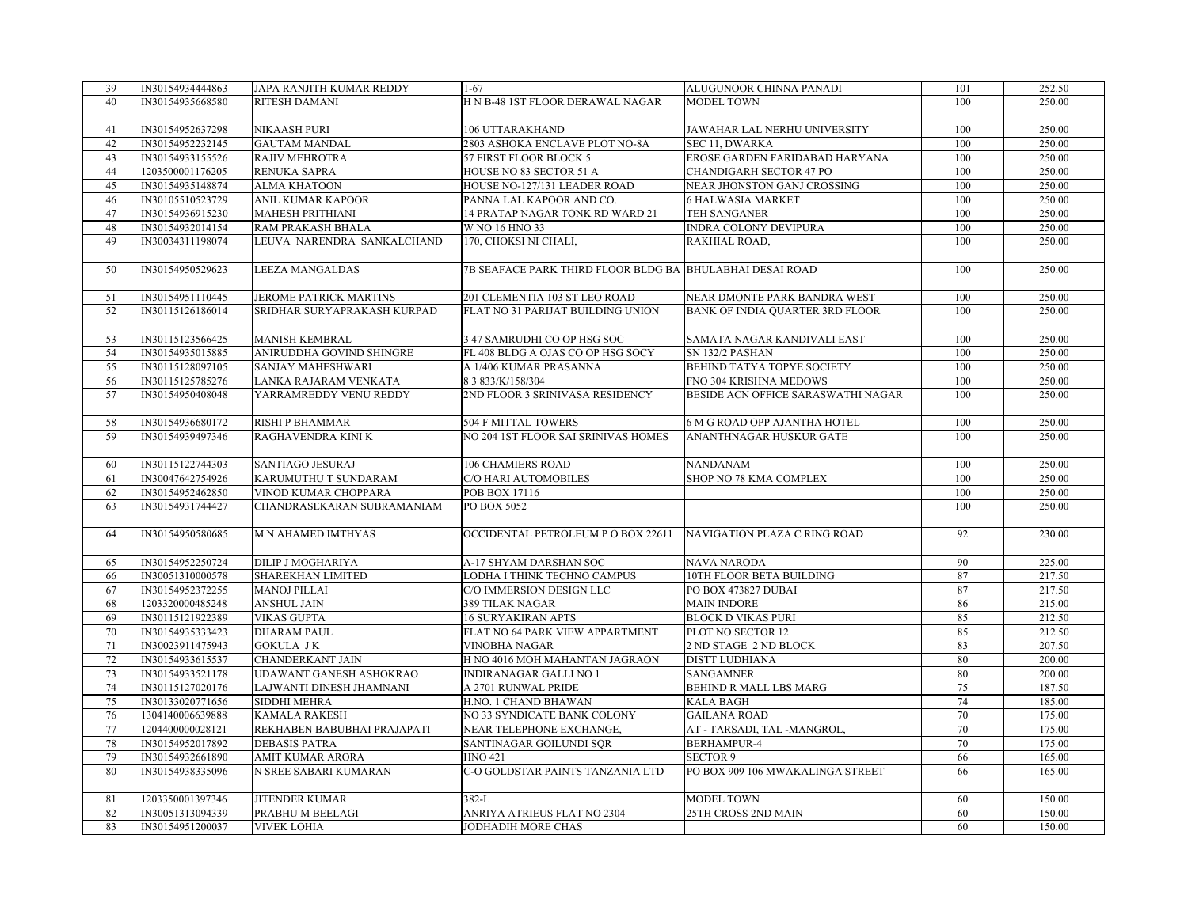| 39 | IN30154934444863 | JAPA RANJITH KUMAR REDDY | 1-67 | ALUGUNOOR CHINNA PANADI | 101 | 252.50 |
|---|---|---|---|---|---|---|
| 40 | IN30154935668580 | RITESH DAMANI | H N B-48 1ST FLOOR DERAWAL NAGAR | MODEL TOWN | 100 | 250.00 |
| 41 | IN30154952637298 | NIKAASH PURI | 106 UTTARAKHAND | JAWAHAR LAL NERHU UNIVERSITY | 100 | 250.00 |
| 42 | IN30154952232145 | GAUTAM MANDAL | 2803 ASHOKA ENCLAVE PLOT NO-8A | SEC 11, DWARKA | 100 | 250.00 |
| 43 | IN30154933155526 | RAJIV MEHROTRA | 57 FIRST FLOOR BLOCK 5 | EROSE GARDEN FARIDABAD HARYANA | 100 | 250.00 |
| 44 | 1203500001176205 | RENUKA SAPRA | HOUSE NO 83 SECTOR 51 A | CHANDIGARH SECTOR 47 PO | 100 | 250.00 |
| 45 | IN30154935148874 | ALMA KHATOON | HOUSE NO-127/131 LEADER ROAD | NEAR JHONSTON GANJ CROSSING | 100 | 250.00 |
| 46 | IN30105510523729 | ANIL KUMAR KAPOOR | PANNA LAL KAPOOR AND CO. | 6 HALWASIA MARKET | 100 | 250.00 |
| 47 | IN30154936915230 | MAHESH PRITHIANI | 14 PRATAP NAGAR TONK RD WARD 21 | TEH SANGANER | 100 | 250.00 |
| 48 | IN30154932014154 | RAM PRAKASH BHALA | W NO 16 HNO 33 | INDRA COLONY DEVIPURA | 100 | 250.00 |
| 49 | IN30034311198074 | LEUVA NARENDRA SANKALCHAND | 170, CHOKSI NI CHALI, | RAKHIAL ROAD, | 100 | 250.00 |
| 50 | IN30154950529623 | LEEZA MANGALDAS | 7B SEAFACE PARK THIRD FLOOR BLDG BA | BHULABHAI DESAI ROAD | 100 | 250.00 |
| 51 | IN30154951110445 | JEROME PATRICK MARTINS | 201 CLEMENTIA 103 ST LEO ROAD | NEAR DMONTE PARK BANDRA WEST | 100 | 250.00 |
| 52 | IN30115126186014 | SRIDHAR SURYAPRAKASH KURPAD | FLAT NO 31 PARIJAT BUILDING UNION | BANK OF INDIA QUARTER 3RD FLOOR | 100 | 250.00 |
| 53 | IN30115123566425 | MANISH KEMBRAL | 3 47 SAMRUDHI CO OP HSG SOC | SAMATA NAGAR KANDIVALI EAST | 100 | 250.00 |
| 54 | IN30154935015885 | ANIRUDDHA GOVIND SHINGRE | FL 408 BLDG A OJAS CO OP HSG SOCY | SN 132/2 PASHAN | 100 | 250.00 |
| 55 | IN30115128097105 | SANJAY MAHESHWARI | A 1/406 KUMAR PRASANNA | BEHIND TATYA TOPYE SOCIETY | 100 | 250.00 |
| 56 | IN30115125785276 | LANKA RAJARAM VENKATA | 8 3 833/K/158/304 | FNO 304 KRISHNA MEDOWS | 100 | 250.00 |
| 57 | IN30154950408048 | YARRAMREDDY VENU REDDY | 2ND FLOOR 3 SRINIVASA RESIDENCY | BESIDE ACN OFFICE SARASWATHI NAGAR | 100 | 250.00 |
| 58 | IN30154936680172 | RISHI P BHAMMAR | 504 F MITTAL TOWERS | 6 M G ROAD OPP AJANTHA HOTEL | 100 | 250.00 |
| 59 | IN30154939497346 | RAGHAVENDRA KINI K | NO 204 1ST FLOOR SAI SRINIVAS HOMES | ANANTHNAGAR HUSKUR GATE | 100 | 250.00 |
| 60 | IN30115122744303 | SANTIAGO JESURAJ | 106 CHAMIERS ROAD | NANDANAM | 100 | 250.00 |
| 61 | IN30047642754926 | KARUMUTHU T SUNDARAM | C/O HARI AUTOMOBILES | SHOP NO 78 KMA COMPLEX | 100 | 250.00 |
| 62 | IN30154952462850 | VINOD KUMAR CHOPPARA | POB BOX 17116 | | 100 | 250.00 |
| 63 | IN30154931744427 | CHANDRASEKARAN SUBRAMANIAM | PO BOX 5052 | | 100 | 250.00 |
| 64 | IN30154950580685 | M N AHAMED IMTHYAS | OCCIDENTAL PETROLEUM P O BOX 22611 | NAVIGATION PLAZA C RING ROAD | 92 | 230.00 |
| 65 | IN30154952250724 | DILIP J MOGHARIYA | A-17 SHYAM DARSHAN SOC | NAVA NARODA | 90 | 225.00 |
| 66 | IN30051310000578 | SHAREKHAN LIMITED | LODHA I THINK TECHNO CAMPUS | 10TH FLOOR BETA BUILDING | 87 | 217.50 |
| 67 | IN30154952372255 | MANOJ PILLAI | C/O IMMERSION DESIGN LLC | PO BOX 473827 DUBAI | 87 | 217.50 |
| 68 | 1203320000485248 | ANSHUL JAIN | 389 TILAK NAGAR | MAIN INDORE | 86 | 215.00 |
| 69 | IN30115121922389 | VIKAS GUPTA | 16 SURYAKIRAN APTS | BLOCK D VIKAS PURI | 85 | 212.50 |
| 70 | IN30154935333423 | DHARAM PAUL | FLAT NO 64 PARK VIEW APPARTMENT | PLOT NO SECTOR 12 | 85 | 212.50 |
| 71 | IN30023911475943 | GOKULA J K | VINOBHA NAGAR | 2 ND STAGE 2 ND BLOCK | 83 | 207.50 |
| 72 | IN30154933615537 | CHANDERKANT JAIN | H NO 4016 MOH MAHANTAN JAGRAON | DISTT LUDHIANA | 80 | 200.00 |
| 73 | IN30154933521178 | UDAWANT GANESH ASHOKRAO | INDIRANAGAR GALLI NO 1 | SANGAMNER | 80 | 200.00 |
| 74 | IN30115127020176 | LAJWANTI DINESH JHAMNANI | A 2701 RUNWAL PRIDE | BEHIND R MALL LBS MARG | 75 | 187.50 |
| 75 | IN30133020771656 | SIDDHI MEHRA | H.NO. 1 CHAND BHAWAN | KALA BAGH | 74 | 185.00 |
| 76 | 1304140006639888 | KAMALA RAKESH | NO 33 SYNDICATE BANK COLONY | GAILANA ROAD | 70 | 175.00 |
| 77 | 1204400000028121 | REKHABEN BABUBHAI PRAJAPATI | NEAR TELEPHONE EXCHANGE, | AT - TARSADI, TAL -MANGROL, | 70 | 175.00 |
| 78 | IN30154952017892 | DEBASIS PATRA | SANTINAGAR GOILUNDI SQR | BERHAMPUR-4 | 70 | 175.00 |
| 79 | IN30154932661890 | AMIT KUMAR ARORA | HNO 421 | SECTOR 9 | 66 | 165.00 |
| 80 | IN30154938335096 | N SREE SABARI KUMARAN | C-O GOLDSTAR PAINTS TANZANIA LTD | PO BOX 909 106 MWAKALINGA STREET | 66 | 165.00 |
| 81 | 1203350001397346 | JITENDER KUMAR | 382-L | MODEL TOWN | 60 | 150.00 |
| 82 | IN30051313094339 | PRABHU M BEELAGI | ANRIYA ATRIEUS FLAT NO 2304 | 25TH CROSS 2ND MAIN | 60 | 150.00 |
| 83 | IN30154951200037 | VIVEK LOHIA | JODHADIH MORE CHAS | | 60 | 150.00 |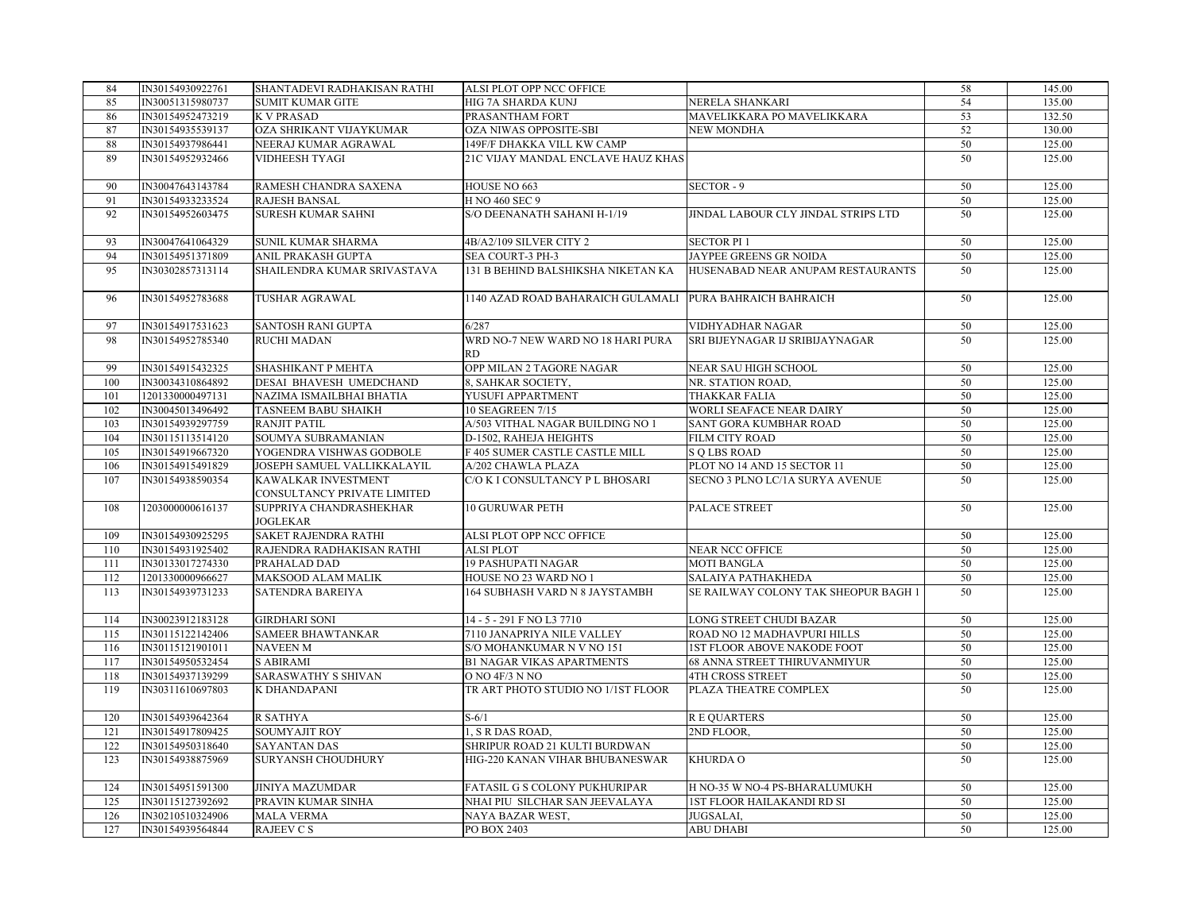| 84 | IN30154930922761 | SHANTADEVI RADHAKISAN RATHI | ALSI PLOT OPP NCC OFFICE | | 58 | 145.00 |
|---|---|---|---|---|---|---|
| 85 | IN30051315980737 | SUMIT KUMAR GITE | HIG 7A SHARDA KUNJ | NERELA SHANKARI | 54 | 135.00 |
| 86 | IN30154952473219 | K V PRASAD | PRASANTHAM FORT | MAVELIKKARA PO MAVELIKKARA | 53 | 132.50 |
| 87 | IN30154935539137 | OZA SHRIKANT VIJAYKUMAR | OZA NIWAS OPPOSITE-SBI | NEW MONDHA | 52 | 130.00 |
| 88 | IN30154937986441 | NEERAJ KUMAR AGRAWAL | 149F/F DHAKKA VILL KW CAMP | | 50 | 125.00 |
| 89 | IN30154952932466 | VIDHEESH TYAGI | 21C VIJAY MANDAL ENCLAVE HAUZ KHAS | | 50 | 125.00 |
| 90 | IN30047643143784 | RAMESH CHANDRA SAXENA | HOUSE NO 663 | SECTOR - 9 | 50 | 125.00 |
| 91 | IN30154933233524 | RAJESH BANSAL | H NO 460 SEC 9 | | 50 | 125.00 |
| 92 | IN30154952603475 | SURESH KUMAR SAHNI | S/O DEENANATH SAHANI H-1/19 | JINDAL LABOUR CLY JINDAL STRIPS LTD | 50 | 125.00 |
| 93 | IN30047641064329 | SUNIL KUMAR SHARMA | 4B/A2/109 SILVER CITY 2 | SECTOR PI 1 | 50 | 125.00 |
| 94 | IN30154951371809 | ANIL PRAKASH GUPTA | SEA COURT-3 PH-3 | JAYPEE GREENS GR NOIDA | 50 | 125.00 |
| 95 | IN30302857313114 | SHAILENDRA KUMAR SRIVASTAVA | 131 B BEHIND BALSHIKSHA NIKETAN KA | HUSENABAD NEAR ANUPAM RESTAURANTS | 50 | 125.00 |
| 96 | IN30154952783688 | TUSHAR AGRAWAL | 1140 AZAD ROAD BAHARAICH GULAMALI | PURA BAHRAICH BAHRAICH | 50 | 125.00 |
| 97 | IN30154917531623 | SANTOSH RANI GUPTA | 6/287 | VIDHYADHAR NAGAR | 50 | 125.00 |
| 98 | IN30154952785340 | RUCHI MADAN | WRD NO-7 NEW WARD NO 18 HARI PURA RD | SRI BIJEYNAGAR IJ SRIBIJAYNAGAR | 50 | 125.00 |
| 99 | IN30154915432325 | SHASHIKANT P MEHTA | OPP MILAN 2 TAGORE NAGAR | NEAR SAU HIGH SCHOOL | 50 | 125.00 |
| 100 | IN30034310864892 | DESAI BHAVESH UMEDCHAND | 8, SAHKAR SOCIETY, | NR. STATION ROAD, | 50 | 125.00 |
| 101 | 1201330000497131 | NAZIMA ISMAILBHAI BHATIA | YUSUFI APPARTMENT | THAKKAR FALIA | 50 | 125.00 |
| 102 | IN30045013496492 | TASNEEM BABU SHAIKH | 10 SEAGREEN 7/15 | WORLI SEAFACE NEAR DAIRY | 50 | 125.00 |
| 103 | IN30154939297759 | RANJIT PATIL | A/503 VITHAL NAGAR BUILDING NO 1 | SANT GORA KUMBHAR ROAD | 50 | 125.00 |
| 104 | IN30115113514120 | SOUMYA SUBRAMANIAN | D-1502, RAHEJA HEIGHTS | FILM CITY ROAD | 50 | 125.00 |
| 105 | IN30154919667320 | YOGENDRA VISHWAS GODBOLE | F 405 SUMER CASTLE CASTLE MILL | S Q LBS ROAD | 50 | 125.00 |
| 106 | IN30154915491829 | JOSEPH SAMUEL VALLIKKALAYIL | A/202 CHAWLA PLAZA | PLOT NO 14 AND 15 SECTOR 11 | 50 | 125.00 |
| 107 | IN30154938590354 | KAWALKAR INVESTMENT CONSULTANCY PRIVATE LIMITED | C/O K I CONSULTANCY P L BHOSARI | SECNO 3 PLNO LC/1A SURYA AVENUE | 50 | 125.00 |
| 108 | 1203000000616137 | SUPPRIYA CHANDRASHEKHAR JOGLEKAR | 10 GURUWAR PETH | PALACE STREET | 50 | 125.00 |
| 109 | IN30154930925295 | SAKET RAJENDRA RATHI | ALSI PLOT OPP NCC OFFICE | | 50 | 125.00 |
| 110 | IN30154931925402 | RAJENDRA RADHAKISAN RATHI | ALSI PLOT | NEAR NCC OFFICE | 50 | 125.00 |
| 111 | IN30133017274330 | PRAHALAD DAD | 19 PASHUPATI NAGAR | MOTI BANGLA | 50 | 125.00 |
| 112 | 1201330000966627 | MAKSOOD ALAM MALIK | HOUSE NO 23 WARD NO 1 | SALAIYA PATHAKHEDA | 50 | 125.00 |
| 113 | IN30154939731233 | SATENDRA BAREIYA | 164 SUBHASH VARD N 8 JAYSTAMBH | SE RAILWAY COLONY TAK SHEOPUR BAGH 1 | 50 | 125.00 |
| 114 | IN30023912183128 | GIRDHARI SONI | 14 - 5 - 291 F NO L3 7710 | LONG STREET CHUDI BAZAR | 50 | 125.00 |
| 115 | IN30115122142406 | SAMEER BHAWTANKAR | 7110 JANAPRIYA NILE VALLEY | ROAD NO 12 MADHAVPURI HILLS | 50 | 125.00 |
| 116 | IN30115121901011 | NAVEEN M | S/O MOHANKUMAR N V NO 151 | 1ST FLOOR ABOVE NAKODE FOOT | 50 | 125.00 |
| 117 | IN30154950532454 | S ABIRAMI | B1 NAGAR VIKAS APARTMENTS | 68 ANNA STREET THIRUVANMIYUR | 50 | 125.00 |
| 118 | IN30154937139299 | SARASWATHY S SHIVAN | O NO 4F/3 N NO | 4TH CROSS STREET | 50 | 125.00 |
| 119 | IN30311610697803 | K DHANDAPANI | TR ART PHOTO STUDIO NO 1/1ST FLOOR | PLAZA THEATRE COMPLEX | 50 | 125.00 |
| 120 | IN30154939642364 | R SATHYA | S-6/1 | R E QUARTERS | 50 | 125.00 |
| 121 | IN30154917809425 | SOUMYAJIT ROY | 1, S R DAS ROAD, | 2ND FLOOR, | 50 | 125.00 |
| 122 | IN30154950318640 | SAYANTAN DAS | SHRIPUR ROAD 21 KULTI BURDWAN | | 50 | 125.00 |
| 123 | IN30154938875969 | SURYANSH CHOUDHURY | HIG-220 KANAN VIHAR BHUBANESWAR | KHURDA O | 50 | 125.00 |
| 124 | IN30154951591300 | JINIYA MAZUMDAR | FATASIL G S COLONY PUKHURIPAR | H NO-35 W NO-4 PS-BHARALUMUKH | 50 | 125.00 |
| 125 | IN30115127392692 | PRAVIN KUMAR SINHA | NHAI PIU SILCHAR SAN JEEVALAYA | 1ST FLOOR HAILAKANDI RD SI | 50 | 125.00 |
| 126 | IN30210510324906 | MALA VERMA | NAYA BAZAR WEST, | JUGSALAI, | 50 | 125.00 |
| 127 | IN30154939564844 | RAJEEV C S | PO BOX 2403 | ABU DHABI | 50 | 125.00 |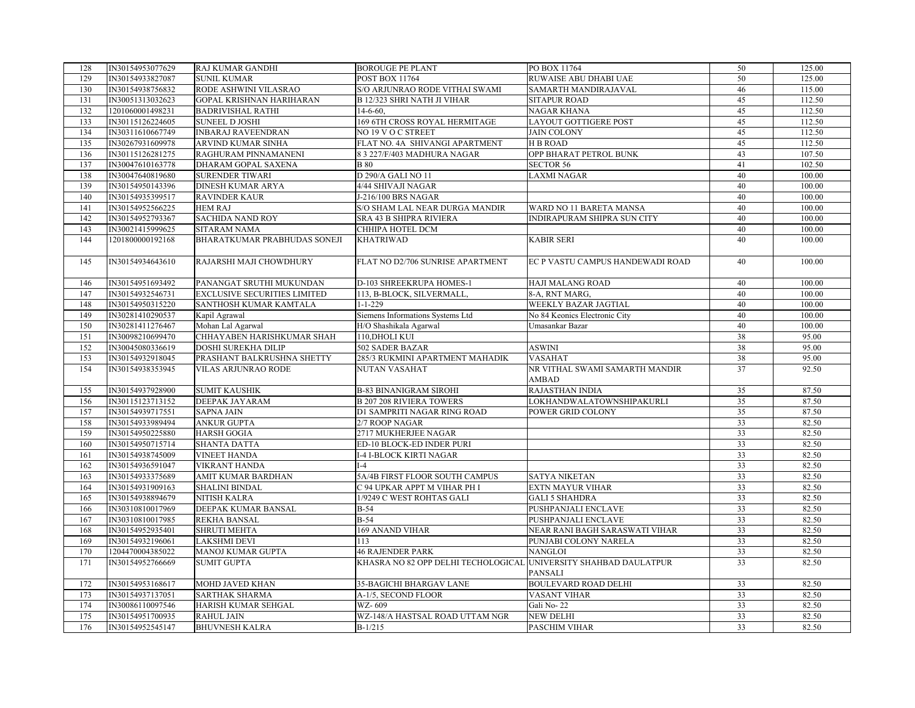| 128 | IN30154953077629 | RAJ KUMAR GANDHI | BOROUGE PE PLANT | PO BOX 11764 | 50 | 125.00 |
|---|---|---|---|---|---|---|
| 129 | IN30154933827087 | SUNIL KUMAR | POST BOX 11764 | RUWAISE ABU DHABI UAE | 50 | 125.00 |
| 130 | IN30154938756832 | RODE ASHWINI VILASRAO | S/O ARJUNRAO RODE VITHAI SWAMI | SAMARTH MANDIRAJAVAL | 46 | 115.00 |
| 131 | IN30051313032623 | GOPAL KRISHNAN HARIHARAN | B 12/323 SHRI NATH JI VIHAR | SITAPUR ROAD | 45 | 112.50 |
| 132 | 1201060001498231 | BADRIVISHAL RATHI | 14-6-60, | NAGAR KHANA | 45 | 112.50 |
| 133 | IN30115126224605 | SUNEEL D JOSHI | 169 6TH CROSS ROYAL HERMITAGE | LAYOUT GOTTIGERE POST | 45 | 112.50 |
| 134 | IN30311610667749 | INBARAJ RAVEENDRAN | NO 19 V O C STREET | JAIN COLONY | 45 | 112.50 |
| 135 | IN30267931609978 | ARVIND KUMAR SINHA | FLAT NO. 4A SHIVANGI APARTMENT | H B ROAD | 45 | 112.50 |
| 136 | IN30115126281275 | RAGHURAM PINNAMANENI | 8 3 227/F/403 MADHURA NAGAR | OPP BHARAT PETROL BUNK | 43 | 107.50 |
| 137 | IN30047610163778 | DHARAM GOPAL SAXENA | B 80 | SECTOR 56 | 41 | 102.50 |
| 138 | IN30047640819680 | SURENDER TIWARI | D 290/A GALI NO 11 | LAXMI NAGAR | 40 | 100.00 |
| 139 | IN30154950143396 | DINESH KUMAR ARYA | 4/44 SHIVAJI NAGAR | | 40 | 100.00 |
| 140 | IN30154935399517 | RAVINDER KAUR | J-216/100 BRS NAGAR | | 40 | 100.00 |
| 141 | IN30154952566225 | HEM RAJ | S/O SHAM LAL NEAR DURGA MANDIR | WARD NO 11 BARETA MANSA | 40 | 100.00 |
| 142 | IN30154952793367 | SACHIDA NAND ROY | SRA 43 B SHIPRA RIVIERA | INDIRAPURAM SHIPRA SUN CITY | 40 | 100.00 |
| 143 | IN30021415999625 | SITARAM NAMA | CHHIPA HOTEL DCM | | 40 | 100.00 |
| 144 | 1201800000192168 | BHARATKUMAR PRABHUDAS SONEJI | KHATRIWAD | KABIR SERI | 40 | 100.00 |
| 145 | IN30154934643610 | RAJARSHI MAJI CHOWDHURY | FLAT NO D2/706 SUNRISE APARTMENT | EC P VASTU CAMPUS HANDEWADI ROAD | 40 | 100.00 |
| 146 | IN30154951693492 | PANANGAT SRUTHI MUKUNDAN | D-103 SHREEKRUPA HOMES-1 | HAJI MALANG ROAD | 40 | 100.00 |
| 147 | IN30154932546731 | EXCLUSIVE SECURITIES LIMITED | 113, B-BLOCK, SILVERMALL, | 8-A, RNT MARG, | 40 | 100.00 |
| 148 | IN30154950315220 | SANTHOSH KUMAR KAMTALA | 1-1-229 | WEEKLY BAZAR JAGTIAL | 40 | 100.00 |
| 149 | IN30281410290537 | Kapil Agrawal | Siemens Informations Systems Ltd | No 84 Keonics Electronic City | 40 | 100.00 |
| 150 | IN30281411276467 | Mohan Lal Agarwal | H/O Shashikala Agarwal | Umasankar Bazar | 40 | 100.00 |
| 151 | IN30098210699470 | CHHAYABEN HARISHKUMAR SHAH | 110,DHOLI KUI | | 38 | 95.00 |
| 152 | IN30045080336619 | DOSHI SUREKHA DILIP | 502 SADER BAZAR | ASWINI | 38 | 95.00 |
| 153 | IN30154932918045 | PRASHANT BALKRUSHNA SHETTY | 285/3 RUKMINI APARTMENT MAHADIK | VASAHAT | 38 | 95.00 |
| 154 | IN30154938353945 | VILAS ARJUNRAO RODE | NUTAN VASAHAT | NR VITHAL SWAMI SAMARTH MANDIR AMBAD | 37 | 92.50 |
| 155 | IN30154937928900 | SUMIT KAUSHIK | B-83 BINANIGRAM SIROHI | RAJASTHAN INDIA | 35 | 87.50 |
| 156 | IN30115123713152 | DEEPAK JAYARAM | B 207 208 RIVIERA TOWERS | LOKHANDWALATOWNSHIPAKURLI | 35 | 87.50 |
| 157 | IN30154939717551 | SAPNA JAIN | D1 SAMPRITI NAGAR RING ROAD | POWER GRID COLONY | 35 | 87.50 |
| 158 | IN30154933989494 | ANKUR GUPTA | 2/7 ROOP NAGAR | | 33 | 82.50 |
| 159 | IN30154950225880 | HARSH GOGIA | 2717 MUKHERJEE NAGAR | | 33 | 82.50 |
| 160 | IN30154950715714 | SHANTA DATTA | ED-10 BLOCK-ED INDER PURI | | 33 | 82.50 |
| 161 | IN30154938745009 | VINEET HANDA | I-4 I-BLOCK KIRTI NAGAR | | 33 | 82.50 |
| 162 | IN30154936591047 | VIKRANT HANDA | I-4 | | 33 | 82.50 |
| 163 | IN30154933375689 | AMIT KUMAR BARDHAN | 5A/4B FIRST FLOOR SOUTH CAMPUS | SATYA NIKETAN | 33 | 82.50 |
| 164 | IN30154931909163 | SHALINI BINDAL | C 94 UPKAR APPT M VIHAR PH I | EXTN MAYUR VIHAR | 33 | 82.50 |
| 165 | IN30154938894679 | NITISH KALRA | 1/9249 C WEST ROHTAS GALI | GALI 5 SHAHDRA | 33 | 82.50 |
| 166 | IN30310810017969 | DEEPAK KUMAR BANSAL | B-54 | PUSHPANJALI ENCLAVE | 33 | 82.50 |
| 167 | IN30310810017985 | REKHA BANSAL | B-54 | PUSHPANJALI ENCLAVE | 33 | 82.50 |
| 168 | IN30154952935401 | SHRUTI MEHTA | 169 ANAND VIHAR | NEAR RANI BAGH SARASWATI VIHAR | 33 | 82.50 |
| 169 | IN30154932196061 | LAKSHMI DEVI | 113 | PUNJABI COLONY NARELA | 33 | 82.50 |
| 170 | 1204470004385022 | MANOJ KUMAR GUPTA | 46 RAJENDER PARK | NANGLOI | 33 | 82.50 |
| 171 | IN30154952766669 | SUMIT GUPTA | KHASRA NO 82 OPP DELHI TECHOLOGICAL | UNIVERSITY SHAHBAD DAULATPUR PANSALI | 33 | 82.50 |
| 172 | IN30154953168617 | MOHD JAVED KHAN | 35-BAGICHI BHARGAV LANE | BOULEVARD ROAD DELHI | 33 | 82.50 |
| 173 | IN30154937137051 | SARTHAK SHARMA | A-1/5, SECOND FLOOR | VASANT VIHAR | 33 | 82.50 |
| 174 | IN30086110097546 | HARISH KUMAR SEHGAL | WZ- 609 | Gali No- 22 | 33 | 82.50 |
| 175 | IN30154951700935 | RAHUL JAIN | WZ-148/A HASTSAL ROAD UTTAM NGR | NEW DELHI | 33 | 82.50 |
| 176 | IN30154952545147 | BHUVNESH KALRA | B-1/215 | PASCHIM VIHAR | 33 | 82.50 |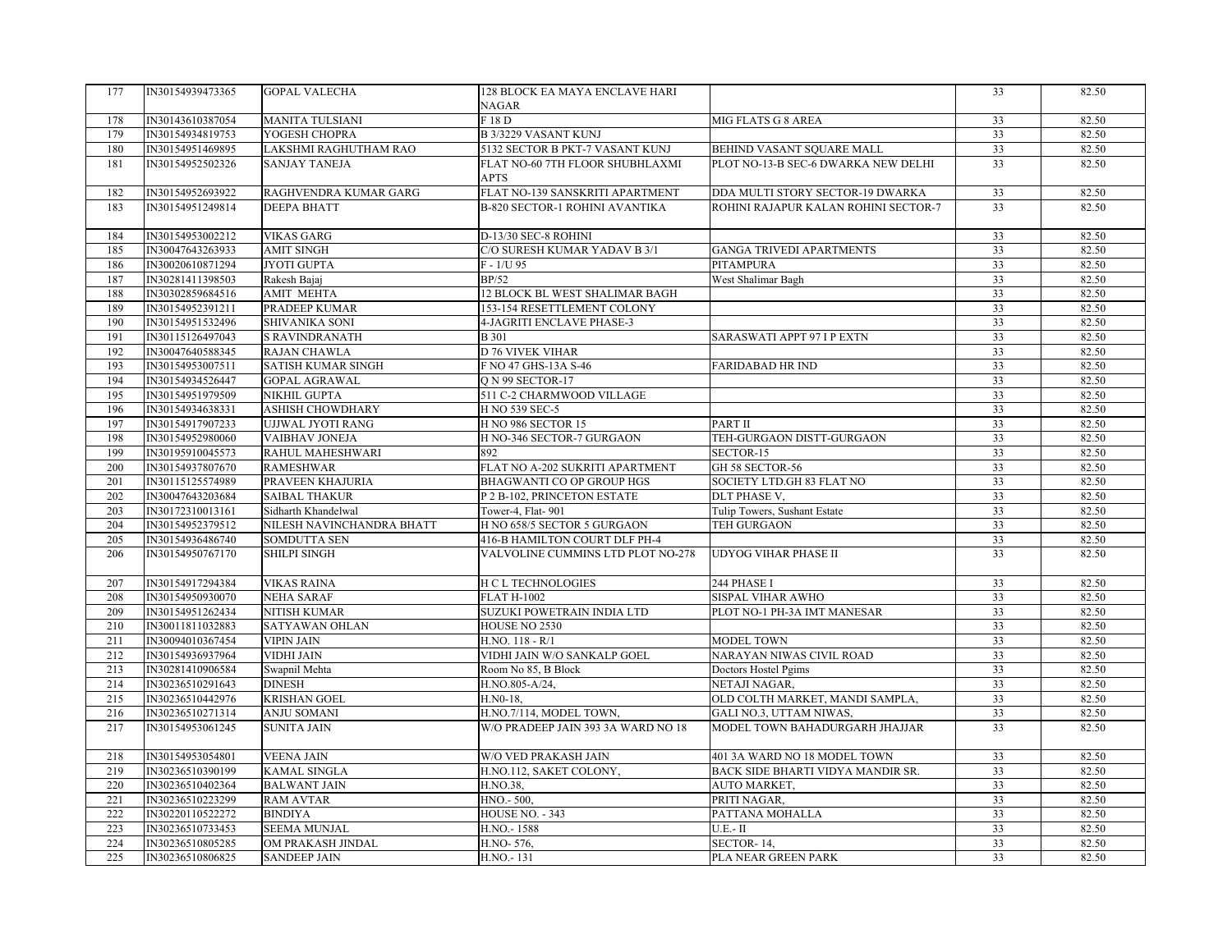| 177 | IN30154939473365 | GOPAL VALECHA | 128 BLOCK EA MAYA ENCLAVE HARI NAGAR | | 33 | 82.50 |
|---|---|---|---|---|---|---|
| 178 | IN30143610387054 | MANITA TULSIANI | F 18 D | MIG FLATS G 8 AREA | 33 | 82.50 |
| 179 | IN30154934819753 | YOGESH CHOPRA | B 3/3229 VASANT KUNJ | | 33 | 82.50 |
| 180 | IN30154951469895 | LAKSHMI RAGHUTHAM RAO | 5132 SECTOR B PKT-7 VASANT KUNJ | BEHIND VASANT SQUARE MALL | 33 | 82.50 |
| 181 | IN30154952502326 | SANJAY TANEJA | FLAT NO-60 7TH FLOOR SHUBHLAXMI APTS | PLOT NO-13-B SEC-6 DWARKA NEW DELHI | 33 | 82.50 |
| 182 | IN30154952693922 | RAGHVENDRA KUMAR GARG | FLAT NO-139 SANSKRITI APARTMENT | DDA MULTI STORY SECTOR-19 DWARKA | 33 | 82.50 |
| 183 | IN30154951249814 | DEEPA BHATT | B-820 SECTOR-1 ROHINI AVANTIKA | ROHINI RAJAPUR KALAN ROHINI SECTOR-7 | 33 | 82.50 |
| 184 | IN30154953002212 | VIKAS GARG | D-13/30 SEC-8 ROHINI | | 33 | 82.50 |
| 185 | IN30047643263933 | AMIT SINGH | C/O SURESH KUMAR YADAV B 3/1 | GANGA TRIVEDI APARTMENTS | 33 | 82.50 |
| 186 | IN30020610871294 | JYOTI GUPTA | F - 1/U 95 | PITAMPURA | 33 | 82.50 |
| 187 | IN30281411398503 | Rakesh Bajaj | BP/52 | West Shalimar Bagh | 33 | 82.50 |
| 188 | IN30302859684516 | AMIT MEHTA | 12 BLOCK BL WEST SHALIMAR BAGH | | 33 | 82.50 |
| 189 | IN30154952391211 | PRADEEP KUMAR | 153-154 RESETTLEMENT COLONY | | 33 | 82.50 |
| 190 | IN30154951532496 | SHIVANIKA SONI | 4-JAGRITI ENCLAVE PHASE-3 | | 33 | 82.50 |
| 191 | IN30115126497043 | S RAVINDRANATH | B 301 | SARASWATI APPT 97 I P EXTN | 33 | 82.50 |
| 192 | IN30047640588345 | RAJAN CHAWLA | D 76 VIVEK VIHAR | | 33 | 82.50 |
| 193 | IN30154953007511 | SATISH KUMAR SINGH | F NO 47 GHS-13A S-46 | FARIDABAD HR IND | 33 | 82.50 |
| 194 | IN30154934526447 | GOPAL AGRAWAL | Q N 99 SECTOR-17 | | 33 | 82.50 |
| 195 | IN30154951979509 | NIKHIL GUPTA | 511 C-2 CHARMWOOD VILLAGE | | 33 | 82.50 |
| 196 | IN30154934638331 | ASHISH CHOWDHARY | H NO 539 SEC-5 | | 33 | 82.50 |
| 197 | IN30154917907233 | UJJWAL JYOTI RANG | H NO 986 SECTOR 15 | PART II | 33 | 82.50 |
| 198 | IN30154952980060 | VAIBHAV JONEJA | H NO-346 SECTOR-7 GURGAON | TEH-GURGAON DISTT-GURGAON | 33 | 82.50 |
| 199 | IN30195910045573 | RAHUL MAHESHWARI | 892 | SECTOR-15 | 33 | 82.50 |
| 200 | IN30154937807670 | RAMESHWAR | FLAT NO A-202 SUKRITI APARTMENT | GH 58 SECTOR-56 | 33 | 82.50 |
| 201 | IN30115125574989 | PRAVEEN KHAJURIA | BHAGWANTI CO OP GROUP HGS | SOCIETY LTD.GH 83 FLAT NO | 33 | 82.50 |
| 202 | IN30047643203684 | SAIBAL THAKUR | P 2 B-102, PRINCETON ESTATE | DLT PHASE V, | 33 | 82.50 |
| 203 | IN30172310013161 | Sidharth Khandelwal | Tower-4, Flat- 901 | Tulip Towers, Sushant Estate | 33 | 82.50 |
| 204 | IN30154952379512 | NILESH NAVINCHANDRA BHATT | H NO 658/5 SECTOR 5 GURGAON | TEH GURGAON | 33 | 82.50 |
| 205 | IN30154936486740 | SOMDUTTA SEN | 416-B HAMILTON COURT DLF PH-4 | | 33 | 82.50 |
| 206 | IN30154950767170 | SHILPI SINGH | VALVOLINE CUMMINS LTD PLOT NO-278 | UDYOG VIHAR PHASE II | 33 | 82.50 |
| 207 | IN30154917294384 | VIKAS RAINA | H C L TECHNOLOGIES | 244 PHASE I | 33 | 82.50 |
| 208 | IN30154950930070 | NEHA SARAF | FLAT H-1002 | SISPAL VIHAR AWHO | 33 | 82.50 |
| 209 | IN30154951262434 | NITISH KUMAR | SUZUKI POWETRAIN INDIA LTD | PLOT NO-1 PH-3A IMT MANESAR | 33 | 82.50 |
| 210 | IN30011811032883 | SATYAWAN OHLAN | HOUSE NO 2530 | | 33 | 82.50 |
| 211 | IN30094010367454 | VIPIN JAIN | H.NO. 118 - R/1 | MODEL TOWN | 33 | 82.50 |
| 212 | IN30154936937964 | VIDHI JAIN | VIDHI JAIN W/O SANKALP GOEL | NARAYAN NIWAS CIVIL ROAD | 33 | 82.50 |
| 213 | IN30281410906584 | Swapnil Mehta | Room No 85, B Block | Doctors Hostel Pgims | 33 | 82.50 |
| 214 | IN30236510291643 | DINESH | H.NO.805-A/24, | NETAJI NAGAR, | 33 | 82.50 |
| 215 | IN30236510442976 | KRISHAN GOEL | H.N0-18, | OLD COLTH MARKET, MANDI SAMPLA, | 33 | 82.50 |
| 216 | IN30236510271314 | ANJU SOMANI | H.NO.7/114, MODEL TOWN, | GALI NO.3, UTTAM NIWAS, | 33 | 82.50 |
| 217 | IN30154953061245 | SUNITA JAIN | W/O PRADEEP JAIN 393 3A WARD NO 18 | MODEL TOWN BAHADURGARH JHAJJAR | 33 | 82.50 |
| 218 | IN30154953054801 | VEENA JAIN | W/O VED PRAKASH JAIN | 401 3A WARD NO 18 MODEL TOWN | 33 | 82.50 |
| 219 | IN30236510390199 | KAMAL SINGLA | H.NO.112, SAKET COLONY, | BACK SIDE BHARTI VIDYA MANDIR SR. | 33 | 82.50 |
| 220 | IN30236510402364 | BALWANT JAIN | H.NO.38, | AUTO MARKET, | 33 | 82.50 |
| 221 | IN30236510223299 | RAM AVTAR | HNO.- 500, | PRITI NAGAR, | 33 | 82.50 |
| 222 | IN30220110522272 | BINDIYA | HOUSE NO. - 343 | PATTANA MOHALLA | 33 | 82.50 |
| 223 | IN30236510733453 | SEEMA MUNJAL | H.NO.- 1588 | U.E.- II | 33 | 82.50 |
| 224 | IN30236510805285 | OM PRAKASH JINDAL | H.NO- 576, | SECTOR- 14, | 33 | 82.50 |
| 225 | IN30236510806825 | SANDEEP JAIN | H.NO.- 131 | PLA NEAR GREEN PARK | 33 | 82.50 |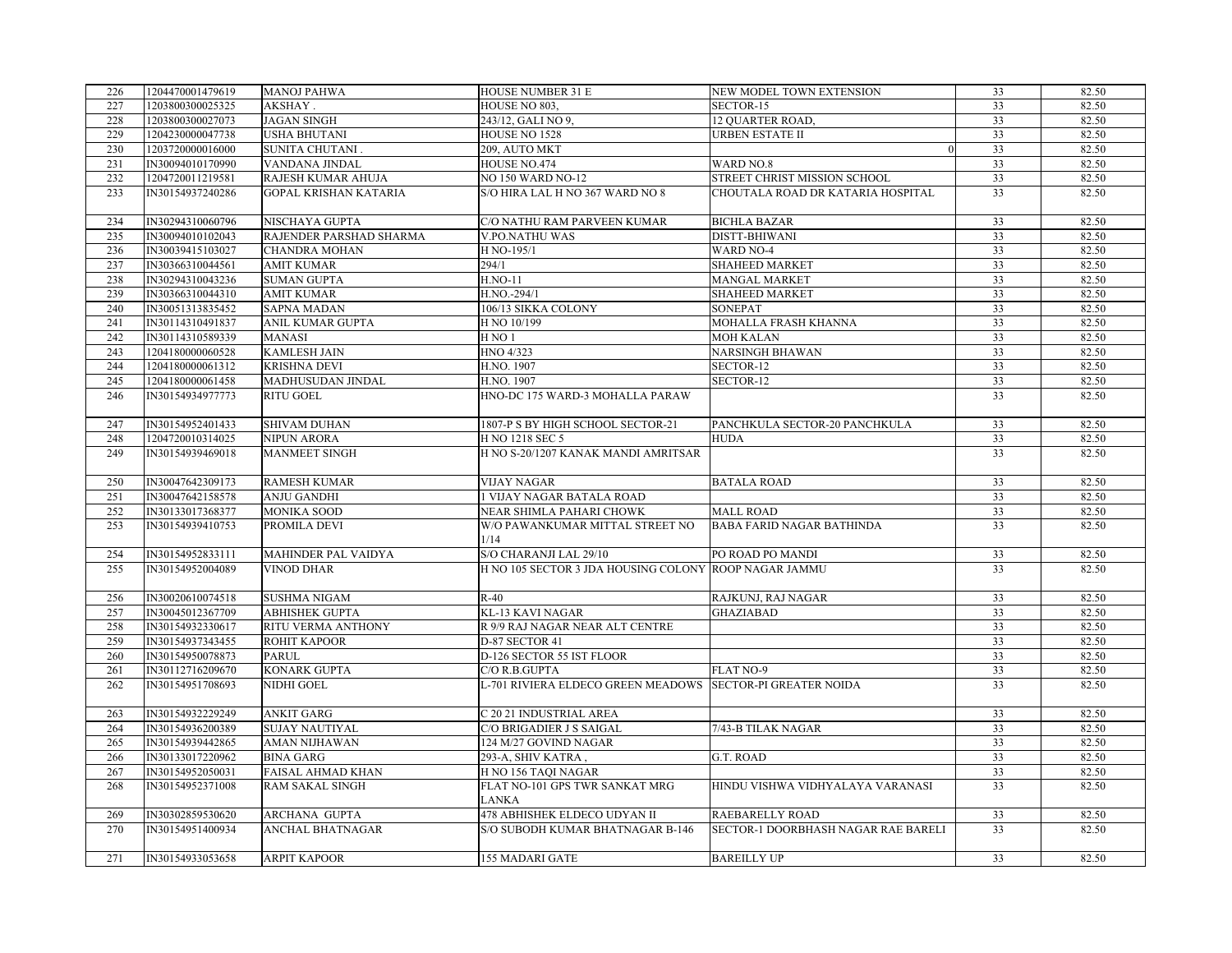| 226 | 1204470001479619 | MANOJ PAHWA | HOUSE NUMBER 31 E | NEW MODEL TOWN EXTENSION | 33 | 82.50 |
|---|---|---|---|---|---|---|
| 227 | 1203800300025325 | AKSHAY . | HOUSE NO 803, | SECTOR-15 | 33 | 82.50 |
| 228 | 1203800300027073 | JAGAN SINGH | 243/12, GALI NO 9, | 12 QUARTER ROAD, | 33 | 82.50 |
| 229 | 1204230000047738 | USHA BHUTANI | HOUSE NO 1528 | URBEN ESTATE II | 33 | 82.50 |
| 230 | 1203720000016000 | SUNITA CHUTANI . | 209, AUTO MKT | 0 | 33 | 82.50 |
| 231 | IN30094010170990 | VANDANA JINDAL | HOUSE NO.474 | WARD NO.8 | 33 | 82.50 |
| 232 | 1204720011219581 | RAJESH KUMAR AHUJA | NO 150 WARD NO-12 | STREET CHRIST MISSION SCHOOL | 33 | 82.50 |
| 233 | IN30154937240286 | GOPAL KRISHAN KATARIA | S/O HIRA LAL H NO 367 WARD NO 8 | CHOUTALA ROAD DR KATARIA HOSPITAL | 33 | 82.50 |
| 234 | IN30294310060796 | NISCHAYA GUPTA | C/O NATHU RAM PARVEEN KUMAR | BICHLA BAZAR | 33 | 82.50 |
| 235 | IN30094010102043 | RAJENDER PARSHAD SHARMA | V.PO.NATHU WAS | DISTT-BHIWANI | 33 | 82.50 |
| 236 | IN30039415103027 | CHANDRA MOHAN | H NO-195/1 | WARD NO-4 | 33 | 82.50 |
| 237 | IN30366310044561 | AMIT KUMAR | 294/1 | SHAHEED MARKET | 33 | 82.50 |
| 238 | IN30294310043236 | SUMAN GUPTA | H.NO-11 | MANGAL MARKET | 33 | 82.50 |
| 239 | IN30366310044310 | AMIT KUMAR | H.NO.-294/1 | SHAHEED MARKET | 33 | 82.50 |
| 240 | IN30051313835452 | SAPNA MADAN | 106/13 SIKKA COLONY | SONEPAT | 33 | 82.50 |
| 241 | IN30114310491837 | ANIL KUMAR GUPTA | H NO 10/199 | MOHALLA FRASH KHANNA | 33 | 82.50 |
| 242 | IN30114310589339 | MANASI | H NO 1 | MOH KALAN | 33 | 82.50 |
| 243 | 1204180000060528 | KAMLESH JAIN | HNO 4/323 | NARSINGH BHAWAN | 33 | 82.50 |
| 244 | 1204180000061312 | KRISHNA DEVI | H.NO. 1907 | SECTOR-12 | 33 | 82.50 |
| 245 | 1204180000061458 | MADHUSUDAN JINDAL | H.NO. 1907 | SECTOR-12 | 33 | 82.50 |
| 246 | IN30154934977773 | RITU GOEL | HNO-DC 175 WARD-3 MOHALLA PARAW | | 33 | 82.50 |
| 247 | IN30154952401433 | SHIVAM DUHAN | 1807-P S BY HIGH SCHOOL SECTOR-21 | PANCHKULA SECTOR-20 PANCHKULA | 33 | 82.50 |
| 248 | 1204720010314025 | NIPUN ARORA | H NO 1218 SEC 5 | HUDA | 33 | 82.50 |
| 249 | IN30154939469018 | MANMEET SINGH | H NO S-20/1207 KANAK MANDI AMRITSAR | | 33 | 82.50 |
| 250 | IN30047642309173 | RAMESH KUMAR | VIJAY NAGAR | BATALA ROAD | 33 | 82.50 |
| 251 | IN30047642158578 | ANJU GANDHI | 1 VIJAY NAGAR BATALA ROAD | | 33 | 82.50 |
| 252 | IN30133017368377 | MONIKA SOOD | NEAR SHIMLA PAHARI CHOWK | MALL ROAD | 33 | 82.50 |
| 253 | IN30154939410753 | PROMILA DEVI | W/O PAWANKUMAR MITTAL STREET NO 1/14 | BABA FARID NAGAR BATHINDA | 33 | 82.50 |
| 254 | IN30154952833111 | MAHINDER PAL VAIDYA | S/O CHARANJI LAL 29/10 | PO ROAD PO MANDI | 33 | 82.50 |
| 255 | IN30154952004089 | VINOD DHAR | H NO 105 SECTOR 3 JDA HOUSING COLONY | ROOP NAGAR JAMMU | 33 | 82.50 |
| 256 | IN30020610074518 | SUSHMA NIGAM | R-40 | RAJKUNJ, RAJ NAGAR | 33 | 82.50 |
| 257 | IN30045012367709 | ABHISHEK GUPTA | KL-13 KAVI NAGAR | GHAZIABAD | 33 | 82.50 |
| 258 | IN30154932330617 | RITU VERMA ANTHONY | R 9/9 RAJ NAGAR NEAR ALT CENTRE | | 33 | 82.50 |
| 259 | IN30154937343455 | ROHIT KAPOOR | D-87 SECTOR 41 | | 33 | 82.50 |
| 260 | IN30154950078873 | PARUL | D-126 SECTOR 55 IST FLOOR | | 33 | 82.50 |
| 261 | IN30112716209670 | KONARK GUPTA | C/O R.B.GUPTA | FLAT NO-9 | 33 | 82.50 |
| 262 | IN30154951708693 | NIDHI GOEL | L-701 RIVIERA ELDECO GREEN MEADOWS | SECTOR-PI GREATER NOIDA | 33 | 82.50 |
| 263 | IN30154932229249 | ANKIT GARG | C 20 21 INDUSTRIAL AREA | | 33 | 82.50 |
| 264 | IN30154936200389 | SUJAY NAUTIYAL | C/O BRIGADIER J S SAIGAL | 7/43-B TILAK NAGAR | 33 | 82.50 |
| 265 | IN30154939442865 | AMAN NIJHAWAN | 124 M/27 GOVIND NAGAR | | 33 | 82.50 |
| 266 | IN30133017220962 | BINA GARG | 293-A, SHIV KATRA , | G.T. ROAD | 33 | 82.50 |
| 267 | IN30154952050031 | FAISAL AHMAD KHAN | H NO 156 TAQI NAGAR | | 33 | 82.50 |
| 268 | IN30154952371008 | RAM SAKAL SINGH | FLAT NO-101 GPS TWR SANKAT MRG LANKA | HINDU VISHWA VIDHYALAYA VARANASI | 33 | 82.50 |
| 269 | IN30302859530620 | ARCHANA GUPTA | 478 ABHISHEK ELDECO UDYAN II | RAEBARELLY ROAD | 33 | 82.50 |
| 270 | IN30154951400934 | ANCHAL BHATNAGAR | S/O SUBODH KUMAR BHATNAGAR B-146 | SECTOR-1 DOORBHASH NAGAR RAE BARELI | 33 | 82.50 |
| 271 | IN30154933053658 | ARPIT KAPOOR | 155 MADARI GATE | BAREILLY UP | 33 | 82.50 |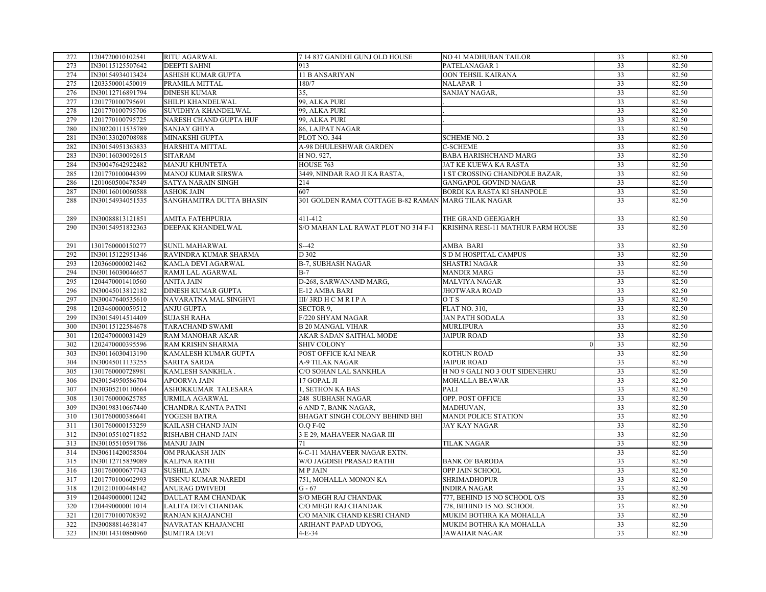| 272 | 1204720010102541 | RITU AGARWAL | 7 14 837 GANDHI GUNJ OLD HOUSE | NO 41 MADHUBAN TAILOR | 33 | 82.50 |
|---|---|---|---|---|---|---|
| 273 | IN30115125507642 | DEEPTI SAHNI | 913 | PATELANAGAR 1 | 33 | 82.50 |
| 274 | IN30154934013424 | ASHISH KUMAR GUPTA | 11 B ANSARIYAN | OON TEHSIL KAIRANA | 33 | 82.50 |
| 275 | 1203350001450019 | PRAMILA MITTAL | 180/7 | NALAPAR 1 | 33 | 82.50 |
| 276 | IN30112716891794 | DINESH KUMAR | 35, | SANJAY NAGAR, | 33 | 82.50 |
| 277 | 1201770100795691 | SHILPI KHANDELWAL | 99, ALKA PURI | . | 33 | 82.50 |
| 278 | 1201770100795706 | SUVIDHYA KHANDELWAL | 99, ALKA PURI | . | 33 | 82.50 |
| 279 | 1201770100795725 | NARESH CHAND GUPTA HUF | 99, ALKA PURI | . | 33 | 82.50 |
| 280 | IN30220111535789 | SANJAY GHIYA | 86, LAJPAT NAGAR | | 33 | 82.50 |
| 281 | IN30133020708988 | MINAKSHI GUPTA | PLOT NO. 344 | SCHEME NO. 2 | 33 | 82.50 |
| 282 | IN30154951363833 | HARSHITA MITTAL | A-98 DHULESHWAR GARDEN | C-SCHEME | 33 | 82.50 |
| 283 | IN30116030092615 | SITARAM | H NO. 927, | BABA HARISHCHAND MARG | 33 | 82.50 |
| 284 | IN30047642922482 | MANJU KHUNTETA | HOUSE 763 | JAT KE KUEWA KA RASTA | 33 | 82.50 |
| 285 | 1201770100044399 | MANOJ KUMAR SIRSWA | 3449, NINDAR RAO JI KA RASTA, | 1 ST CROSSING CHANDPOLE BAZAR, | 33 | 82.50 |
| 286 | 1201060500478549 | SATYA NARAIN SINGH | 214 | GANGAPOL GOVIND NAGAR | 33 | 82.50 |
| 287 | IN30116010060588 | ASHOK JAIN | 607 | BORDI KA RASTA KI SHANPOLE | 33 | 82.50 |
| 288 | IN30154934051535 | SANGHAMITRA DUTTA BHASIN | 301 GOLDEN RAMA COTTAGE B-82 RAMAN | MARG TILAK NAGAR | 33 | 82.50 |
| 289 | IN30088813121851 | AMITA FATEHPURIA | 411-412 | THE GRAND GEEJGARH | 33 | 82.50 |
| 290 | IN30154951832363 | DEEPAK KHANDELWAL | S/O MAHAN LAL RAWAT PLOT NO 314 F-1 | KRISHNA RESI-11 MATHUR FARM HOUSE | 33 | 82.50 |
| 291 | 1301760000150277 | SUNIL MAHARWAL | S--42 | AMBA BARI | 33 | 82.50 |
| 292 | IN30115122951346 | RAVINDRA KUMAR SHARMA | D 302 | S D M HOSPITAL CAMPUS | 33 | 82.50 |
| 293 | 1203660000021462 | KAMLA DEVI AGARWAL | B-7, SUBHASH NAGAR | SHASTRI NAGAR | 33 | 82.50 |
| 294 | IN30116030046657 | RAMJI LAL AGARWAL | B-7 | MANDIR MARG | 33 | 82.50 |
| 295 | 1204470001410560 | ANITA JAIN | D-268, SARWANAND MARG, | MALVIYA NAGAR | 33 | 82.50 |
| 296 | IN30045013812182 | DINESH KUMAR GUPTA | E-12 AMBA BARI | JHOTWARA ROAD | 33 | 82.50 |
| 297 | IN30047640535610 | NAVARATNA MAL SINGHVI | III/ 3RD H C M R I P A | O T S | 33 | 82.50 |
| 298 | 1203460000059512 | ANJU GUPTA | SECTOR 9, | FLAT NO. 310, | 33 | 82.50 |
| 299 | IN30154914514409 | SUJASH RAHA | F/220 SHYAM NAGAR | JAN PATH SODALA | 33 | 82.50 |
| 300 | IN30115122584678 | TARACHAND SWAMI | B 20 MANGAL VIHAR | MURLIPURA | 33 | 82.50 |
| 301 | 1202470000031429 | RAM MANOHAR AKAR | AKAR SADAN SAITHAL MODE | JAIPUR ROAD | 33 | 82.50 |
| 302 | 1202470000395596 | RAM KRISHN SHARMA | SHIV COLONY | 0 | 33 | 82.50 |
| 303 | IN30116030413190 | KAMALESH KUMAR GUPTA | POST OFFICE KAI NEAR | KOTHUN ROAD | 33 | 82.50 |
| 304 | IN30045011133255 | SARITA SARDA | A-9 TILAK NAGAR | JAIPUR ROAD | 33 | 82.50 |
| 305 | 1301760000728981 | KAMLESH SANKHLA . | C/O SOHAN LAL SANKHLA | H NO 9 GALI NO 3 OUT SIDENEHRU | 33 | 82.50 |
| 306 | IN30154950586704 | APOORVA JAIN | 17 GOPAL JI | MOHALLA BEAWAR | 33 | 82.50 |
| 307 | IN30305210110664 | ASHOKKUMAR TALESARA | 1, SETHON KA BAS | PALI | 33 | 82.50 |
| 308 | 1301760000625785 | URMILA AGARWAL | 248 SUBHASH NAGAR | OPP. POST OFFICE | 33 | 82.50 |
| 309 | IN30198310667440 | CHANDRA KANTA PATNI | 6 AND 7, BANK NAGAR, | MADHUVAN, | 33 | 82.50 |
| 310 | 1301760000386641 | YOGESH BATRA | BHAGAT SINGH COLONY BEHIND BHI | MANDI POLICE STATION | 33 | 82.50 |
| 311 | 1301760000153259 | KAILASH CHAND JAIN | O.Q F-02 | JAY KAY NAGAR | 33 | 82.50 |
| 312 | IN30105510271852 | RISHABH CHAND JAIN | 3 E 29, MAHAVEER NAGAR III | | 33 | 82.50 |
| 313 | IN30105510591786 | MANJU JAIN | 71 | TILAK NAGAR | 33 | 82.50 |
| 314 | IN30611420058504 | OM PRAKASH JAIN | 6-C-11 MAHAVEER NAGAR EXTN. | | 33 | 82.50 |
| 315 | IN30112715839089 | KALPNA RATHI | W/O JAGDISH PRASAD RATHI | BANK OF BARODA | 33 | 82.50 |
| 316 | 1301760000677743 | SUSHILA JAIN | M P JAIN | OPP JAIN SCHOOL | 33 | 82.50 |
| 317 | 1201770100602993 | VISHNU KUMAR NAREDI | 751, MOHALLA MONON KA | SHRIMADHOPUR | 33 | 82.50 |
| 318 | 1201210100448142 | ANURAG DWIVEDI | G - 67 | INDIRA NAGAR | 33 | 82.50 |
| 319 | 1204490000011242 | DAULAT RAM CHANDAK | S/O MEGH RAJ CHANDAK | 777, BEHIND 15 NO SCHOOL O/S | 33 | 82.50 |
| 320 | 1204490000011014 | LALITA DEVI CHANDAK | C/O MEGH RAJ CHANDAK | 778, BEHIND 15 NO. SCHOOL | 33 | 82.50 |
| 321 | 1201770100708392 | RANJAN KHAJANCHI | C/O MANIK CHAND KESRI CHAND | MUKIM BOTHRA KA MOHALLA | 33 | 82.50 |
| 322 | IN30088814638147 | NAVRATAN KHAJANCHI | ARIHANT PAPAD UDYOG, | MUKIM BOTHRA KA MOHALLA | 33 | 82.50 |
| 323 | IN30114310860960 | SUMITRA DEVI | 4-E-34 | JAWAHAR NAGAR | 33 | 82.50 |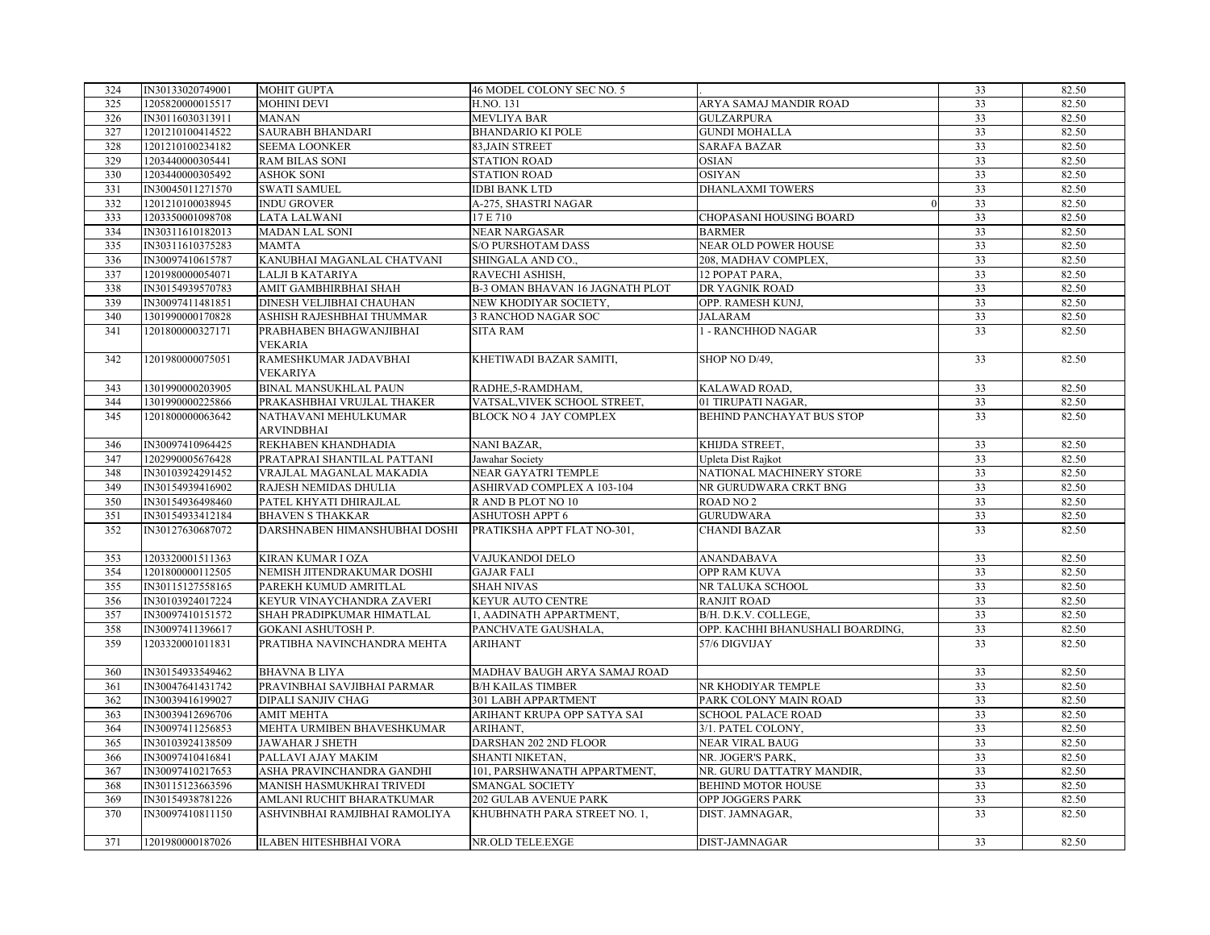| 324 | IN30133020749001 | MOHIT GUPTA | 46 MODEL COLONY SEC NO. 5 | . | 33 | 82.50 |
|---|---|---|---|---|---|---|
| 325 | 1205820000015517 | MOHINI DEVI | H.NO. 131 | ARYA SAMAJ MANDIR ROAD | 33 | 82.50 |
| 326 | IN30116030313911 | MANAN | MEVLIYA BAR | GULZARPURA | 33 | 82.50 |
| 327 | 1201210100414522 | SAURABH BHANDARI | BHANDARIO KI POLE | GUNDI MOHALLA | 33 | 82.50 |
| 328 | 1201210100234182 | SEEMA LOONKER | 83,JAIN STREET | SARAFA BAZAR | 33 | 82.50 |
| 329 | 1203440000305441 | RAM BILAS SONI | STATION ROAD | OSIAN | 33 | 82.50 |
| 330 | 1203440000305492 | ASHOK SONI | STATION ROAD | OSIYAN | 33 | 82.50 |
| 331 | IN30045011271570 | SWATI SAMUEL | IDBI BANK LTD | DHANLAXMI TOWERS | 33 | 82.50 |
| 332 | 1201210100038945 | INDU GROVER | A-275, SHASTRI NAGAR | 0 | 33 | 82.50 |
| 333 | 1203350001098708 | LATA LALWANI | 17 E 710 | CHOPASANI HOUSING BOARD | 33 | 82.50 |
| 334 | IN30311610182013 | MADAN LAL SONI | NEAR NARGASAR | BARMER | 33 | 82.50 |
| 335 | IN30311610375283 | MAMTA | S/O PURSHOTAM DASS | NEAR OLD POWER HOUSE | 33 | 82.50 |
| 336 | IN30097410615787 | KANUBHAI MAGANLAL CHATVANI | SHINGALA AND CO., | 208, MADHAV COMPLEX, | 33 | 82.50 |
| 337 | 1201980000054071 | LALJI B KATARIYA | RAVECHI ASHISH, | 12 POPAT PARA, | 33 | 82.50 |
| 338 | IN30154939570783 | AMIT GAMBHIRBHAI SHAH | B-3 OMAN BHAVAN 16 JAGNATH PLOT | DR YAGNIK ROAD | 33 | 82.50 |
| 339 | IN30097411481851 | DINESH VELJIBHAI CHAUHAN | NEW KHODIYAR SOCIETY, | OPP. RAMESH KUNJ, | 33 | 82.50 |
| 340 | 1301990000170828 | ASHISH RAJESHBHAI THUMMAR | 3 RANCHOD NAGAR SOC | JALARAM | 33 | 82.50 |
| 341 | 1201800000327171 | PRABHABEN BHAGWANJIBHAI VEKARIA | SITA RAM | 1 - RANCHHOD NAGAR | 33 | 82.50 |
| 342 | 1201980000075051 | RAMESHKUMAR JADAVBHAI VEKARIYA | KHETIWADI BAZAR SAMITI, | SHOP NO D/49, | 33 | 82.50 |
| 343 | 1301990000203905 | BINAL MANSUKHLAL PAUN | RADHE,5-RAMDHAM, | KALAWAD ROAD, | 33 | 82.50 |
| 344 | 1301990000225866 | PRAKASHBHAI VRUJLAL THAKER | VATSAL,VIVEK SCHOOL STREET, | 01 TIRUPATI NAGAR, | 33 | 82.50 |
| 345 | 1201800000063642 | NATHAVANI MEHULKUMAR ARVINDBHAI | BLOCK NO 4 JAY COMPLEX | BEHIND PANCHAYAT BUS STOP | 33 | 82.50 |
| 346 | IN30097410964425 | REKHABEN KHANDHADIA | NANI BAZAR, | KHIJDA STREET, | 33 | 82.50 |
| 347 | 1202990005676428 | PRATAPRAI SHANTILAL PATTANI | Jawahar Society | Upleta Dist Rajkot | 33 | 82.50 |
| 348 | IN30103924291452 | VRAJLAL MAGANLAL MAKADIA | NEAR GAYATRI TEMPLE | NATIONAL MACHINERY STORE | 33 | 82.50 |
| 349 | IN30154939416902 | RAJESH NEMIDAS DHULIA | ASHIRVAD COMPLEX A 103-104 | NR GURUDWARA CRKT BNG | 33 | 82.50 |
| 350 | IN30154936498460 | PATEL KHYATI DHIRAJLAL | R AND B PLOT NO 10 | ROAD NO 2 | 33 | 82.50 |
| 351 | IN30154933412184 | BHAVEN S THAKKAR | ASHUTOSH APPT 6 | GURUDWARA | 33 | 82.50 |
| 352 | IN30127630687072 | DARSHNABEN HIMANSHUBHAI DOSHI | PRATIKSHA APPT FLAT NO-301, | CHANDI BAZAR | 33 | 82.50 |
| 353 | 1203320001511363 | KIRAN KUMAR I OZA | VAJUKANDOI DELO | ANANDABAVA | 33 | 82.50 |
| 354 | 1201800000112505 | NEMISH JITENDRAKUMAR DOSHI | GAJAR FALI | OPP RAM KUVA | 33 | 82.50 |
| 355 | IN30115127558165 | PAREKH KUMUD AMRITLAL | SHAH NIVAS | NR TALUKA SCHOOL | 33 | 82.50 |
| 356 | IN30103924017224 | KEYUR VINAYCHANDRA ZAVERI | KEYUR AUTO CENTRE | RANJIT ROAD | 33 | 82.50 |
| 357 | IN30097410151572 | SHAH PRADIPKUMAR HIMATLAL | 1, AADINATH APPARTMENT, | B/H. D.K.V. COLLEGE, | 33 | 82.50 |
| 358 | IN30097411396617 | GOKANI ASHUTOSH P. | PANCHVATE GAUSHALA, | OPP. KACHHI BHANUSHALI BOARDING, | 33 | 82.50 |
| 359 | 1203320001011831 | PRATIBHA NAVINCHANDRA MEHTA | ARIHANT | 57/6 DIGVIJAY | 33 | 82.50 |
| 360 | IN30154933549462 | BHAVNA B LIYA | MADHAV BAUGH ARYA SAMAJ ROAD | | 33 | 82.50 |
| 361 | IN30047641431742 | PRAVINBHAI SAVJIBHAI PARMAR | B/H KAILAS TIMBER | NR KHODIYAR TEMPLE | 33 | 82.50 |
| 362 | IN30039416199027 | DIPALI SANJIV CHAG | 301 LABH APPARTMENT | PARK COLONY MAIN ROAD | 33 | 82.50 |
| 363 | IN30039412696706 | AMIT MEHTA | ARIHANT KRUPA OPP SATYA SAI | SCHOOL PALACE ROAD | 33 | 82.50 |
| 364 | IN30097411256853 | MEHTA URMIBEN BHAVESHKUMAR | ARIHANT, | 3/1. PATEL COLONY, | 33 | 82.50 |
| 365 | IN30103924138509 | JAWAHAR J SHETH | DARSHAN 202 2ND FLOOR | NEAR VIRAL BAUG | 33 | 82.50 |
| 366 | IN30097410416841 | PALLAVI AJAY MAKIM | SHANTI NIKETAN, | NR. JOGER'S PARK, | 33 | 82.50 |
| 367 | IN30097410217653 | ASHA PRAVINCHANDRA GANDHI | 101, PARSHWANATH APPARTMENT, | NR. GURU DATTATRY MANDIR, | 33 | 82.50 |
| 368 | IN30115123663596 | MANISH HASMUKHRAI TRIVEDI | SMANGAL SOCIETY | BEHIND MOTOR HOUSE | 33 | 82.50 |
| 369 | IN30154938781226 | AMLANI RUCHIT BHARATKUMAR | 202 GULAB AVENUE PARK | OPP JOGGERS PARK | 33 | 82.50 |
| 370 | IN30097410811150 | ASHVINBHAI RAMJIBHAI RAMOLIYA | KHUBHNATH PARA STREET NO. 1, | DIST. JAMNAGAR, | 33 | 82.50 |
| 371 | 1201980000187026 | ILABEN HITESHBHAI VORA | NR.OLD TELE.EXGE | DIST-JAMNAGAR | 33 | 82.50 |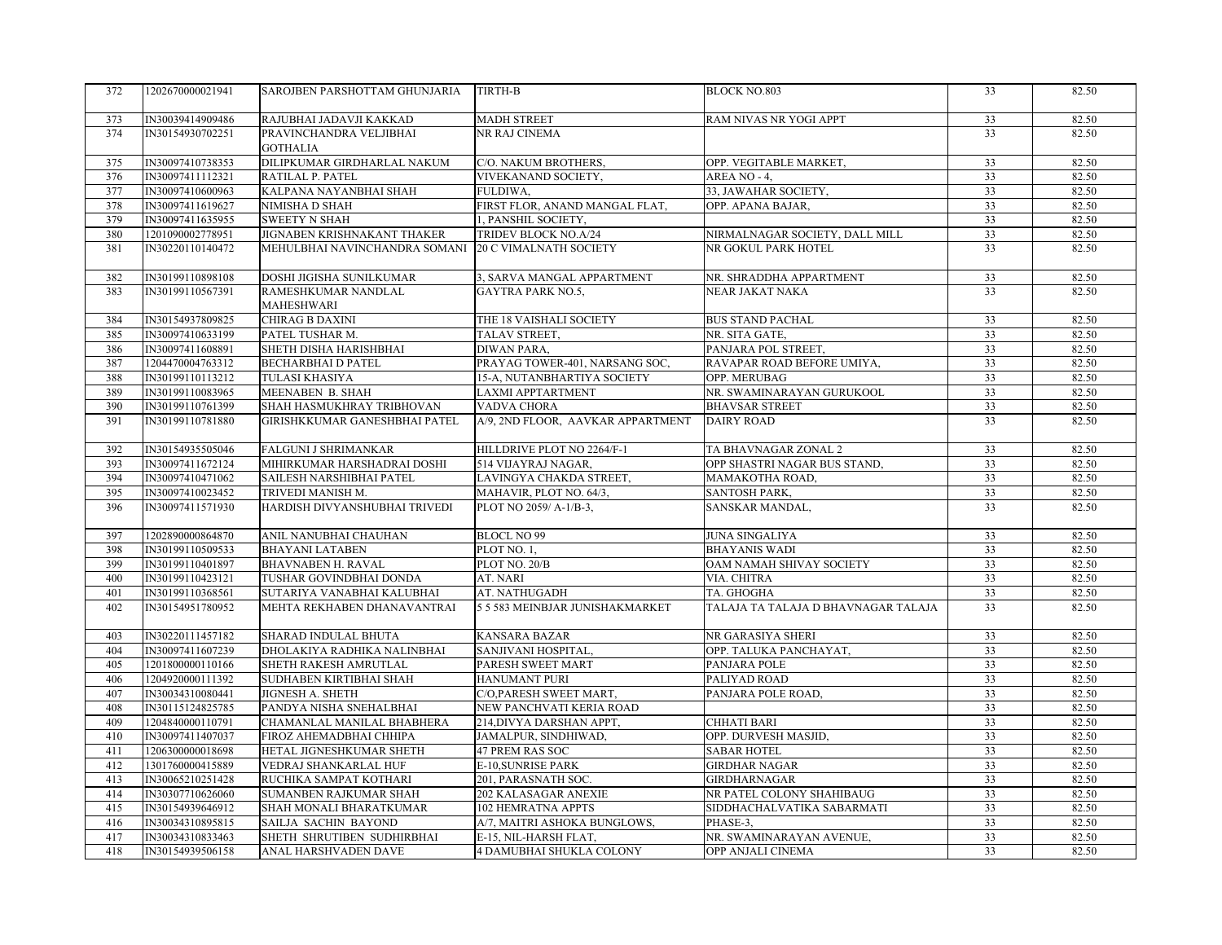| 372 | 1202670000021941 | SAROJBEN PARSHOTTAM GHUNJARIA | TIRTH-B | BLOCK NO.803 | 33 | 82.50 |
|---|---|---|---|---|---|---|
| 373 | IN30039414909486 | RAJUBHAI JADAVJI KAKKAD | MADH STREET | RAM NIVAS NR YOGI APPT | 33 | 82.50 |
| 374 | IN30154930702251 | PRAVINCHANDRA VELJIBHAI GOTHALIA | NR RAJ CINEMA | | 33 | 82.50 |
| 375 | IN30097410738353 | DILIPKUMAR GIRDHARLAL NAKUM | C/O. NAKUM BROTHERS, | OPP. VEGITABLE MARKET, | 33 | 82.50 |
| 376 | IN30097411112321 | RATILAL P. PATEL | VIVEKANAND SOCIETY, | AREA NO - 4, | 33 | 82.50 |
| 377 | IN30097410600963 | KALPANA NAYANBHAI SHAH | FULDIWA, | 33, JAWAHAR SOCIETY, | 33 | 82.50 |
| 378 | IN30097411619627 | NIMISHA D SHAH | FIRST FLOR, ANAND MANGAL FLAT, | OPP. APANA BAJAR, | 33 | 82.50 |
| 379 | IN30097411635955 | SWEETY N SHAH | 1, PANSHIL SOCIETY, | | 33 | 82.50 |
| 380 | 1201090002778951 | JIGNABEN KRISHNAKANT THAKER | TRIDEV BLOCK NO.A/24 | NIRMALNAGAR SOCIETY, DALL MILL | 33 | 82.50 |
| 381 | IN30220110140472 | MEHULBHAI NAVINCHANDRA SOMANI | 20 C VIMALNATH SOCIETY | NR GOKUL PARK HOTEL | 33 | 82.50 |
| 382 | IN30199110898108 | DOSHI JIGISHA SUNILKUMAR | 3, SARVA MANGAL APPARTMENT | NR. SHRADDHA APPARTMENT | 33 | 82.50 |
| 383 | IN30199110567391 | RAMESHKUMAR NANDLAL MAHESHWARI | GAYTRA PARK NO.5, | NEAR JAKAT NAKA | 33 | 82.50 |
| 384 | IN30154937809825 | CHIRAG B DAXINI | THE 18 VAISHALI SOCIETY | BUS STAND PACHAL | 33 | 82.50 |
| 385 | IN30097410633199 | PATEL TUSHAR M. | TALAV STREET, | NR. SITA GATE, | 33 | 82.50 |
| 386 | IN30097411608891 | SHETH DISHA HARISHBHAI | DIWAN PARA, | PANJARA POL STREET, | 33 | 82.50 |
| 387 | 1204470004763312 | BECHARBHAI D PATEL | PRAYAG TOWER-401, NARSANG SOC, | RAVAPAR ROAD BEFORE UMIYA, | 33 | 82.50 |
| 388 | IN30199110113212 | TULASI KHASIYA | 15-A, NUTANBHARTIYA SOCIETY | OPP. MERUBAG | 33 | 82.50 |
| 389 | IN30199110083965 | MEENABEN B. SHAH | LAXMI APPTARTMENT | NR. SWAMINARAYAN GURUKOOL | 33 | 82.50 |
| 390 | IN30199110761399 | SHAH HASMUKHRAY TRIBHOVAN | VADVA CHORA | BHAVSAR STREET | 33 | 82.50 |
| 391 | IN30199110781880 | GIRISHKKUMAR GANESHBHAI PATEL | A/9, 2ND FLOOR, AAVKAR APPARTMENT | DAIRY ROAD | 33 | 82.50 |
| 392 | IN30154935505046 | FALGUNI J SHRIMANKAR | HILLDRIVE PLOT NO 2264/F-1 | TA BHAVNAGAR ZONAL 2 | 33 | 82.50 |
| 393 | IN30097411672124 | MIHIRKUMAR HARSHADRAI DOSHI | 514 VIJAYRAJ NAGAR, | OPP SHASTRI NAGAR BUS STAND, | 33 | 82.50 |
| 394 | IN30097410471062 | SAILESH NARSHIBHAI PATEL | LAVINGYA CHAKDA STREET, | MAMAKOTHA ROAD, | 33 | 82.50 |
| 395 | IN30097410023452 | TRIVEDI MANISH M. | MAHAVIR, PLOT NO. 64/3, | SANTOSH PARK, | 33 | 82.50 |
| 396 | IN30097411571930 | HARDISH DIVYANSHUBHAI TRIVEDI | PLOT NO 2059/ A-1/B-3, | SANSKAR MANDAL, | 33 | 82.50 |
| 397 | 1202890000864870 | ANIL NANUBHAI CHAUHAN | BLOCL NO 99 | JUNA SINGALIYA | 33 | 82.50 |
| 398 | IN30199110509533 | BHAYANI LATABEN | PLOT NO. 1, | BHAYANIS WADI | 33 | 82.50 |
| 399 | IN30199110401897 | BHAVNABEN H. RAVAL | PLOT NO. 20/B | OAM NAMAH SHIVAY SOCIETY | 33 | 82.50 |
| 400 | IN30199110423121 | TUSHAR GOVINDBHAI DONDA | AT. NARI | VIA. CHITRA | 33 | 82.50 |
| 401 | IN30199110368561 | SUTARIYA VANABHAI KALUBHAI | AT. NATHUGADH | TA. GHOGHA | 33 | 82.50 |
| 402 | IN30154951780952 | MEHTA REKHABEN DHANAVANTRAI | 5 5 583 MEINBJAR JUNISHAKMARKET | TALAJA TA TALAJA D BHAVNAGAR TALAJA | 33 | 82.50 |
| 403 | IN30220111457182 | SHARAD INDULAL BHUTA | KANSARA BAZAR | NR GARASIYA SHERI | 33 | 82.50 |
| 404 | IN30097411607239 | DHOLAKIYA RADHIKA NALINBHAI | SANJIVANI HOSPITAL, | OPP. TALUKA PANCHAYAT, | 33 | 82.50 |
| 405 | 1201800000110166 | SHETH RAKESH AMRUTLAL | PARESH SWEET MART | PANJARA POLE | 33 | 82.50 |
| 406 | 1204920000111392 | SUDHABEN KIRTIBHAI SHAH | HANUMANT PURI | PALIYAD ROAD | 33 | 82.50 |
| 407 | IN30034310080441 | JIGNESH A. SHETH | C/O,PARESH SWEET MART, | PANJARA POLE ROAD, | 33 | 82.50 |
| 408 | IN30115124825785 | PANDYA NISHA SNEHALBHAI | NEW PANCHVATI KERIA ROAD | | 33 | 82.50 |
| 409 | 1204840000110791 | CHAMANLAL MANILAL BHABHERA | 214,DIVYA DARSHAN APPT, | CHHATI BARI | 33 | 82.50 |
| 410 | IN30097411407037 | FIROZ AHEMADBHAI CHHIPA | JAMALPUR, SINDHIWAD, | OPP. DURVESH MASJID, | 33 | 82.50 |
| 411 | 1206300000018698 | HETAL JIGNESHKUMAR SHETH | 47 PREM RAS SOC | SABAR HOTEL | 33 | 82.50 |
| 412 | 1301760000415889 | VEDRAJ SHANKARLAL HUF | E-10,SUNRISE PARK | GIRDHAR NAGAR | 33 | 82.50 |
| 413 | IN30065210251428 | RUCHIKA SAMPAT KOTHARI | 201, PARASNATH SOC. | GIRDHARNAGAR | 33 | 82.50 |
| 414 | IN30307710626060 | SUMANBEN RAJKUMAR SHAH | 202 KALASAGAR ANEXIE | NR PATEL COLONY SHAHIBAUG | 33 | 82.50 |
| 415 | IN30154939646912 | SHAH MONALI BHARATKUMAR | 102 HEMRATNA APPTS | SIDDHACHALVATIKA SABARMATI | 33 | 82.50 |
| 416 | IN30034310895815 | SAILJA SACHIN BAYOND | A/7, MAITRI ASHOKA BUNGLOWS, | PHASE-3, | 33 | 82.50 |
| 417 | IN30034310833463 | SHETH SHRUTIBEN SUDHIRBHAI | E-15, NIL-HARSH FLAT, | NR. SWAMINARAYAN AVENUE, | 33 | 82.50 |
| 418 | IN30154939506158 | ANAL HARSHVADEN DAVE | 4 DAMUBHAI SHUKLA COLONY | OPP ANJALI CINEMA | 33 | 82.50 |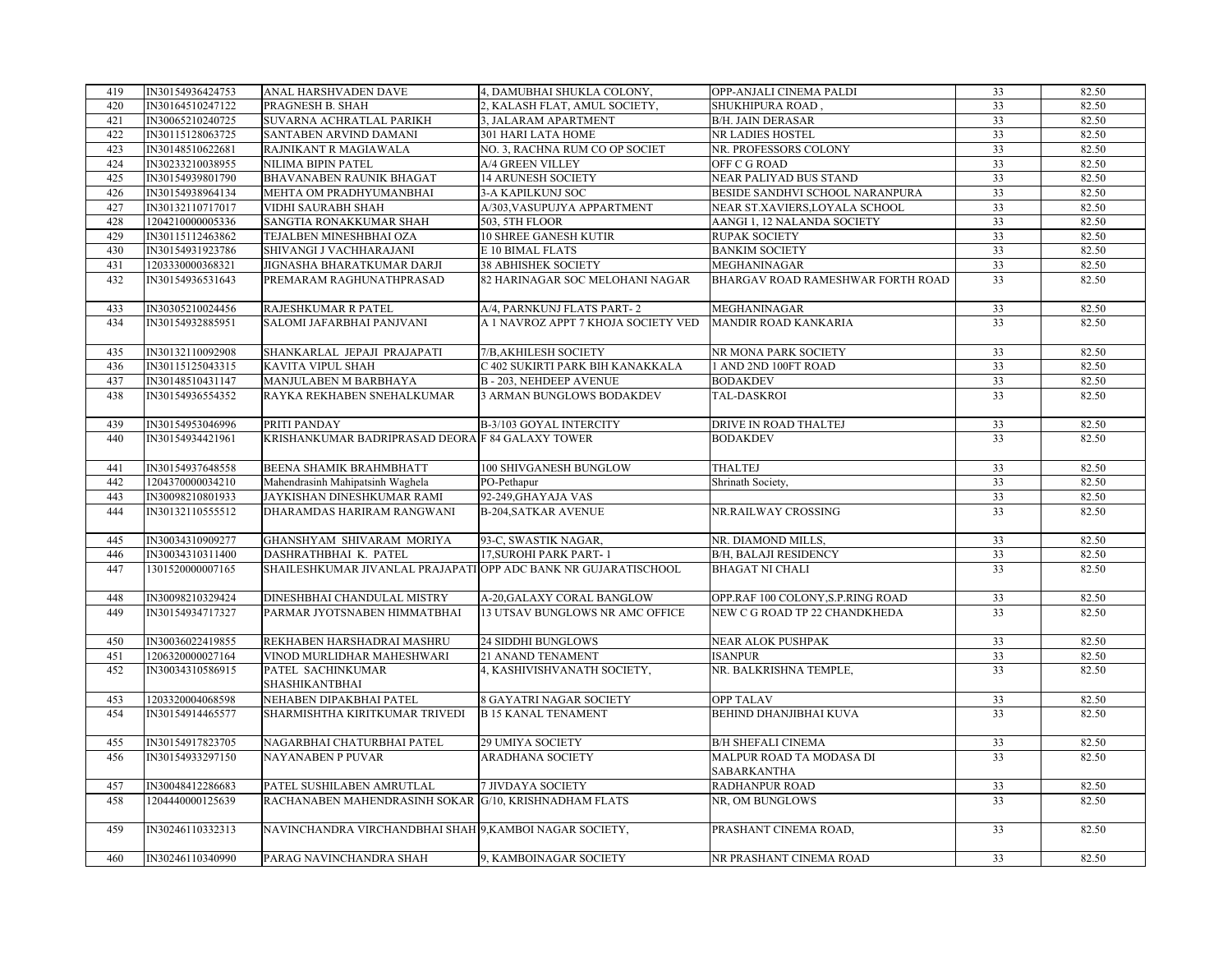| 419 | IN30154936424753 | ANAL HARSHVADEN DAVE | 4, DAMUBHAI SHUKLA COLONY, | OPP-ANJALI CINEMA PALDI | 33 | 82.50 |
|---|---|---|---|---|---|---|
| 420 | IN30164510247122 | PRAGNESH B. SHAH | 2, KALASH FLAT, AMUL SOCIETY, | SHUKHIPURA ROAD , | 33 | 82.50 |
| 421 | IN30065210240725 | SUVARNA ACHRATLAL PARIKH | 3, JALARAM APARTMENT | B/H. JAIN DERASAR | 33 | 82.50 |
| 422 | IN30115128063725 | SANTABEN ARVIND DAMANI | 301 HARI LATA HOME | NR LADIES HOSTEL | 33 | 82.50 |
| 423 | IN30148510622681 | RAJNIKANT R MAGIAWALA | NO. 3, RACHNA RUM CO OP SOCIET | NR. PROFESSORS COLONY | 33 | 82.50 |
| 424 | IN30233210038955 | NILIMA BIPIN PATEL | A/4 GREEN VILLEY | OFF C G ROAD | 33 | 82.50 |
| 425 | IN30154939801790 | BHAVANABEN RAUNIK BHAGAT | 14 ARUNESH SOCIETY | NEAR PALIYAD BUS STAND | 33 | 82.50 |
| 426 | IN30154938964134 | MEHTA OM PRADHYUMANBHAI | 3-A KAPILKUNJ SOC | BESIDE SANDHVI SCHOOL NARANPURA | 33 | 82.50 |
| 427 | IN30132110717017 | VIDHI SAURABH SHAH | A/303,VASUPUJYA APPARTMENT | NEAR ST.XAVIERS,LOYALA SCHOOL | 33 | 82.50 |
| 428 | 1204210000005336 | SANGTIA RONAKKUMAR SHAH | 503, 5TH FLOOR | AANGI 1, 12 NALANDA SOCIETY | 33 | 82.50 |
| 429 | IN30115112463862 | TEJALBEN MINESHBHAI OZA | 10 SHREE GANESH KUTIR | RUPAK SOCIETY | 33 | 82.50 |
| 430 | IN30154931923786 | SHIVANGI J VACHHARAJANI | E 10 BIMAL FLATS | BANKIM SOCIETY | 33 | 82.50 |
| 431 | 1203330000368321 | JIGNASHA BHARATKUMAR DARJI | 38 ABHISHEK SOCIETY | MEGHANINAGAR | 33 | 82.50 |
| 432 | IN30154936531643 | PREMARAM RAGHUNATHPRASAD | 82 HARINAGAR SOC MELOHANI NAGAR | BHARGAV ROAD RAMESHWAR FORTH ROAD | 33 | 82.50 |
| 433 | IN30305210024456 | RAJESHKUMAR R PATEL | A/4, PARNKUNJ FLATS PART- 2 | MEGHANINAGAR | 33 | 82.50 |
| 434 | IN30154932885951 | SALOMI JAFARBHAI PANJVANI | A 1 NAVROZ APPT 7 KHOJA SOCIETY VED | MANDIR ROAD KANKARIA | 33 | 82.50 |
| 435 | IN30132110092908 | SHANKARLAL JEPAJI PRAJAPATI | 7/B,AKHILESH SOCIETY | NR MONA PARK SOCIETY | 33 | 82.50 |
| 436 | IN30115125043315 | KAVITA VIPUL SHAH | C 402 SUKIRTI PARK BIH KANAKKALA | 1 AND 2ND 100FT ROAD | 33 | 82.50 |
| 437 | IN30148510431147 | MANJULABEN M BARBHAYA | B - 203, NEHDEEP AVENUE | BODAKDEV | 33 | 82.50 |
| 438 | IN30154936554352 | RAYKA REKHABEN SNEHALKUMAR | 3 ARMAN BUNGLOWS BODAKDEV | TAL-DASKROI | 33 | 82.50 |
| 439 | IN30154953046996 | PRITI PANDAY | B-3/103 GOYAL INTERCITY | DRIVE IN ROAD THALTEJ | 33 | 82.50 |
| 440 | IN30154934421961 | KRISHANKUMAR BADRIPRASAD DEORA | F 84 GALAXY TOWER | BODAKDEV | 33 | 82.50 |
| 441 | IN30154937648558 | BEENA SHAMIK BRAHMBHATT | 100 SHIVGANESH BUNGLOW | THALTEJ | 33 | 82.50 |
| 442 | 1204370000034210 | Mahendrasinh Mahipatsinh Waghela | PO-Pethapur | Shrinath Society, | 33 | 82.50 |
| 443 | IN30098210801933 | JAYKISHAN DINESHKUMAR RAMI | 92-249,GHAYAJA VAS | | 33 | 82.50 |
| 444 | IN30132110555512 | DHARAMDAS HARIRAM RANGWANI | B-204,SATKAR AVENUE | NR.RAILWAY CROSSING | 33 | 82.50 |
| 445 | IN30034310909277 | GHANSHYAM SHIVARAM MORIYA | 93-C, SWASTIK NAGAR, | NR. DIAMOND MILLS, | 33 | 82.50 |
| 446 | IN30034310311400 | DASHRATHBHAI K. PATEL | 17,SUROHI PARK PART- 1 | B/H, BALAJI RESIDENCY | 33 | 82.50 |
| 447 | 1301520000007165 | SHAILESHKUMAR JIVANLAL PRAJAPATI | OPP ADC BANK NR GUJARATISCHOOL | BHAGAT NI CHALI | 33 | 82.50 |
| 448 | IN30098210329424 | DINESHBHAI CHANDULAL MISTRY | A-20,GALAXY CORAL BANGLOW | OPP.RAF 100 COLONY,S.P.RING ROAD | 33 | 82.50 |
| 449 | IN30154934717327 | PARMAR JYOTSNABEN HIMMATBHAI | 13 UTSAV BUNGLOWS NR AMC OFFICE | NEW C G ROAD TP 22 CHANDKHEDA | 33 | 82.50 |
| 450 | IN30036022419855 | REKHABEN HARSHADRAI MASHRU | 24 SIDDHI BUNGLOWS | NEAR ALOK PUSHPAK | 33 | 82.50 |
| 451 | 1206320000027164 | VINOD MURLIDHAR MAHESHWARI | 21 ANAND TENAMENT | ISANPUR | 33 | 82.50 |
| 452 | IN30034310586915 | PATEL SACHINKUMAR SHASHIKANTBHAI | 4, KASHIVISHVANATH SOCIETY, | NR. BALKRISHNA TEMPLE, | 33 | 82.50 |
| 453 | 1203320004068598 | NEHABEN DIPAKBHAI PATEL | 8 GAYATRI NAGAR SOCIETY | OPP TALAV | 33 | 82.50 |
| 454 | IN30154914465577 | SHARMISHTHA KIRITKUMAR TRIVEDI | B 15 KANAL TENAMENT | BEHIND DHANJIBHAI KUVA | 33 | 82.50 |
| 455 | IN30154917823705 | NAGARBHAI CHATURBHAI PATEL | 29 UMIYA SOCIETY | B/H SHEFALI CINEMA | 33 | 82.50 |
| 456 | IN30154933297150 | NAYANABEN P PUVAR | ARADHANA SOCIETY | MALPUR ROAD TA MODASA DI SABARKANTHA | 33 | 82.50 |
| 457 | IN30048412286683 | PATEL SUSHILABEN AMRUTLAL | 7 JIVDAYA SOCIETY | RADHANPUR ROAD | 33 | 82.50 |
| 458 | 1204440000125639 | RACHANABEN MAHENDRASINH SOKAR | G/10, KRISHNADHAM FLATS | NR, OM BUNGLOWS | 33 | 82.50 |
| 459 | IN30246110332313 | NAVINCHANDRA VIRCHANDBHAI SHAH | 9,KAMBOI NAGAR SOCIETY, | PRASHANT CINEMA ROAD, | 33 | 82.50 |
| 460 | IN30246110340990 | PARAG NAVINCHANDRA SHAH | 9, KAMBOINAGAR SOCIETY | NR PRASHANT CINEMA ROAD | 33 | 82.50 |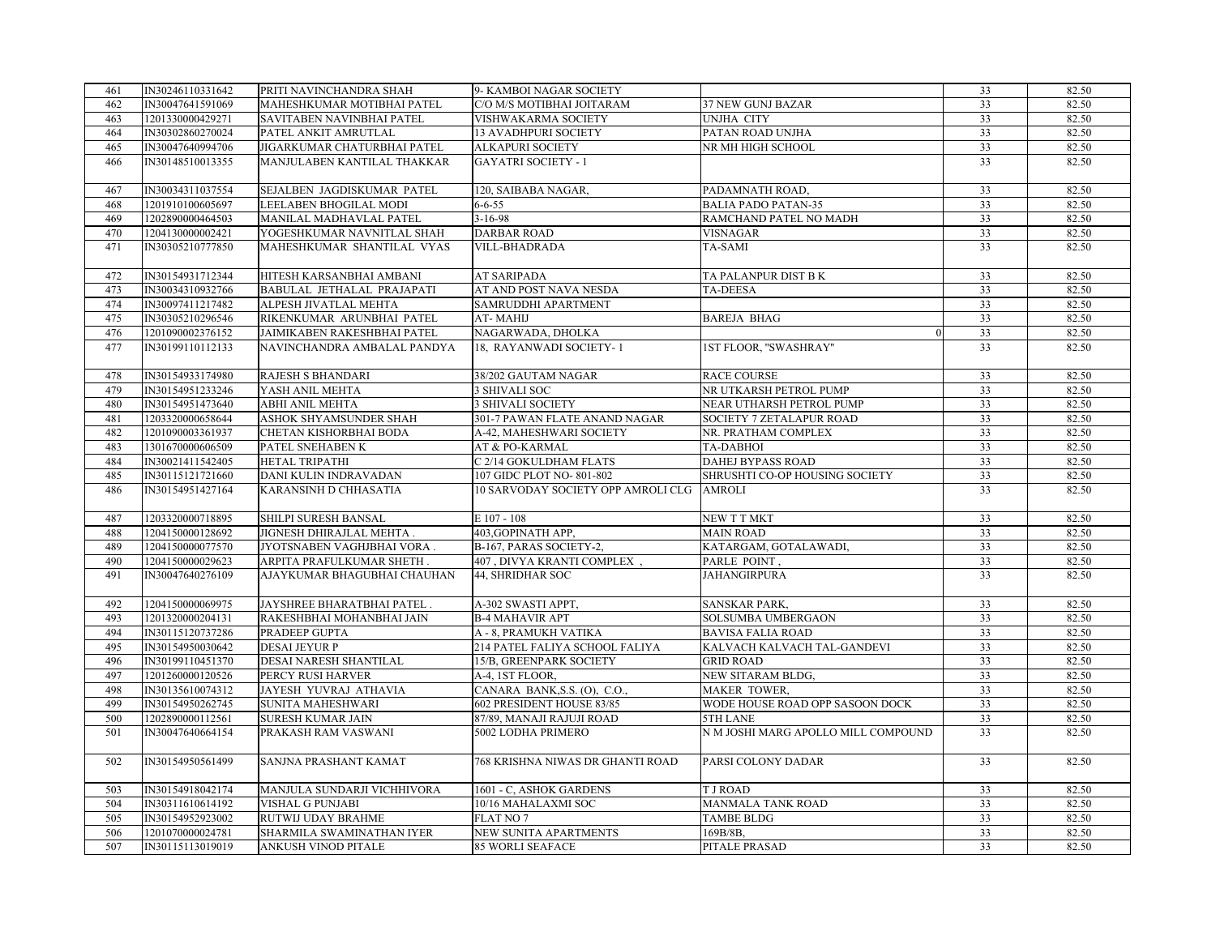| | | | | | | |
|---|---|---|---|---|---|---|
| 461 | IN30246110331642 | PRITI NAVINCHANDRA SHAH | 9- KAMBOI NAGAR SOCIETY | | 33 | 82.50 |
| 462 | IN30047641591069 | MAHESHKUMAR MOTIBHAI PATEL | C/O M/S MOTIBHAI JOITARAM | 37 NEW GUNJ BAZAR | 33 | 82.50 |
| 463 | 1201330000429271 | SAVITABEN NAVINBHAI PATEL | VISHWAKARMA SOCIETY | UNJHA CITY | 33 | 82.50 |
| 464 | IN30302860270024 | PATEL ANKIT AMRUTLAL | 13 AVADHPURI SOCIETY | PATAN ROAD UNJHA | 33 | 82.50 |
| 465 | IN30047640994706 | JIGARKUMAR CHATURBHAI PATEL | ALKAPURI SOCIETY | NR MH HIGH SCHOOL | 33 | 82.50 |
| 466 | IN30148510013355 | MANJULABEN KANTILAL THAKKAR | GAYATRI SOCIETY - 1 | | 33 | 82.50 |
| 467 | IN30034311037554 | SEJALBEN JAGDISKUMAR PATEL | 120, SAIBABA NAGAR, | PADAMNATH ROAD, | 33 | 82.50 |
| 468 | 1201910100605697 | LEELABEN BHOGILAL MODI | 6-6-55 | BALIA PADO PATAN-35 | 33 | 82.50 |
| 469 | 1202890000464503 | MANILAL MADHAVLAL PATEL | 3-16-98 | RAMCHAND PATEL NO MADH | 33 | 82.50 |
| 470 | 1204130000002421 | YOGESHKUMAR NAVNITLAL SHAH | DARBAR ROAD | VISNAGAR | 33 | 82.50 |
| 471 | IN30305210777850 | MAHESHKUMAR SHANTILAL VYAS | VILL-BHADRADA | TA-SAMI | 33 | 82.50 |
| 472 | IN30154931712344 | HITESH KARSANBHAI AMBANI | AT SARIPADA | TA PALANPUR DIST B K | 33 | 82.50 |
| 473 | IN30034310932766 | BABULAL JETHALAL PRAJAPATI | AT AND POST NAVA NESDA | TA-DEESA | 33 | 82.50 |
| 474 | IN30097411217482 | ALPESH JIVATLAL MEHTA | SAMRUDDHI APARTMENT | | 33 | 82.50 |
| 475 | IN30305210296546 | RIKENKUMAR ARUNBHAI PATEL | AT- MAHIJ | BAREJA BHAG | 33 | 82.50 |
| 476 | 1201090002376152 | JAIMIKABEN RAKESHBHAI PATEL | NAGARWADA, DHOLKA | 0 | 33 | 82.50 |
| 477 | IN30199110112133 | NAVINCHANDRA AMBALAL PANDYA | 18, RAYANWADI SOCIETY- 1 | 1ST FLOOR, "SWASHRAY" | 33 | 82.50 |
| 478 | IN30154933174980 | RAJESH S BHANDARI | 38/202 GAUTAM NAGAR | RACE COURSE | 33 | 82.50 |
| 479 | IN30154951233246 | YASH ANIL MEHTA | 3 SHIVALI SOC | NR UTKARSH PETROL PUMP | 33 | 82.50 |
| 480 | IN30154951473640 | ABHI ANIL MEHTA | 3 SHIVALI SOCIETY | NEAR UTHARSH PETROL PUMP | 33 | 82.50 |
| 481 | 1203320000658644 | ASHOK SHYAMSUNDER SHAH | 301-7 PAWAN FLATE ANAND NAGAR | SOCIETY 7 ZETALAPUR ROAD | 33 | 82.50 |
| 482 | 1201090003361937 | CHETAN KISHORBHAI BODA | A-42, MAHESHWARI SOCIETY | NR. PRATHAM COMPLEX | 33 | 82.50 |
| 483 | 1301670000606509 | PATEL SNEHABEN K | AT & PO-KARMAL | TA-DABHOI | 33 | 82.50 |
| 484 | IN30021411542405 | HETAL TRIPATHI | C 2/14 GOKULDHAM FLATS | DAHEJ BYPASS ROAD | 33 | 82.50 |
| 485 | IN30115121721660 | DANI KULIN INDRAVADAN | 107 GIDC PLOT NO- 801-802 | SHRUSHTI CO-OP HOUSING SOCIETY | 33 | 82.50 |
| 486 | IN30154951427164 | KARANSINH D CHHASATIA | 10 SARVODAY SOCIETY OPP AMROLI CLG | AMROLI | 33 | 82.50 |
| 487 | 1203320000718895 | SHILPI SURESH BANSAL | E 107 - 108 | NEW T T MKT | 33 | 82.50 |
| 488 | 1204150000128692 | JIGNESH DHIRAJLAL MEHTA . | 403,GOPINATH APP, | MAIN ROAD | 33 | 82.50 |
| 489 | 1204150000077570 | JYOTSNABEN VAGHJBHAI VORA . | B-167, PARAS SOCIETY-2, | KATARGAM, GOTALAWADI, | 33 | 82.50 |
| 490 | 1204150000029623 | ARPITA PRAFULKUMAR SHETH . | 407 , DIVYA KRANTI COMPLEX , | PARLE POINT , | 33 | 82.50 |
| 491 | IN30047640276109 | AJAYKUMAR BHAGUBHAI CHAUHAN | 44, SHRIDHAR SOC | JAHANGIRPURA | 33 | 82.50 |
| 492 | 1204150000069975 | JAYSHREE BHARATBHAI PATEL . | A-302 SWASTI APPT, | SANSKAR PARK, | 33 | 82.50 |
| 493 | 1201320000204131 | RAKESHBHAI MOHANBHAI JAIN | B-4 MAHAVIR APT | SOLSUMBA UMBERGAON | 33 | 82.50 |
| 494 | IN30115120737286 | PRADEEP GUPTA | A - 8, PRAMUKH VATIKA | BAVISA FALIA ROAD | 33 | 82.50 |
| 495 | IN30154950030642 | DESAI JEYUR P | 214 PATEL FALIYA SCHOOL FALIYA | KALVACH KALVACH TAL-GANDEVI | 33 | 82.50 |
| 496 | IN30199110451370 | DESAI NARESH SHANTILAL | 15/B, GREENPARK SOCIETY | GRID ROAD | 33 | 82.50 |
| 497 | 1201260000120526 | PERCY RUSI HARVER | A-4, 1ST FLOOR, | NEW SITARAM BLDG, | 33 | 82.50 |
| 498 | IN30135610074312 | JAYESH YUVRAJ ATHAVIA | CANARA BANK,S.S. (O), C.O., | MAKER TOWER, | 33 | 82.50 |
| 499 | IN30154950262745 | SUNITA MAHESHWARI | 602 PRESIDENT HOUSE 83/85 | WODE HOUSE ROAD OPP SASOON DOCK | 33 | 82.50 |
| 500 | 1202890000112561 | SURESH KUMAR JAIN | 87/89, MANAJI RAJUJI ROAD | 5TH LANE | 33 | 82.50 |
| 501 | IN30047640664154 | PRAKASH RAM VASWANI | 5002 LODHA PRIMERO | N M JOSHI MARG APOLLO MILL COMPOUND | 33 | 82.50 |
| 502 | IN30154950561499 | SANJNA PRASHANT KAMAT | 768 KRISHNA NIWAS DR GHANTI ROAD | PARSI COLONY DADAR | 33 | 82.50 |
| 503 | IN30154918042174 | MANJULA SUNDARJI VICHHIVORA | 1601 - C, ASHOK GARDENS | T J ROAD | 33 | 82.50 |
| 504 | IN30311610614192 | VISHAL G PUNJABI | 10/16 MAHALAXMI SOC | MANMALA TANK ROAD | 33 | 82.50 |
| 505 | IN30154952923002 | RUTWIJ UDAY BRAHME | FLAT NO 7 | TAMBE BLDG | 33 | 82.50 |
| 506 | 1201070000024781 | SHARMILA SWAMINATHAN IYER | NEW SUNITA APARTMENTS | 169B/8B, | 33 | 82.50 |
| 507 | IN30115113019019 | ANKUSH VINOD PITALE | 85 WORLI SEAFACE | PITALE PRASAD | 33 | 82.50 |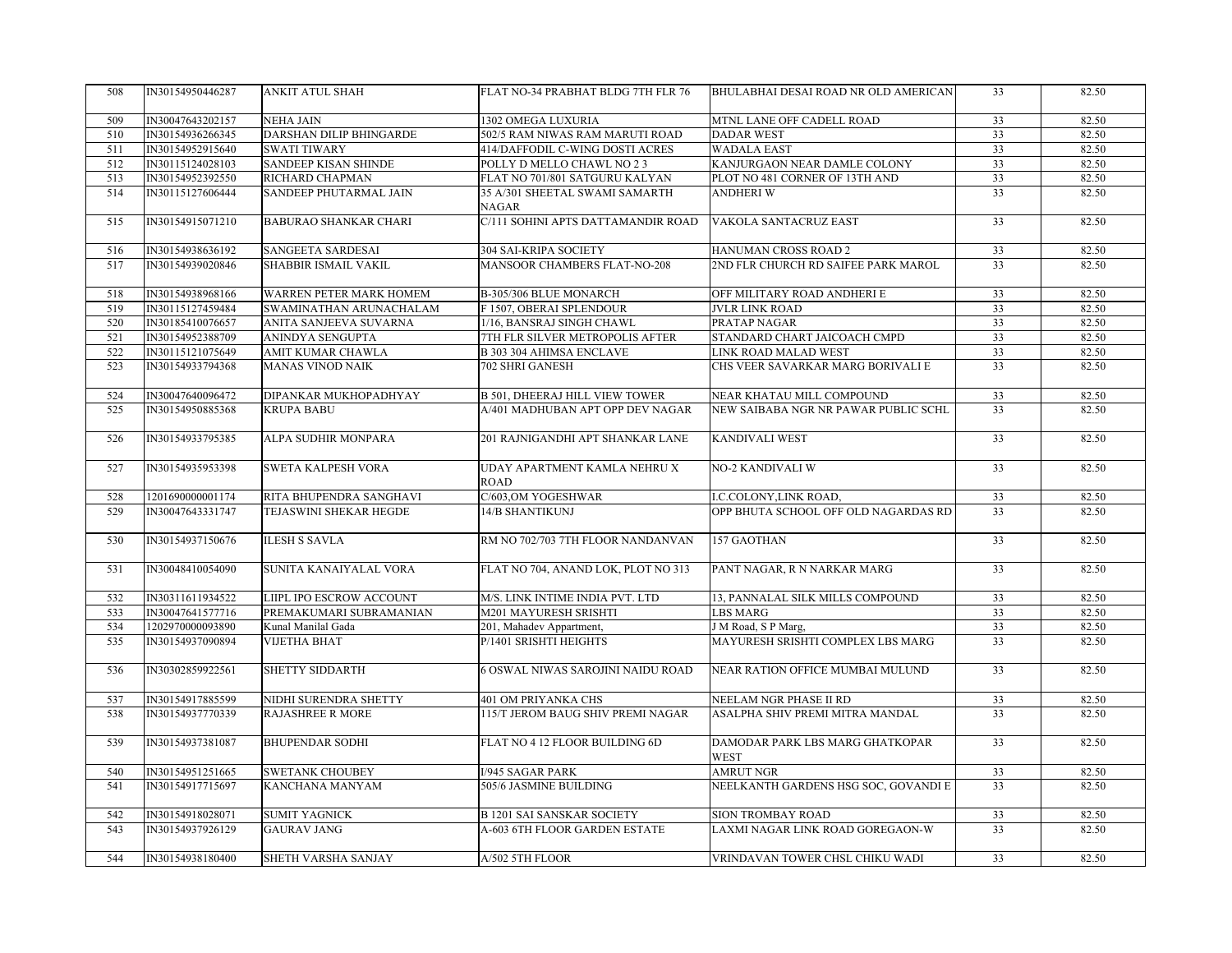| 508 | IN30154950446287 | ANKIT ATUL SHAH | FLAT NO-34 PRABHAT BLDG 7TH FLR 76 | BHULABHAI DESAI ROAD NR OLD AMERICAN | 33 | 82.50 |
|---|---|---|---|---|---|---|
| 509 | IN30047643202157 | NEHA JAIN | 1302 OMEGA LUXURIA | MTNL LANE OFF CADELL ROAD | 33 | 82.50 |
| 510 | IN30154936266345 | DARSHAN DILIP BHINGARDE | 502/5 RAM NIWAS RAM MARUTI ROAD | DADAR WEST | 33 | 82.50 |
| 511 | IN30154952915640 | SWATI TIWARY | 414/DAFFODIL C-WING DOSTI ACRES | WADALA EAST | 33 | 82.50 |
| 512 | IN30115124028103 | SANDEEP KISAN SHINDE | POLLY D MELLO CHAWL NO 2 3 | KANJURGAON NEAR DAMLE COLONY | 33 | 82.50 |
| 513 | IN30154952392550 | RICHARD CHAPMAN | FLAT NO 701/801 SATGURU KALYAN | PLOT NO 481 CORNER OF 13TH AND | 33 | 82.50 |
| 514 | IN30115127606444 | SANDEEP PHUTARMAL JAIN | 35 A/301 SHEETAL SWAMI SAMARTH NAGAR | ANDHERI W | 33 | 82.50 |
| 515 | IN30154915071210 | BABURAO SHANKAR CHARI | C/111 SOHINI APTS DATTAMANDIR ROAD | VAKOLA SANTACRUZ EAST | 33 | 82.50 |
| 516 | IN30154938636192 | SANGEETA SARDESAI | 304 SAI-KRIPA SOCIETY | HANUMAN CROSS ROAD 2 | 33 | 82.50 |
| 517 | IN30154939020846 | SHABBIR ISMAIL VAKIL | MANSOOR CHAMBERS FLAT-NO-208 | 2ND FLR CHURCH RD SAIFEE PARK MAROL | 33 | 82.50 |
| 518 | IN30154938968166 | WARREN PETER MARK HOMEM | B-305/306 BLUE MONARCH | OFF MILITARY ROAD ANDHERI E | 33 | 82.50 |
| 519 | IN30115127459484 | SWAMINATHAN ARUNACHALAM | F 1507, OBERAI SPLENDOUR | JVLR LINK ROAD | 33 | 82.50 |
| 520 | IN30185410076657 | ANITA SANJEEVA SUVARNA | 1/16, BANSRAJ SINGH CHAWL | PRATAP NAGAR | 33 | 82.50 |
| 521 | IN30154952388709 | ANINDYA SENGUPTA | 7TH FLR SILVER METROPOLIS AFTER | STANDARD CHART JAICOACH CMPD | 33 | 82.50 |
| 522 | IN30115121075649 | AMIT KUMAR CHAWLA | B 303 304 AHIMSA ENCLAVE | LINK ROAD MALAD WEST | 33 | 82.50 |
| 523 | IN30154933794368 | MANAS VINOD NAIK | 702 SHRI GANESH | CHS VEER SAVARKAR MARG BORIVALI E | 33 | 82.50 |
| 524 | IN30047640096472 | DIPANKAR MUKHOPADHYAY | B 501, DHEERAJ HILL VIEW TOWER | NEAR KHATAU MILL COMPOUND | 33 | 82.50 |
| 525 | IN30154950885368 | KRUPA BABU | A/401 MADHUBAN APT OPP DEV NAGAR | NEW SAIBABA NGR NR PAWAR PUBLIC SCHL | 33 | 82.50 |
| 526 | IN30154933795385 | ALPA SUDHIR MONPARA | 201 RAJNIGANDHI APT SHANKAR LANE | KANDIVALI WEST | 33 | 82.50 |
| 527 | IN30154935953398 | SWETA KALPESH VORA | UDAY APARTMENT KAMLA NEHRU X ROAD | NO-2 KANDIVALI W | 33 | 82.50 |
| 528 | 1201690000001174 | RITA BHUPENDRA SANGHAVI | C/603,OM YOGESHWAR | I.C.COLONY,LINK ROAD, | 33 | 82.50 |
| 529 | IN30047643331747 | TEJASWINI SHEKAR HEGDE | 14/B SHANTIKUNJ | OPP BHUTA SCHOOL OFF OLD NAGARDAS RD | 33 | 82.50 |
| 530 | IN30154937150676 | ILESH S SAVLA | RM NO 702/703 7TH FLOOR NANDANVAN | 157 GAOTHAN | 33 | 82.50 |
| 531 | IN30048410054090 | SUNITA KANAIYALAL VORA | FLAT NO 704, ANAND LOK, PLOT NO 313 | PANT NAGAR, R N NARKAR MARG | 33 | 82.50 |
| 532 | IN30311611934522 | LIIPL IPO ESCROW ACCOUNT | M/S. LINK INTIME INDIA PVT. LTD | 13, PANNALAL SILK MILLS COMPOUND | 33 | 82.50 |
| 533 | IN30047641577716 | PREMAKUMARI SUBRAMANIAN | M201 MAYURESH SRISHTI | LBS MARG | 33 | 82.50 |
| 534 | 1202970000093890 | Kunal Manilal Gada | 201, Mahadev Appartment, | J M Road, S P Marg, | 33 | 82.50 |
| 535 | IN30154937090894 | VIJETHA BHAT | P/1401 SRISHTI HEIGHTS | MAYURESH SRISHTI COMPLEX LBS MARG | 33 | 82.50 |
| 536 | IN30302859922561 | SHETTY SIDDARTH | 6 OSWAL NIWAS SAROJINI NAIDU ROAD | NEAR RATION OFFICE MUMBAI MULUND | 33 | 82.50 |
| 537 | IN30154917885599 | NIDHI SURENDRA SHETTY | 401 OM PRIYANKA CHS | NEELAM NGR PHASE II RD | 33 | 82.50 |
| 538 | IN30154937770339 | RAJASHREE R MORE | 115/T JEROM BAUG SHIV PREMI NAGAR | ASALPHA SHIV PREMI MITRA MANDAL | 33 | 82.50 |
| 539 | IN30154937381087 | BHUPENDAR SODHI | FLAT NO 4 12 FLOOR BUILDING 6D | DAMODAR PARK LBS MARG GHATKOPAR WEST | 33 | 82.50 |
| 540 | IN30154951251665 | SWETANK CHOUBEY | I/945 SAGAR PARK | AMRUT NGR | 33 | 82.50 |
| 541 | IN30154917715697 | KANCHANA MANYAM | 505/6 JASMINE BUILDING | NEELKANTH GARDENS HSG SOC, GOVANDI E | 33 | 82.50 |
| 542 | IN30154918028071 | SUMIT YAGNICK | B 1201 SAI SANSKAR SOCIETY | SION TROMBAY ROAD | 33 | 82.50 |
| 543 | IN30154937926129 | GAURAV JANG | A-603 6TH FLOOR GARDEN ESTATE | LAXMI NAGAR LINK ROAD GOREGAON-W | 33 | 82.50 |
| 544 | IN30154938180400 | SHETH VARSHA SANJAY | A/502 5TH FLOOR | VRINDAVAN TOWER CHSL CHIKU WADI | 33 | 82.50 |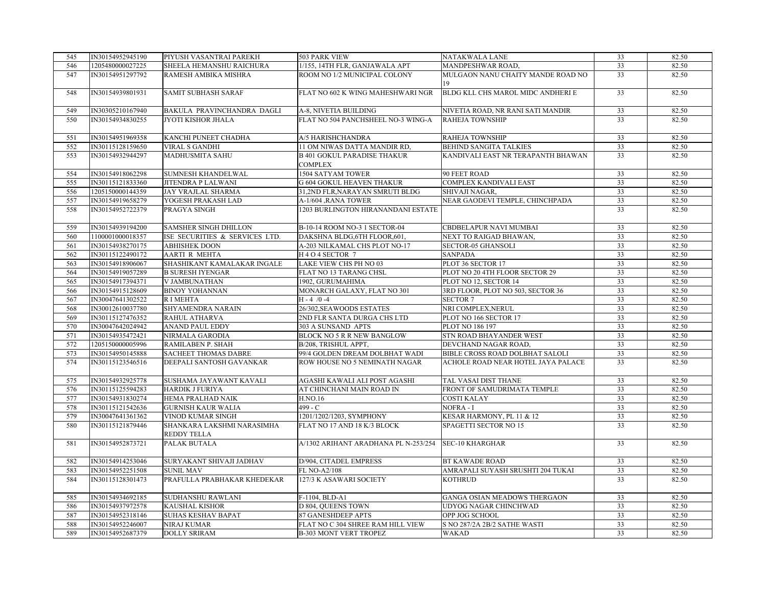| 545 | IN30154952945190 | PIYUSH VASANTRAI PAREKH | 503 PARK VIEW | NATAKWALA LANE | 33 | 82.50 |
|---|---|---|---|---|---|---|
| 546 | 1205480000027225 | SHEELA HEMANSHU RAICHURA | 1/155, 14TH FLR, GANJAWALA APT | MANDPESHWAR ROAD, | 33 | 82.50 |
| 547 | IN30154951297792 | RAMESH AMBIKA MISHRA | ROOM NO 1/2 MUNICIPAL COLONY | MULGAON NANU CHAITY MANDE ROAD NO 19 | 33 | 82.50 |
| 548 | IN30154939801931 | SAMIT SUBHASH SARAF | FLAT NO 602 K WING MAHESHWARI NGR | BLDG KLL CHS MAROL MIDC ANDHERI E | 33 | 82.50 |
| 549 | IN30305210167940 | BAKULA PRAVINCHANDRA DAGLI | A-8, NIVETIA BUILDING | NIVETIA ROAD, NR RANI SATI MANDIR | 33 | 82.50 |
| 550 | IN30154934830255 | JYOTI KISHOR JHALA | FLAT NO 504 PANCHSHEEL NO-3 WING-A | RAHEJA TOWNSHIP | 33 | 82.50 |
| 551 | IN30154951969358 | KANCHI PUNEET CHADHA | A/5 HARISHCHANDRA | RAHEJA TOWNSHIP | 33 | 82.50 |
| 552 | IN30115128159650 | VIRAL S GANDHI | 11 OM NIWAS DATTA MANDIR RD, | BEHIND SANGITA TALKIES | 33 | 82.50 |
| 553 | IN30154932944297 | MADHUSMITA SAHU | B 401 GOKUL PARADISE THAKUR COMPLEX | KANDIVALI EAST NR TERAPANTH BHAWAN | 33 | 82.50 |
| 554 | IN30154918062298 | SUMNESH KHANDELWAL | 1504 SATYAM TOWER | 90 FEET ROAD | 33 | 82.50 |
| 555 | IN30115121833360 | JITENDRA P LALWANI | G 604 GOKUL HEAVEN THAKUR | COMPLEX KANDIVALI EAST | 33 | 82.50 |
| 556 | 1205150000144359 | JAY VRAJLAL SHARMA | 31,2ND FLR,NARAYAN SMRUTI BLDG | SHIVAJI NAGAR, | 33 | 82.50 |
| 557 | IN30154919658279 | YOGESH PRAKASH LAD | A-1/604 ,RANA TOWER | NEAR GAODEVI TEMPLE, CHINCHPADA | 33 | 82.50 |
| 558 | IN30154952722379 | PRAGYA SINGH | 1203 BURLINGTON HIRANANDANI ESTATE | | 33 | 82.50 |
| 559 | IN30154939194200 | SAMSHER SINGH DHILLON | B-10-14 ROOM NO-3 1 SECTOR-04 | CBDBELAPUR NAVI MUMBAI | 33 | 82.50 |
| 560 | 1100001000018357 | ISE SECURITIES & SERVICES LTD. | DAKSHNA BLDG,6TH FLOOR,601, | NEXT TO RAIGAD BHAWAN, | 33 | 82.50 |
| 561 | IN30154938270175 | ABHISHEK DOON | A-203 NILKAMAL CHS PLOT NO-17 | SECTOR-05 GHANSOLI | 33 | 82.50 |
| 562 | IN30115122490172 | AARTI R MEHTA | H 4 O 4 SECTOR 7 | SANPADA | 33 | 82.50 |
| 563 | IN30154918906067 | SHASHIKANT KAMALAKAR INGALE | LAKE VIEW CHS PH NO 03 | PLOT 36 SECTOR 17 | 33 | 82.50 |
| 564 | IN30154919057289 | B SURESH IYENGAR | FLAT NO 13 TARANG CHSL | PLOT NO 20 4TH FLOOR SECTOR 29 | 33 | 82.50 |
| 565 | IN30154917394371 | V JAMBUNATHAN | 1902, GURUMAHIMA | PLOT NO 12, SECTOR 14 | 33 | 82.50 |
| 566 | IN30154915128609 | BINOY YOHANNAN | MONARCH GALAXY, FLAT NO 301 | 3RD FLOOR, PLOT NO 503, SECTOR 36 | 33 | 82.50 |
| 567 | IN30047641302522 | R I MEHTA | H - 4 /0 -4 | SECTOR 7 | 33 | 82.50 |
| 568 | IN30012610037780 | SHYAMENDRA NARAIN | 26/302,SEAWOODS ESTATES | NRI COMPLEX,NERUL | 33 | 82.50 |
| 569 | IN30115127476352 | RAHUL ATHARVA | 2ND FLR SANTA DURGA CHS LTD | PLOT NO 166 SECTOR 17 | 33 | 82.50 |
| 570 | IN30047642024942 | ANAND PAUL EDDY | 303 A SUNSAND APTS | PLOT NO 186 197 | 33 | 82.50 |
| 571 | IN30154935472421 | NIRMALA GARODIA | BLOCK NO 5 R R NEW BANGLOW | STN ROAD BHAYANDER WEST | 33 | 82.50 |
| 572 | 1205150000005996 | RAMILABEN P. SHAH | B/208, TRISHUL APPT, | DEVCHAND NAGAR ROAD, | 33 | 82.50 |
| 573 | IN30154950145888 | SACHEET THOMAS DABRE | 99/4 GOLDEN DREAM DOLBHAT WADI | BIBLE CROSS ROAD DOLBHAT SALOLI | 33 | 82.50 |
| 574 | IN30115123546516 | DEEPALI SANTOSH GAVANKAR | ROW HOUSE NO 5 NEMINATH NAGAR | ACHOLE ROAD NEAR HOTEL JAYA PALACE | 33 | 82.50 |
| 575 | IN30154932925778 | SUSHAMA JAYAWANT KAVALI | AGASHI KAWALI ALI POST AGASHI | TAL VASAI DIST THANE | 33 | 82.50 |
| 576 | IN30115125594283 | HARDIK J FURIYA | AT CHINCHANI MAIN ROAD IN | FRONT OF SAMUDRIMATA TEMPLE | 33 | 82.50 |
| 577 | IN30154931830274 | HEMA PRALHAD NAIK | H.NO.16 | COSTI KALAY | 33 | 82.50 |
| 578 | IN30115121542636 | GURNISH KAUR WALIA | 499 - C | NOFRA - I | 33 | 82.50 |
| 579 | IN30047641361362 | VINOD KUMAR SINGH | 1201/1202/1203, SYMPHONY | KESAR HARMONY, PL 11 & 12 | 33 | 82.50 |
| 580 | IN30115121879446 | SHANKARA LAKSHMI NARASIMHA REDDY TELLA | FLAT NO 17 AND 18 K/3 BLOCK | SPAGETTI SECTOR NO 15 | 33 | 82.50 |
| 581 | IN30154952873721 | PALAK BUTALA | A/1302 ARIHANT ARADHANA PL N-253/254 | SEC-10 KHARGHAR | 33 | 82.50 |
| 582 | IN30154914253046 | SURYAKANT SHIVAJI JADHAV | D/904, CITADEL EMPRESS | BT KAWADE ROAD | 33 | 82.50 |
| 583 | IN30154952251508 | SUNIL MAV | FL NO-A2/108 | AMRAPALI SUYASH SRUSHTI 204 TUKAI | 33 | 82.50 |
| 584 | IN30115128301473 | PRAFULLA PRABHAKAR KHEDEKAR | 127/3 K ASAWARI SOCIETY | KOTHRUD | 33 | 82.50 |
| 585 | IN30154934692185 | SUDHANSHU RAWLANI | F-1104, BLD-A1 | GANGA OSIAN MEADOWS THERGAON | 33 | 82.50 |
| 586 | IN30154937972578 | KAUSHAL KISHOR | D 804, QUEENS TOWN | UDYOG NAGAR CHINCHWAD | 33 | 82.50 |
| 587 | IN30154952318146 | SUHAS KESHAV BAPAT | 87 GANESHDEEP APTS | OPP JOG SCHOOL | 33 | 82.50 |
| 588 | IN30154952246007 | NIRAJ KUMAR | FLAT NO C 304 SHREE RAM HILL VIEW | S NO 287/2A 2B/2 SATHE WASTI | 33 | 82.50 |
| 589 | IN30154952687379 | DOLLY SRIRAM | B-303 MONT VERT TROPEZ | WAKAD | 33 | 82.50 |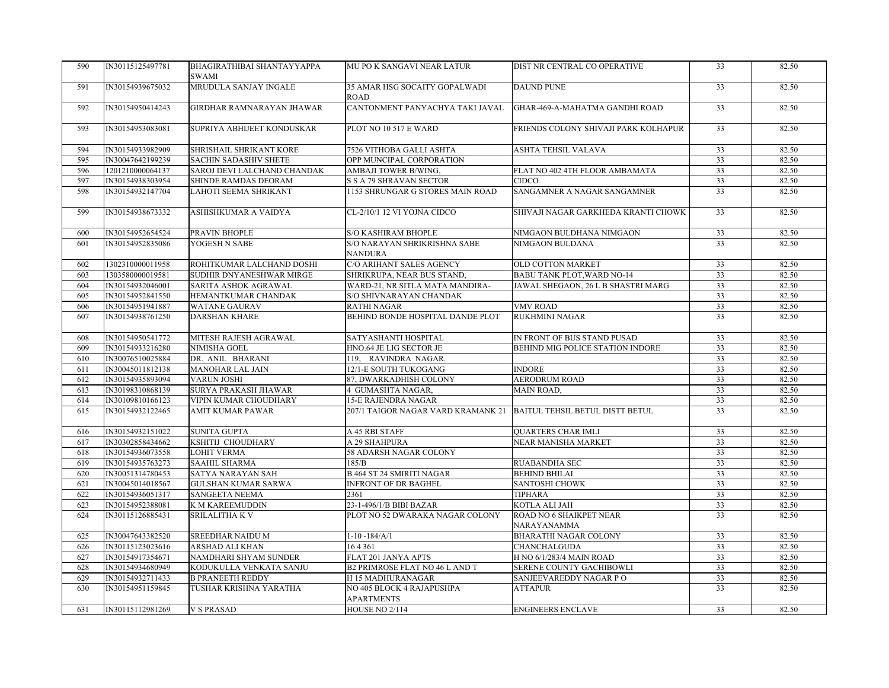| 590 | IN30115125497781 | BHAGIRATHIBAI SHANTAYYAPPA SWAMI | MU PO K SANGAVI NEAR LATUR | DIST NR CENTRAL CO OPERATIVE | 33 | 82.50 |
|---|---|---|---|---|---|---|
| 591 | IN30154939675032 | MRUDULA SANJAY INGALE | 35 AMAR HSG SOCAITY GOPALWADI ROAD | DAUND PUNE | 33 | 82.50 |
| 592 | IN30154950414243 | GIRDHAR RAMNARAYAN JHAWAR | CANTONMENT PANYACHYA TAKI JAVAL | GHAR-469-A-MAHATMA GANDHI ROAD | 33 | 82.50 |
| 593 | IN30154953083081 | SUPRIYA ABHIJEET KONDUSKAR | PLOT NO 10 517 E WARD | FRIENDS COLONY SHIVAJI PARK KOLHAPUR | 33 | 82.50 |
| 594 | IN30154933982909 | SHRISHAIL SHRIKANT KORE | 7526 VITHOBA GALLI ASHTA | ASHTA TEHSIL VALAVA | 33 | 82.50 |
| 595 | IN30047642199239 | SACHIN SADASHIV SHETE | OPP MUNCIPAL CORPORATION | | 33 | 82.50 |
| 596 | 1201210000064137 | SAROJ DEVI LALCHAND CHANDAK | AMBAJI TOWER B/WING, | FLAT NO 402 4TH FLOOR AMBAMATA | 33 | 82.50 |
| 597 | IN30154938303954 | SHINDE RAMDAS DEORAM | S S A 79 SHRAVAN SECTOR | CIDCO | 33 | 82.50 |
| 598 | IN30154932147704 | LAHOTI SEEMA SHRIKANT | 1153 SHRUNGAR G STORES MAIN ROAD | SANGAMNER A NAGAR SANGAMNER | 33 | 82.50 |
| 599 | IN30154938673332 | ASHISHKUMAR A VAIDYA | CL-2/10/1 12 VI YOJNA CIDCO | SHIVAJI NAGAR GARKHEDA KRANTI CHOWK | 33 | 82.50 |
| 600 | IN30154952654524 | PRAVIN BHOPLE | S/O KASHIRAM BHOPLE | NIMGAON BULDHANA NIMGAON | 33 | 82.50 |
| 601 | IN30154952835086 | YOGESH N SABE | S/O NARAYAN SHRIKRISHNA SABE NANDURA | NIMGAON BULDANA | 33 | 82.50 |
| 602 | 1302310000011958 | ROHITKUMAR LALCHAND DOSHI | C/O ARIHANT SALES AGENCY | OLD COTTON MARKET | 33 | 82.50 |
| 603 | 1303580000019581 | SUDHIR DNYANESHWAR MIRGE | SHRIKRUPA, NEAR BUS STAND, | BABU TANK PLOT,WARD NO-14 | 33 | 82.50 |
| 604 | IN30154932046001 | SARITA ASHOK AGRAWAL | WARD-21, NR SITLA MATA MANDIRA- | JAWAL SHEGAON, 26 L B SHASTRI MARG | 33 | 82.50 |
| 605 | IN30154952841550 | HEMANTKUMAR CHANDAK | S/O SHIVNARAYAN CHANDAK | | 33 | 82.50 |
| 606 | IN30154951941887 | WATANE GAURAV | RATHI NAGAR | VMV ROAD | 33 | 82.50 |
| 607 | IN30154938761250 | DARSHAN KHARE | BEHIND BONDE HOSPITAL DANDE PLOT | RUKHMINI NAGAR | 33 | 82.50 |
| 608 | IN30154950541772 | MITESH RAJESH AGRAWAL | SATYASHANTI HOSPITAL | IN FRONT OF BUS STAND PUSAD | 33 | 82.50 |
| 609 | IN30154933216280 | NIMISHA GOEL | HNO.64 JE LIG SECTOR JE | BEHIND MIG POLICE STATION INDORE | 33 | 82.50 |
| 610 | IN30076510025884 | DR. ANIL BHARANI | 119, RAVINDRA NAGAR. | | 33 | 82.50 |
| 611 | IN30045011812138 | MANOHAR LAL JAIN | 12/1-E SOUTH TUKOGANG | INDORE | 33 | 82.50 |
| 612 | IN30154935893094 | VARUN JOSHI | 87, DWARKADHISH COLONY | AERODRUM ROAD | 33 | 82.50 |
| 613 | IN30198310868139 | SURYA PRAKASH JHAWAR | 4 GUMASHTA NAGAR, | MAIN ROAD, | 33 | 82.50 |
| 614 | IN30109810166123 | VIPIN KUMAR CHOUDHARY | 15-E RAJENDRA NAGAR | | 33 | 82.50 |
| 615 | IN30154932122465 | AMIT KUMAR PAWAR | 207/1 TAIGOR NAGAR VARD KRAMANK 21 | BAITUL TEHSIL BETUL DISTT BETUL | 33 | 82.50 |
| 616 | IN30154932151022 | SUNITA GUPTA | A 45 RBI STAFF | QUARTERS CHAR IMLI | 33 | 82.50 |
| 617 | IN30302858434662 | KSHITIJ CHOUDHARY | A 29 SHAHPURA | NEAR MANISHA MARKET | 33 | 82.50 |
| 618 | IN30154936073558 | LOHIT VERMA | 58 ADARSH NAGAR COLONY | | 33 | 82.50 |
| 619 | IN30154935763273 | SAAHIL SHARMA | 185/B | RUABANDHA SEC | 33 | 82.50 |
| 620 | IN30051314780453 | SATYA NARAYAN SAH | B 464 ST 24 SMIRITI NAGAR | BEHIND BHILAI | 33 | 82.50 |
| 621 | IN30045014018567 | GULSHAN KUMAR SARWA | INFRONT OF DR BAGHEL | SANTOSHI CHOWK | 33 | 82.50 |
| 622 | IN30154936051317 | SANGEETA NEEMA | 2361 | TIPHARA | 33 | 82.50 |
| 623 | IN30154952388081 | K M KAREEMUDDIN | 23-1-496/1/B BIBI BAZAR | KOTLA ALI JAH | 33 | 82.50 |
| 624 | IN30115126885431 | SRILALITHA K V | PLOT NO 52 DWARAKA NAGAR COLONY | ROAD NO 6 SHAIKPET NEAR NARAYANAMMA | 33 | 82.50 |
| 625 | IN30047643382520 | SREEDHAR NAIDU M | 1-10 -184/A/1 | BHARATHI NAGAR COLONY | 33 | 82.50 |
| 626 | IN30115123023616 | ARSHAD ALI KHAN | 16 4 361 | CHANCHALGUDA | 33 | 82.50 |
| 627 | IN30154917354671 | NAMDHARI SHYAM SUNDER | FLAT 201 JANYA APTS | H NO 6/1/283/4 MAIN ROAD | 33 | 82.50 |
| 628 | IN30154934680949 | KODUKULLA VENKATA SANJU | B2 PRIMROSE FLAT NO 46 L AND T | SERENE COUNTY GACHIBOWLI | 33 | 82.50 |
| 629 | IN30154932711433 | B PRANEETH REDDY | H 15 MADHURANAGAR | SANJEEVAREDDY NAGAR P O | 33 | 82.50 |
| 630 | IN30154951159845 | TUSHAR KRISHNA YARATHA | NO 405 BLOCK 4 RAJAPUSHPA APARTMENTS | ATTAPUR | 33 | 82.50 |
| 631 | IN30115112981269 | V S PRASAD | HOUSE NO 2/114 | ENGINEERS ENCLAVE | 33 | 82.50 |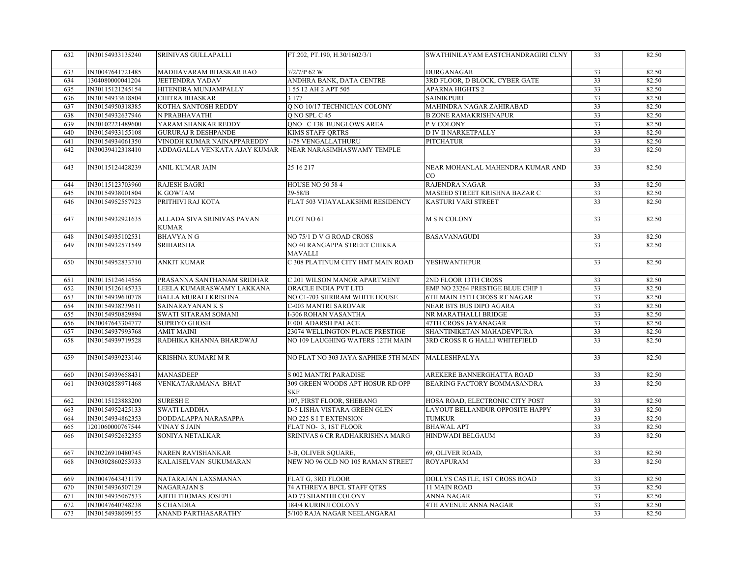| 632 | IN30154933135240 | SRINIVAS GULLAPALLI | FT.202, PT.190, H.30/1602/3/1 | SWATHINILAYAM EASTCHANDRAGIRI CLNY | 33 | 82.50 |
|---|---|---|---|---|---|---|
| 633 | IN30047641721485 | MADHAVARAM BHASKAR RAO | 7/2/7/P 62 W | DURGANAGAR | 33 | 82.50 |
| 634 | 1304080000041204 | JEETENDRA YADAV | ANDHRA BANK, DATA CENTRE | 3RD FLOOR, D BLOCK, CYBER GATE | 33 | 82.50 |
| 635 | IN30115121245154 | HITENDRA MUNJAMPALLY | 1 55 12 AH 2 APT 505 | APARNA HIGHTS 2 | 33 | 82.50 |
| 636 | IN30154933618804 | CHITRA BHASKAR | 3 177 | SAINIKPURI | 33 | 82.50 |
| 637 | IN30154950318385 | KOTHA SANTOSH REDDY | Q NO 10/17 TECHNICIAN COLONY | MAHINDRA NAGAR ZAHIRABAD | 33 | 82.50 |
| 638 | IN30154932637946 | N PRABHAVATHI | Q NO SPL C 45 | B ZONE RAMAKRISHNAPUR | 33 | 82.50 |
| 639 | IN30102221489600 | YARAM SHANKAR REDDY | QNO C 138 BUNGLOWS AREA | P V COLONY | 33 | 82.50 |
| 640 | IN30154933155108 | GURURAJ R DESHPANDE | KIMS STAFF QRTRS | D IV II NARKETPALLY | 33 | 82.50 |
| 641 | IN30154934061350 | VINODH KUMAR NAINAPPAREDDY | 1-78 VENGALLATHURU | PITCHATUR | 33 | 82.50 |
| 642 | IN30039412318410 | ADDAGALLA VENKATA AJAY KUMAR | NEAR NARASIMHASWAMY TEMPLE | | 33 | 82.50 |
| 643 | IN30115124428239 | ANIL KUMAR JAIN | 25 16 217 | NEAR MOHANLAL MAHENDRA KUMAR AND CO | 33 | 82.50 |
| 644 | IN30115123703960 | RAJESH BAGRI | HOUSE NO 50 58 4 | RAJENDRA NAGAR | 33 | 82.50 |
| 645 | IN30154938001804 | K GOWTAM | 29-58/B | MASEED STREET KRISHNA BAZAR C | 33 | 82.50 |
| 646 | IN30154952557923 | PRITHIVI RAJ KOTA | FLAT 503 VIJAYALAKSHMI RESIDENCY | KASTURI VARI STREET | 33 | 82.50 |
| 647 | IN30154932921635 | ALLADA SIVA SRINIVAS PAVAN KUMAR | PLOT NO 61 | M S N COLONY | 33 | 82.50 |
| 648 | IN30154935102531 | BHAVYA N G | NO 75/1 D V G ROAD CROSS | BASAVANAGUDI | 33 | 82.50 |
| 649 | IN30154932571549 | SRIHARSHA | NO 40 RANGAPPA STREET CHIKKA MAVALLI | | 33 | 82.50 |
| 650 | IN30154952833710 | ANKIT KUMAR | C 308 PLATINUM CITY HMT MAIN ROAD | YESHWANTHPUR | 33 | 82.50 |
| 651 | IN30115124614556 | PRASANNA SANTHANAM SRIDHAR | C 201 WILSON MANOR APARTMENT | 2ND FLOOR 13TH CROSS | 33 | 82.50 |
| 652 | IN30115126145733 | LEELA KUMARASWAMY LAKKANA | ORACLE INDIA PVT LTD | EMP NO 23264 PRESTIGE BLUE CHIP 1 | 33 | 82.50 |
| 653 | IN30154939610778 | BALLA MURALI KRISHNA | NO C1-703 SHRIRAM WHITE HOUSE | 6TH MAIN 15TH CROSS RT NAGAR | 33 | 82.50 |
| 654 | IN30154938239611 | SAINARAYANAN K S | C-003 MANTRI SAROVAR | NEAR BTS BUS DIPO AGARA | 33 | 82.50 |
| 655 | IN30154950829894 | SWATI SITARAM SOMANI | I-306 ROHAN VASANTHA | NR MARATHALLI BRIDGE | 33 | 82.50 |
| 656 | IN30047643304777 | SUPRIYO GHOSH | E 001 ADARSH PALACE | 47TH CROSS JAYANAGAR | 33 | 82.50 |
| 657 | IN30154937993768 | AMIT MAINI | 23074 WELLINGTON PLACE PRESTIGE | SHANTINIKETAN MAHADEVPURA | 33 | 82.50 |
| 658 | IN30154939719528 | RADHIKA KHANNA BHARDWAJ | NO 109 LAUGHING WATERS 12TH MAIN | 3RD CROSS R G HALLI WHITEFIELD | 33 | 82.50 |
| 659 | IN30154939233146 | KRISHNA KUMARI M R | NO FLAT NO 303 JAYA SAPHIRE 5TH MAIN | MALLESHPALYA | 33 | 82.50 |
| 660 | IN30154939658431 | MANASDEEP | S 002 MANTRI PARADISE | AREKERE BANNERGHATTA ROAD | 33 | 82.50 |
| 661 | IN30302858971468 | VENKATARAMANA BHAT | 309 GREEN WOODS APT HOSUR RD OPP SKF | BEARING FACTORY BOMMASANDRA | 33 | 82.50 |
| 662 | IN30115123883200 | SURESH E | 107, FIRST FLOOR, SHEBANG | HOSA ROAD, ELECTRONIC CITY POST | 33 | 82.50 |
| 663 | IN30154952425133 | SWATI LADDHA | D-5 LISHA VISTARA GREEN GLEN | LAYOUT BELLANDUR OPPOSITE HAPPY | 33 | 82.50 |
| 664 | IN30154934862353 | DODDALAPPA NARASAPPA | NO 225 S I T EXTENSION | TUMKUR | 33 | 82.50 |
| 665 | 1201060000767544 | VINAY S JAIN | FLAT NO- 3, 1ST FLOOR | BHAWAL APT | 33 | 82.50 |
| 666 | IN30154952632355 | SONIYA NETALKAR | SRINIVAS 6 CR RADHAKRISHNA MARG | HINDWADI BELGAUM | 33 | 82.50 |
| 667 | IN30226910480745 | NAREN RAVISHANKAR | 3-B, OLIVER SQUARE, | 69, OLIVER ROAD, | 33 | 82.50 |
| 668 | IN30302860253933 | KALAISELVAN SUKUMARAN | NEW NO 96 OLD NO 105 RAMAN STREET | ROYAPURAM | 33 | 82.50 |
| 669 | IN30047643431179 | NATARAJAN LAXSMANAN | FLAT G, 3RD FLOOR | DOLLYS CASTLE, 1ST CROSS ROAD | 33 | 82.50 |
| 670 | IN30154936507129 | NAGARAJAN S | 74 ATHREYA BPCL STAFF QTRS | 11 MAIN ROAD | 33 | 82.50 |
| 671 | IN30154935067533 | AJITH THOMAS JOSEPH | AD 73 SHANTHI COLONY | ANNA NAGAR | 33 | 82.50 |
| 672 | IN30047640748238 | S CHANDRA | 184/4 KURINJI COLONY | 4TH AVENUE ANNA NAGAR | 33 | 82.50 |
| 673 | IN30154938099155 | ANAND PARTHASARATHY | 5/100 RAJA NAGAR NEELANGARAI | | 33 | 82.50 |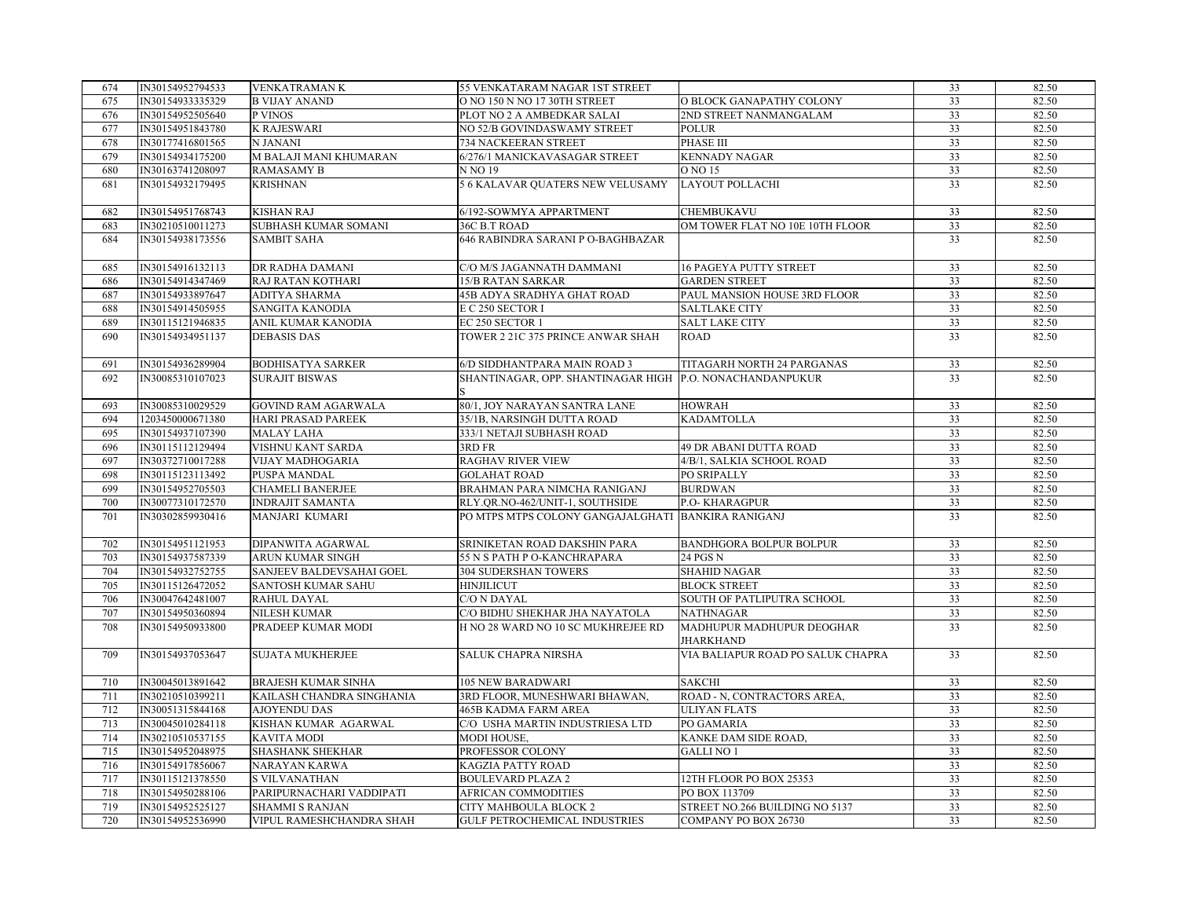| 674 | IN30154952794533 | VENKATRAMAN K | 55 VENKATARAM NAGAR 1ST STREET | | 33 | 82.50 |
|---|---|---|---|---|---|---|
| 675 | IN30154933335329 | B VIJAY ANAND | O NO 150 N NO 17 30TH STREET | O BLOCK GANAPATHY COLONY | 33 | 82.50 |
| 676 | IN30154952505640 | P VINOS | PLOT NO 2 A AMBEDKAR SALAI | 2ND STREET NANMANGALAM | 33 | 82.50 |
| 677 | IN30154951843780 | K RAJESWARI | NO 52/B GOVINDASWAMY STREET | POLUR | 33 | 82.50 |
| 678 | IN30177416801565 | N JANANI | 734 NACKEERAN STREET | PHASE III | 33 | 82.50 |
| 679 | IN30154934175200 | M BALAJI MANI KHUMARAN | 6/276/1 MANICKAVASAGAR STREET | KENNADY NAGAR | 33 | 82.50 |
| 680 | IN30163741208097 | RAMASAMY B | N NO 19 | O NO 15 | 33 | 82.50 |
| 681 | IN30154932179495 | KRISHNAN | 5 6 KALAVAR QUATERS NEW VELUSAMY | LAYOUT POLLACHI | 33 | 82.50 |
| 682 | IN30154951768743 | KISHAN RAJ | 6/192-SOWMYA APPARTMENT | CHEMBUKAVU | 33 | 82.50 |
| 683 | IN30210510011273 | SUBHASH KUMAR SOMANI | 36C B.T ROAD | OM TOWER FLAT NO 10E 10TH FLOOR | 33 | 82.50 |
| 684 | IN30154938173556 | SAMBIT SAHA | 646 RABINDRA SARANI P O-BAGHBAZAR | | 33 | 82.50 |
| 685 | IN30154916132113 | DR RADHA DAMANI | C/O M/S JAGANNATH DAMMANI | 16 PAGEYA PUTTY STREET | 33 | 82.50 |
| 686 | IN30154914347469 | RAJ RATAN KOTHARI | 15/B RATAN SARKAR | GARDEN STREET | 33 | 82.50 |
| 687 | IN30154933897647 | ADITYA SHARMA | 45B ADYA SRADHYA GHAT ROAD | PAUL MANSION HOUSE 3RD FLOOR | 33 | 82.50 |
| 688 | IN30154914505955 | SANGITA KANODIA | E C 250 SECTOR I | SALTLAKE CITY | 33 | 82.50 |
| 689 | IN30115121946835 | ANIL KUMAR KANODIA | EC 250 SECTOR 1 | SALT LAKE CITY | 33 | 82.50 |
| 690 | IN30154934951137 | DEBASIS DAS | TOWER 2 21C 375 PRINCE ANWAR SHAH | ROAD | 33 | 82.50 |
| 691 | IN30154936289904 | BODHISATYA SARKER | 6/D SIDDHANTPARA MAIN ROAD 3 | TITAGARH NORTH 24 PARGANAS | 33 | 82.50 |
| 692 | IN30085310107023 | SURAJIT BISWAS | SHANTINAGAR, OPP. SHANTINAGAR HIGH S | P.O. NONACHANDANPUKUR | 33 | 82.50 |
| 693 | IN30085310029529 | GOVIND RAM AGARWALA | 80/1, JOY NARAYAN SANTRA LANE | HOWRAH | 33 | 82.50 |
| 694 | 1203450000671380 | HARI PRASAD PAREEK | 35/1B, NARSINGH DUTTA ROAD | KADAMTOLLA | 33 | 82.50 |
| 695 | IN30154937107390 | MALAY LAHA | 333/1 NETAJI SUBHASH ROAD | | 33 | 82.50 |
| 696 | IN30115112129494 | VISHNU KANT SARDA | 3RD FR | 49 DR ABANI DUTTA ROAD | 33 | 82.50 |
| 697 | IN30372710017288 | VIJAY MADHOGARIA | RAGHAV RIVER VIEW | 4/B/1, SALKIA SCHOOL ROAD | 33 | 82.50 |
| 698 | IN30115123113492 | PUSPA MANDAL | GOLAHAT ROAD | PO SRIPALLY | 33 | 82.50 |
| 699 | IN30154952705503 | CHAMELI BANERJEE | BRAHMAN PARA NIMCHA RANIGANJ | BURDWAN | 33 | 82.50 |
| 700 | IN30077310172570 | INDRAJIT SAMANTA | RLY.QR.NO-462/UNIT-1, SOUTHSIDE | P.O- KHARAGPUR | 33 | 82.50 |
| 701 | IN30302859930416 | MANJARI KUMARI | PO MTPS MTPS COLONY GANGAJALGHATI | BANKIRA RANIGANJ | 33 | 82.50 |
| 702 | IN30154951121953 | DIPANWITA AGARWAL | SRINIKETAN ROAD DAKSHIN PARA | BANDHGORA BOLPUR BOLPUR | 33 | 82.50 |
| 703 | IN30154937587339 | ARUN KUMAR SINGH | 55 N S PATH P O-KANCHRAPARA | 24 PGS N | 33 | 82.50 |
| 704 | IN30154932752755 | SANJEEV BALDEVSAHAI GOEL | 304 SUDERSHAN TOWERS | SHAHID NAGAR | 33 | 82.50 |
| 705 | IN30115126472052 | SANTOSH KUMAR SAHU | HINJILICUT | BLOCK STREET | 33 | 82.50 |
| 706 | IN30047642481007 | RAHUL DAYAL | C/O N DAYAL | SOUTH OF PATLIPUTRA SCHOOL | 33 | 82.50 |
| 707 | IN30154950360894 | NILESH KUMAR | C/O BIDHU SHEKHAR JHA NAYATOLA | NATHNAGAR | 33 | 82.50 |
| 708 | IN30154950933800 | PRADEEP KUMAR MODI | H NO 28 WARD NO 10 SC MUKHREJEE RD | MADHUPUR MADHUPUR DEOGHAR JHARKHAND | 33 | 82.50 |
| 709 | IN30154937053647 | SUJATA MUKHERJEE | SALUK CHAPRA NIRSHA | VIA BALIAPUR ROAD PO SALUK CHAPRA | 33 | 82.50 |
| 710 | IN30045013891642 | BRAJESH KUMAR SINHA | 105 NEW BARADWARI | SAKCHI | 33 | 82.50 |
| 711 | IN30210510399211 | KAILASH CHANDRA SINGHANIA | 3RD FLOOR, MUNESHWARI BHAWAN, | ROAD - N, CONTRACTORS AREA, | 33 | 82.50 |
| 712 | IN30051315844168 | AJOYENDU DAS | 465B KADMA FARM AREA | ULIYAN FLATS | 33 | 82.50 |
| 713 | IN30045010284118 | KISHAN KUMAR AGARWAL | C/O USHA MARTIN INDUSTRIESA LTD | PO GAMARIA | 33 | 82.50 |
| 714 | IN30210510537155 | KAVITA MODI | MODI HOUSE, | KANKE DAM SIDE ROAD, | 33 | 82.50 |
| 715 | IN30154952048975 | SHASHANK SHEKHAR | PROFESSOR COLONY | GALLI NO 1 | 33 | 82.50 |
| 716 | IN30154917856067 | NARAYAN KARWA | KAGZIA PATTY ROAD | | 33 | 82.50 |
| 717 | IN30115121378550 | S VILVANATHAN | BOULEVARD PLAZA 2 | 12TH FLOOR PO BOX 25353 | 33 | 82.50 |
| 718 | IN30154950288106 | PARIPURNACHARI VADDIPATI | AFRICAN COMMODITIES | PO BOX 113709 | 33 | 82.50 |
| 719 | IN30154952525127 | SHAMMI S RANJAN | CITY MAHBOULA BLOCK 2 | STREET NO.266 BUILDING NO 5137 | 33 | 82.50 |
| 720 | IN30154952536990 | VIPUL RAMESHCHANDRA SHAH | GULF PETROCHEMICAL INDUSTRIES | COMPANY PO BOX 26730 | 33 | 82.50 |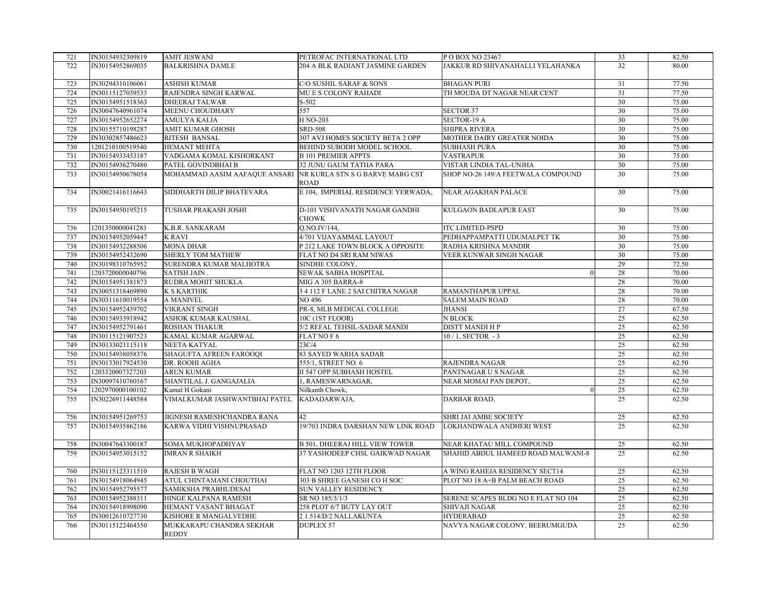| 721 | IN30154932309819 | AMIT JESWANI | PETROFAC INTERNATIONAL LTD | P O BOX NO 23467 | 33 | 82.50 |
|---|---|---|---|---|---|---|
| 722 | IN30154952869035 | BALKRISHNA DAMLE | 204 A BLK RADIANT JASMINE GARDEN | JAKKUR RD SHIVANAHALLI YELAHANKA | 32 | 80.00 |
| 723 | IN30294310106061 | ASHISH KUMAR | C/O SUSHIL SARAF & SONS | BHAGAN PURI | 31 | 77.50 |
| 724 | IN30115127039533 | RAJENDRA SINGH KARWAL | MU E S COLONY RAHADI | TH MOUDA DT NAGAR NEAR CENT | 31 | 77.50 |
| 725 | IN30154951518363 | DHEERAJ TALWAR | S-502 | | 30 | 75.00 |
| 726 | IN30047640961074 | MEENU CHOUDHARY | 557 | SECTOR 37 | 30 | 75.00 |
| 727 | IN30154952652274 | AMULYA KALIA | H NO-203 | SECTOR-19 A | 30 | 75.00 |
| 728 | IN30155710198287 | AMIT KUMAR GHOSH | SRD-508 | SHIPRA RIVERA | 30 | 75.00 |
| 729 | IN30302857486623 | RITESH BANSAL | 307 AVJ HOMES SOCIETY BETA 2 OPP | MOTHER DAIRY GREATER NOIDA | 30 | 75.00 |
| 730 | 1201210100519540 | HEMANT MEHTA | BEHIND SUBODH MODEL SCHOOL | SUBHASH PURA | 30 | 75.00 |
| 731 | IN30154933453187 | VADGAMA KOMAL KISHORKANT | B 101 PREMIER APPTS | VASTRAPUR | 30 | 75.00 |
| 732 | IN30154936270480 | PATEL GOVINDBHAI B | 32 JUNU GAUM TATHA PARA | VISTAR LINDIA TAL-UNJHA | 30 | 75.00 |
| 733 | IN30154950678054 | MOHAMMAD AASIM AAFAQUE ANSARI | NR KURLA STN S G BARVE MARG CST ROAD | SHOP NO-26 149/A FEETWALA COMPOUND | 30 | 75.00 |
| 734 | IN30021416116643 | SIDDHARTH DILIP BHATEVARA | E 104, IMPERIAL RESIDENCE YERWADA, | NEAR AGAKHAN PALACE | 30 | 75.00 |
| 735 | IN30154950195215 | TUSHAR PRAKASH JOSHI | D-101 VISHVANATH NAGAR GANDHI CHOWK | KULGAON BADLAPUR EAST | 30 | 75.00 |
| 736 | 1201350000041283 | K.B.R. SANKARAM | Q.NO.IV/144, | ITC LIMITED-PSPD | 30 | 75.00 |
| 737 | IN30154952059447 | K RAVI | 4/701 VIJAYAMMAL LAYOUT | PEDHAPPAMPATTI UDUMALPET TK | 30 | 75.00 |
| 738 | IN30154932288506 | MONA DHAR | P 212 LAKE TOWN BLOCK A OPPOSITE | RADHA KRISHNA MANDIR | 30 | 75.00 |
| 739 | IN30154952432690 | SHERLY TOM MATHEW | FLAT NO D4 SRI RAM NIWAS | VEER KUNWAR SINGH NAGAR | 30 | 75.00 |
| 740 | IN30198310765952 | SURENDRA KUMAR MALHOTRA | SINDHE COLONY, | | 29 | 72.50 |
| 741 | 1203720000040796 | SATISH JAIN . | SEWAK SABHA HOSPITAL | 0 | 28 | 70.00 |
| 742 | IN30154951381873 | RUDRA MOHIT SHUKLA | MIG A 305 BARRA-8 | | 28 | 70.00 |
| 743 | IN30051318469890 | K S KARTHIK | 3 4 112 F LANE 2 SAI CHITRA NAGAR | RAMANTHAPUR UPPAL | 28 | 70.00 |
| 744 | IN30311610019554 | A MANIVEL | NO 496 | SALEM MAIN ROAD | 28 | 70.00 |
| 745 | IN30154952439702 | VIKRANT SINGH | PR-8, MLB MEDICAL COLLEGE | JHANSI | 27 | 67.50 |
| 746 | IN30154933918942 | ASHOK KUMAR KAUSHAL | 10C (1ST FLOOR) | N BLOCK | 25 | 62.50 |
| 747 | IN30154952791461 | ROSHAN THAKUR | 5/2 REFAL TEHSIL-SADAR MANDI | DISTT MANDI H P | 25 | 62.50 |
| 748 | IN30115121907523 | KAMAL KUMAR AGARWAL | FLAT NO F 6 | 10 / 1, SECTOR - 3 | 25 | 62.50 |
| 749 | IN30133021115118 | NEETA KATYAL | 23C/4 | | 25 | 62.50 |
| 750 | IN30154938058376 | SHAGUFTA AFREEN FAROOQI | 83 SAYED WARHA SADAR | | 25 | 62.50 |
| 751 | IN30133017924530 | DR. ROOHI AGHA | 555/1, STREET NO. 6 | RAJENDRA NAGAR | 25 | 62.50 |
| 752 | 1203320007327203 | ARUN KUMAR | II 547 OPP SUBHASH HOSTEL | PANTNAGAR U S NAGAR | 25 | 62.50 |
| 753 | IN30097410760167 | SHANTILAL J. GANGAJALIA | 1, RAMESWARNAGAR, | NEAR MOMAI PAN DEPOT, | 25 | 62.50 |
| 754 | 1202970000100102 | Kamal H Gokani | Nilkanth Chowk, | 0 | 25 | 62.50 |
| 755 | IN30226911448584 | VIMALKUMAR JASHWANTBHAI PATEL | KADADARWAJA, | DARBAR ROAD, | 25 | 62.50 |
| 756 | IN30154951269753 | JIGNESH RAMESHCHANDRA RANA | 42 | SHRI JAI AMBE SOCIETY | 25 | 62.50 |
| 757 | IN30154935862186 | KARWA VIDHI VISHNUPRASAD | 19/703 INDRA DARSHAN NEW LINK ROAD | LOKHANDWALA ANDHERI WEST | 25 | 62.50 |
| 758 | IN30047643300187 | SOMA MUKHOPADHYAY | B 501, DHEERAJ HILL VIEW TOWER | NEAR KHATAU MILL COMPOUND | 25 | 62.50 |
| 759 | IN30154953015152 | IMRAN R SHAIKH | 37 YASHODEEP CHSL GAIKWAD NAGAR | SHAHID ABDUL HAMEED ROAD MALWANI-8 | 25 | 62.50 |
| 760 | IN30115123311510 | RAJESH B WAGH | FLAT NO 1203 12TH FLOOR | A WING RAHEJA RESIDENCY SECT14 | 25 | 62.50 |
| 761 | IN30154918064945 | ATUL CHINTAMANI CHOUTHAI | 303 B SHREE GANESH CO H SOC | PLOT NO 18 A+B PALM BEACH ROAD | 25 | 62.50 |
| 762 | IN30154952795577 | SAMIKSHA PRABHUDESAI | SUN VALLEY RESIDENCY | | 25 | 62.50 |
| 763 | IN30154952388311 | HINGE KALPANA RAMESH | SR NO 185/3/1/3 | SERENE SCAPES BLDG NO E FLAT NO 104 | 25 | 62.50 |
| 764 | IN30154918998090 | HEMANT VASANT BHAGAT | 258 PLOT 6/7 BUTY LAY OUT | SHIVAJI NAGAR | 25 | 62.50 |
| 765 | IN30012610727730 | KISHORE R MANGALVEDHE | 2 1 514/D/2 NALLAKUNTA | HYDERABAD | 25 | 62.50 |
| 766 | IN30115122464350 | MUKKARAPU CHANDRA SEKHAR REDDY | DUPLEX 57 | NAVYA NAGAR COLONY, BEERUMGUDA | 25 | 62.50 |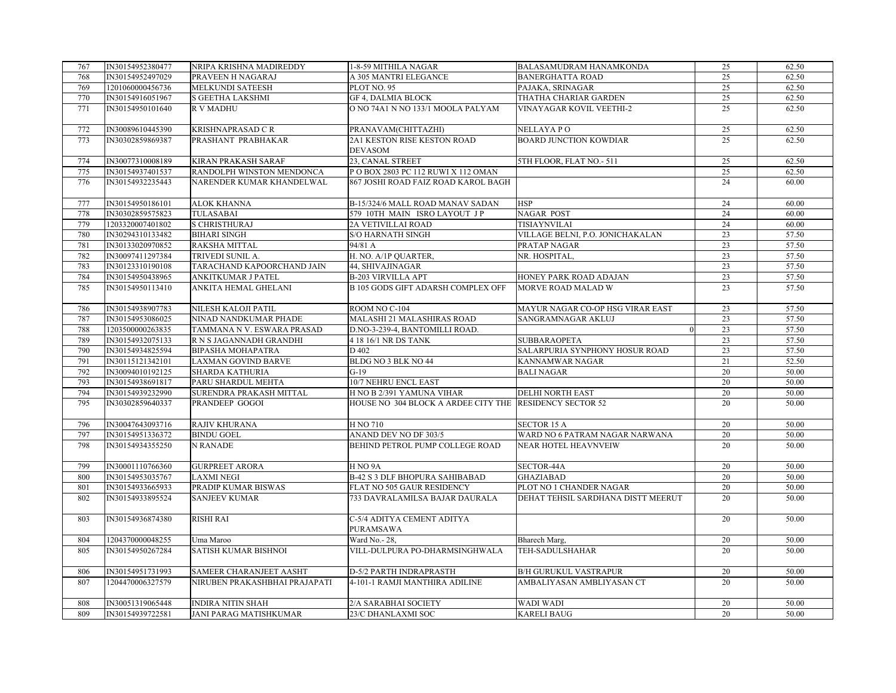| 767 | IN30154952380477 | NRIPA KRISHNA MADIREDDY | 1-8-59 MITHILA NAGAR | BALASAMUDRAM HANAMKONDA | 25 | 62.50 |
|---|---|---|---|---|---|---|
| 768 | IN30154952497029 | PRAVEEN H NAGARAJ | A 305 MANTRI ELEGANCE | BANERGHATTA ROAD | 25 | 62.50 |
| 769 | 1201060000456736 | MELKUNDI SATEESH | PLOT NO. 95 | PAJAKA, SRINAGAR | 25 | 62.50 |
| 770 | IN30154916051967 | S GEETHA LAKSHMI | GF 4, DALMIA BLOCK | THATHA CHARIAR GARDEN | 25 | 62.50 |
| 771 | IN30154950101640 | R V MADHU | O NO 74A1 N NO 133/1 MOOLA PALYAM | VINAYAGAR KOVIL VEETHI-2 | 25 | 62.50 |
| 772 | IN30089610445390 | KRISHNAPRASAD C R | PRANAVAM(CHITTAZHI) | NELLAYA P O | 25 | 62.50 |
| 773 | IN30302859869387 | PRASHANT PRABHAKAR | 2A1 KESTON RISE KESTON ROAD DEVASOM | BOARD JUNCTION KOWDIAR | 25 | 62.50 |
| 774 | IN30077310008189 | KIRAN PRAKASH SARAF | 23, CANAL STREET | 5TH FLOOR, FLAT NO.- 511 | 25 | 62.50 |
| 775 | IN30154937401537 | RANDOLPH WINSTON MENDONCA | P O BOX 2803 PC 112 RUWI X 112 OMAN | | 25 | 62.50 |
| 776 | IN30154932235443 | NARENDER KUMAR KHANDELWAL | 867 JOSHI ROAD FAIZ ROAD KAROL BAGH | | 24 | 60.00 |
| 777 | IN30154950186101 | ALOK KHANNA | B-15/324/6 MALL ROAD MANAV SADAN | HSP | 24 | 60.00 |
| 778 | IN30302859575823 | TULASABAI | 579 10TH MAIN ISRO LAYOUT J P | NAGAR POST | 24 | 60.00 |
| 779 | 1203320007401802 | S CHRISTHURAJ | 2A VETIVILLAI ROAD | TISIAYNVILAI | 24 | 60.00 |
| 780 | IN30294310133482 | BIHARI SINGH | S/O HARNATH SINGH | VILLAGE BELNI, P.O. JONICHAKALAN | 23 | 57.50 |
| 781 | IN30133020970852 | RAKSHA MITTAL | 94/81 A | PRATAP NAGAR | 23 | 57.50 |
| 782 | IN30097411297384 | TRIVEDI SUNIL A. | H. NO. A/1P QUARTER, | NR. HOSPITAL, | 23 | 57.50 |
| 783 | IN30123310190108 | TARACHAND KAPOORCHAND JAIN | 44, SHIVAJINAGAR | | 23 | 57.50 |
| 784 | IN30154950438965 | ANKITKUMAR J PATEL | B-203 VIRVILLA APT | HONEY PARK ROAD ADAJAN | 23 | 57.50 |
| 785 | IN30154950113410 | ANKITA HEMAL GHELANI | B 105 GODS GIFT ADARSH COMPLEX OFF | MORVE ROAD MALAD W | 23 | 57.50 |
| 786 | IN30154938907783 | NILESH KALOJI PATIL | ROOM NO C-104 | MAYUR NAGAR CO-OP HSG VIRAR EAST | 23 | 57.50 |
| 787 | IN30154953086025 | NINAD NANDKUMAR PHADE | MALASHI 21 MALASHIRAS ROAD | SANGRAMNAGAR AKLUJ | 23 | 57.50 |
| 788 | 1203500000263835 | TAMMANA N V. ESWARA PRASAD | D.NO-3-239-4, BANTOMILLI ROAD. | 0 | 23 | 57.50 |
| 789 | IN30154932075133 | R N S JAGANNADH GRANDHI | 4 18 16/1 NR DS TANK | SUBBARAOPETA | 23 | 57.50 |
| 790 | IN30154934825594 | BIPASHA MOHAPATRA | D 402 | SALARPURIA SYNPHONY HOSUR ROAD | 23 | 57.50 |
| 791 | IN30115121342101 | LAXMAN GOVIND BARVE | BLDG NO 3 BLK NO 44 | KANNAMWAR NAGAR | 21 | 52.50 |
| 792 | IN30094010192125 | SHARDA KATHURIA | G-19 | BALI NAGAR | 20 | 50.00 |
| 793 | IN30154938691817 | PARU SHARDUL MEHTA | 10/7 NEHRU ENCL EAST | | 20 | 50.00 |
| 794 | IN30154939232990 | SURENDRA PRAKASH MITTAL | H NO B 2/391 YAMUNA VIHAR | DELHI NORTH EAST | 20 | 50.00 |
| 795 | IN30302859640337 | PRANDEEP GOGOI | HOUSE NO 304 BLOCK A ARDEE CITY THE | RESIDENCY SECTOR 52 | 20 | 50.00 |
| 796 | IN30047643093716 | RAJIV KHURANA | H NO 710 | SECTOR 15 A | 20 | 50.00 |
| 797 | IN30154951336372 | BINDU GOEL | ANAND DEV NO DF 303/5 | WARD NO 6 PATRAM NAGAR NARWANA | 20 | 50.00 |
| 798 | IN30154934355250 | N RANADE | BEHIND PETROL PUMP COLLEGE ROAD | NEAR HOTEL HEAVNVEIW | 20 | 50.00 |
| 799 | IN30001110766360 | GURPREET ARORA | H NO 9A | SECTOR-44A | 20 | 50.00 |
| 800 | IN30154953035767 | LAXMI NEGI | B-42 S 3 DLF BHOPURA SAHIBABAD | GHAZIABAD | 20 | 50.00 |
| 801 | IN30154933665933 | PRADIP KUMAR BISWAS | FLAT NO 505 GAUR RESIDENCY | PLOT NO 1 CHANDER NAGAR | 20 | 50.00 |
| 802 | IN30154933895524 | SANJEEV KUMAR | 733 DAVRALAMILSA BAJAR DAURALA | DEHAT TEHSIL SARDHANA DISTT MEERUT | 20 | 50.00 |
| 803 | IN30154936874380 | RISHI RAI | C-5/4 ADITYA CEMENT ADITYA PURAMSAWA | | 20 | 50.00 |
| 804 | 1204370000048255 | Uma Maroo | Ward No.- 28, | Bharech Marg, | 20 | 50.00 |
| 805 | IN30154950267284 | SATISH KUMAR BISHNOI | VILL-DULPURA PO-DHARMSINGHWALA | TEH-SADULSHAHAR | 20 | 50.00 |
| 806 | IN30154951731993 | SAMEER CHARANJEET AASHT | D-5/2 PARTH INDRAPRASTH | B/H GURUKUL VASTRAPUR | 20 | 50.00 |
| 807 | 1204470006327579 | NIRUBEN PRAKASHBHAI PRAJAPATI | 4-101-1 RAMJI MANTHIRA ADILINE | AMBALIYASAN AMBLIYASAN CT | 20 | 50.00 |
| 808 | IN30051319065448 | INDIRA NITIN SHAH | 2/A SARABHAI SOCIETY | WADI WADI | 20 | 50.00 |
| 809 | IN30154939722581 | JANI PARAG MATISHKUMAR | 23/C DHANLAXMI SOC | KARELI BAUG | 20 | 50.00 |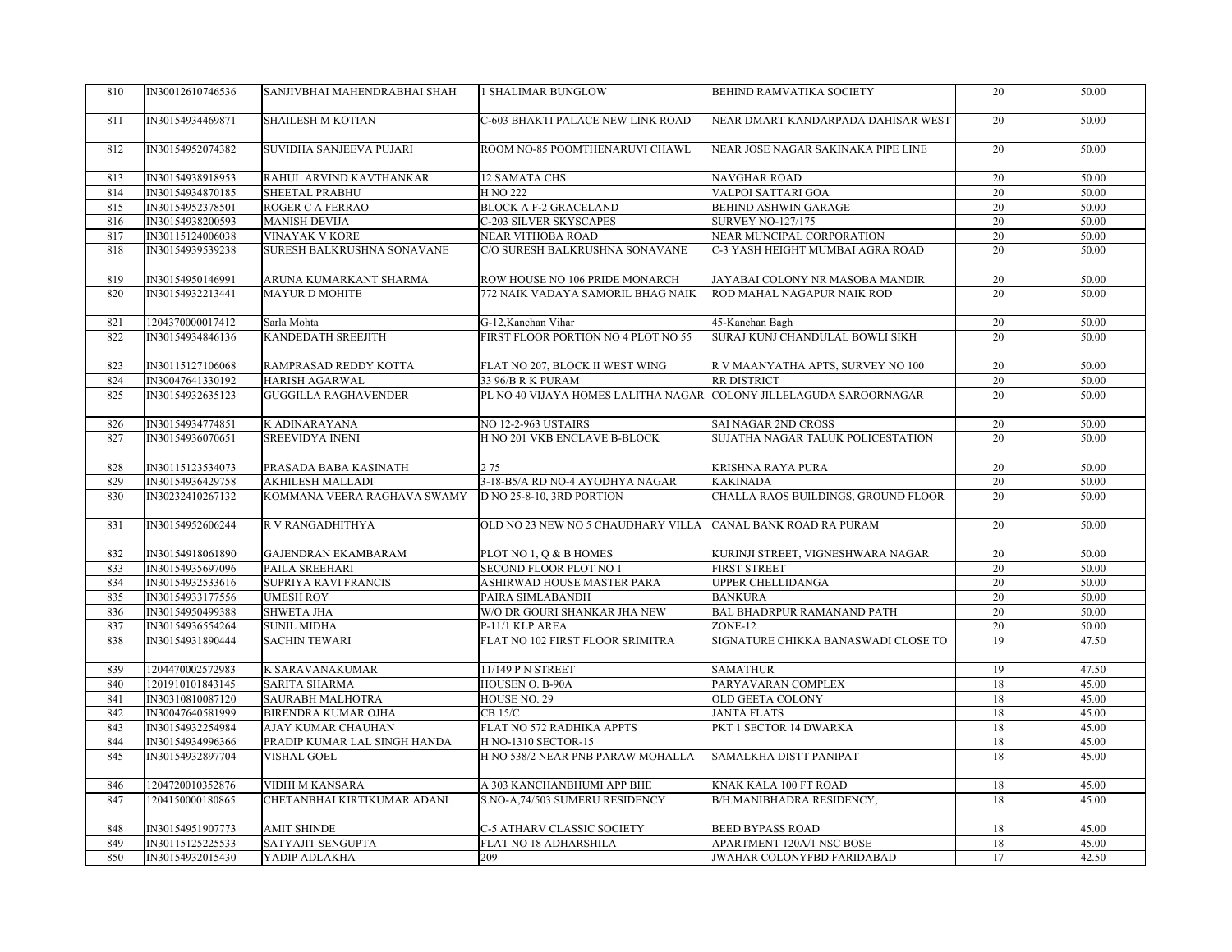| | | | | | | |
|---|---|---|---|---|---|---|
| 810 | IN30012610746536 | SANJIVBHAI MAHENDRABHAI SHAH | 1 SHALIMAR BUNGLOW | BEHIND RAMVATIKA SOCIETY | 20 | 50.00 |
| 811 | IN30154934469871 | SHAILESH M KOTIAN | C-603 BHAKTI PALACE NEW LINK ROAD | NEAR DMART KANDARPADA DAHISAR WEST | 20 | 50.00 |
| 812 | IN30154952074382 | SUVIDHA SANJEEVA PUJARI | ROOM NO-85 POOMTHENARUVI CHAWL | NEAR JOSE NAGAR SAKINAKA PIPE LINE | 20 | 50.00 |
| 813 | IN30154938918953 | RAHUL ARVIND KAVTHANKAR | 12 SAMATA CHS | NAVGHAR ROAD | 20 | 50.00 |
| 814 | IN30154934870185 | SHEETAL PRABHU | H NO 222 | VALPOI SATTARI GOA | 20 | 50.00 |
| 815 | IN30154952378501 | ROGER C A FERRAO | BLOCK A F-2 GRACELAND | BEHIND ASHWIN GARAGE | 20 | 50.00 |
| 816 | IN30154938200593 | MANISH DEVIJA | C-203 SILVER SKYSCAPES | SURVEY NO-127/175 | 20 | 50.00 |
| 817 | IN30115124006038 | VINAYAK V KORE | NEAR VITHOBA ROAD | NEAR MUNCIPAL CORPORATION | 20 | 50.00 |
| 818 | IN30154939539238 | SURESH BALKRUSHNA SONAVANE | C/O SURESH BALKRUSHNA SONAVANE | C-3 YASH HEIGHT MUMBAI AGRA ROAD | 20 | 50.00 |
| 819 | IN30154950146991 | ARUNA KUMARKANT SHARMA | ROW HOUSE NO 106 PRIDE MONARCH | JAYABAI COLONY NR MASOBA MANDIR | 20 | 50.00 |
| 820 | IN30154932213441 | MAYUR D MOHITE | 772 NAIK VADAYA SAMORIL BHAG NAIK | ROD MAHAL NAGAPUR NAIK ROD | 20 | 50.00 |
| 821 | 1204370000017412 | Sarla Mohta | G-12,Kanchan Vihar | 45-Kanchan Bagh | 20 | 50.00 |
| 822 | IN30154934846136 | KANDEDATH SREEJITH | FIRST FLOOR PORTION NO 4 PLOT NO 55 | SURAJ KUNJ CHANDULAL BOWLI SIKH | 20 | 50.00 |
| 823 | IN30115127106068 | RAMPRASAD REDDY KOTTA | FLAT NO 207, BLOCK II WEST WING | R V MAANYATHA APTS, SURVEY NO 100 | 20 | 50.00 |
| 824 | IN30047641330192 | HARISH AGARWAL | 33 96/B R K PURAM | RR DISTRICT | 20 | 50.00 |
| 825 | IN30154932635123 | GUGGILLA RAGHAVENDER | PL NO 40 VIJAYA HOMES LALITHA NAGAR | COLONY JILLELAGUDA SAROORNAGAR | 20 | 50.00 |
| 826 | IN30154934774851 | K ADINARAYANA | NO 12-2-963 USTAIRS | SAI NAGAR 2ND CROSS | 20 | 50.00 |
| 827 | IN30154936070651 | SREEVIDYA INENI | H NO 201 VKB ENCLAVE B-BLOCK | SUJATHA NAGAR TALUK POLICESTATION | 20 | 50.00 |
| 828 | IN30115123534073 | PRASADA BABA KASINATH | 2 75 | KRISHNA RAYA PURA | 20 | 50.00 |
| 829 | IN30154936429758 | AKHILESH MALLADI | 3-18-B5/A RD NO-4 AYODHYA NAGAR | KAKINADA | 20 | 50.00 |
| 830 | IN30232410267132 | KOMMANA VEERA RAGHAVA SWAMY | D NO 25-8-10, 3RD PORTION | CHALLA RAOS BUILDINGS, GROUND FLOOR | 20 | 50.00 |
| 831 | IN30154952606244 | R V RANGADHITHYA | OLD NO 23 NEW NO 5 CHAUDHARY VILLA | CANAL BANK ROAD RA PURAM | 20 | 50.00 |
| 832 | IN30154918061890 | GAJENDRAN EKAMBARAM | PLOT NO 1, Q & B HOMES | KURINJI STREET, VIGNESHWARA NAGAR | 20 | 50.00 |
| 833 | IN30154935697096 | PAILA SREEHARI | SECOND FLOOR PLOT NO 1 | FIRST STREET | 20 | 50.00 |
| 834 | IN30154932533616 | SUPRIYA RAVI FRANCIS | ASHIRWAD HOUSE MASTER PARA | UPPER CHELLIDANGA | 20 | 50.00 |
| 835 | IN30154933177556 | UMESH ROY | PAIRA SIMLABANDH | BANKURA | 20 | 50.00 |
| 836 | IN30154950499388 | SHWETA JHA | W/O DR GOURI SHANKAR JHA NEW | BAL BHADRPUR RAMANAND PATH | 20 | 50.00 |
| 837 | IN30154936554264 | SUNIL MIDHA | P-11/1 KLP AREA | ZONE-12 | 20 | 50.00 |
| 838 | IN30154931890444 | SACHIN TEWARI | FLAT NO 102 FIRST FLOOR SRIMITRA | SIGNATURE CHIKKA BANASWADI CLOSE TO | 19 | 47.50 |
| 839 | 1204470002572983 | K SARAVANAKUMAR | 11/149 P N STREET | SAMATHUR | 19 | 47.50 |
| 840 | 1201910101843145 | SARITA SHARMA | HOUSEN O. B-90A | PARYAVARAN COMPLEX | 18 | 45.00 |
| 841 | IN30310810087120 | SAURABH MALHOTRA | HOUSE NO. 29 | OLD GEETA COLONY | 18 | 45.00 |
| 842 | IN30047640581999 | BIRENDRA KUMAR OJHA | CB 15/C | JANTA FLATS | 18 | 45.00 |
| 843 | IN30154932254984 | AJAY KUMAR CHAUHAN | FLAT NO 572 RADHIKA APPTS | PKT 1 SECTOR 14 DWARKA | 18 | 45.00 |
| 844 | IN30154934996366 | PRADIP KUMAR LAL SINGH HANDA | H NO-1310 SECTOR-15 | | 18 | 45.00 |
| 845 | IN30154932897704 | VISHAL GOEL | H NO 538/2 NEAR PNB PARAW MOHALLA | SAMALKHA DISTT PANIPAT | 18 | 45.00 |
| 846 | 1204720010352876 | VIDHI M KANSARA | A 303 KANCHANBHUMI APP BHE | KNAK KALA 100 FT ROAD | 18 | 45.00 |
| 847 | 1204150000180865 | CHETANBHAI KIRTIKUMAR ADANI . | S.NO-A,74/503 SUMERU RESIDENCY | B/H.MANIBHADRA RESIDENCY, | 18 | 45.00 |
| 848 | IN30154951907773 | AMIT SHINDE | C-5 ATHARV CLASSIC SOCIETY | BEED BYPASS ROAD | 18 | 45.00 |
| 849 | IN30115125225533 | SATYAJIT SENGUPTA | FLAT NO 18 ADHARSHILA | APARTMENT 120A/1 NSC BOSE | 18 | 45.00 |
| 850 | IN30154932015430 | YADIP ADLAKHA | 209 | JWAHAR COLONYFBD FARIDABAD | 17 | 42.50 |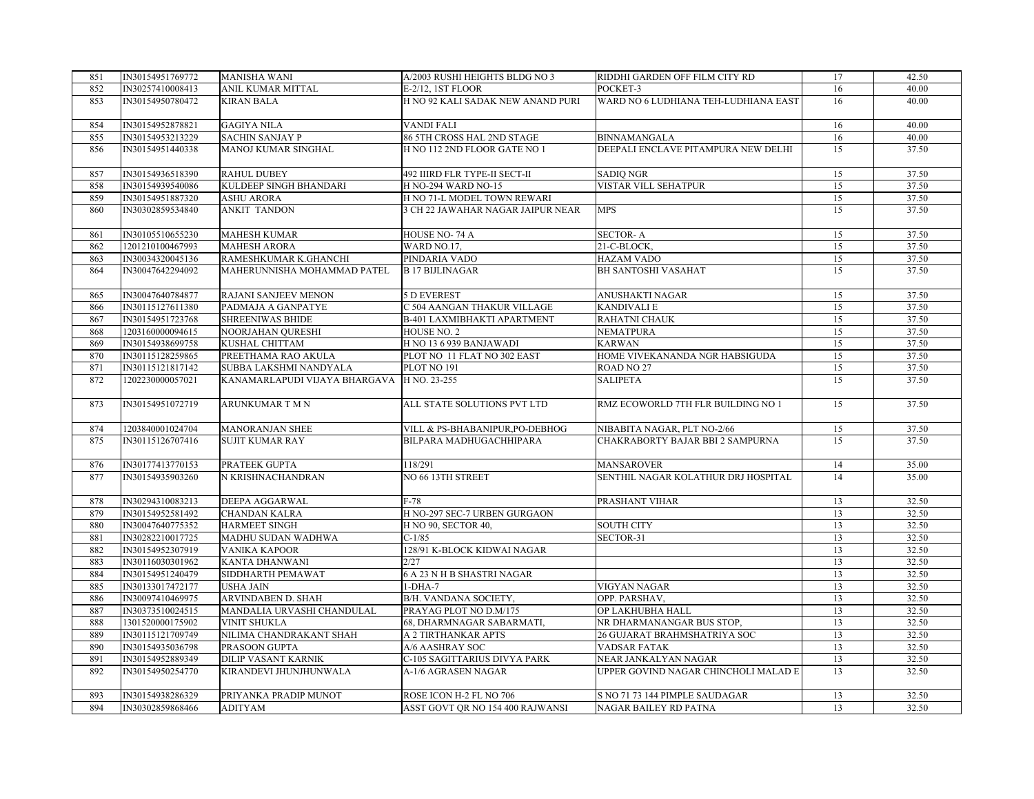| 851 | IN30154951769772 | MANISHA WANI | A/2003 RUSHI HEIGHTS BLDG NO 3 | RIDDHI GARDEN OFF FILM CITY RD | 17 | 42.50 |
|---|---|---|---|---|---|---|
| 852 | IN30257410008413 | ANIL KUMAR MITTAL | E-2/12, 1ST FLOOR | POCKET-3 | 16 | 40.00 |
| 853 | IN30154950780472 | KIRAN BALA | H NO 92 KALI SADAK NEW ANAND PURI | WARD NO 6 LUDHIANA TEH-LUDHIANA EAST | 16 | 40.00 |
| 854 | IN30154952878821 | GAGIYA NILA | VANDI FALI | | 16 | 40.00 |
| 855 | IN30154953213229 | SACHIN SANJAY P | 86 5TH CROSS HAL 2ND STAGE | BINNAMANGALA | 16 | 40.00 |
| 856 | IN30154951440338 | MANOJ KUMAR SINGHAL | H NO 112 2ND FLOOR GATE NO 1 | DEEPALI ENCLAVE PITAMPURA NEW DELHI | 15 | 37.50 |
| 857 | IN30154936518390 | RAHUL DUBEY | 492 IIIRD FLR TYPE-II SECT-II | SADIQ NGR | 15 | 37.50 |
| 858 | IN30154939540086 | KULDEEP SINGH BHANDARI | H NO-294 WARD NO-15 | VISTAR VILL SEHATPUR | 15 | 37.50 |
| 859 | IN30154951887320 | ASHU ARORA | H NO 71-L MODEL TOWN REWARI | | 15 | 37.50 |
| 860 | IN30302859534840 | ANKIT TANDON | 3 CH 22 JAWAHAR NAGAR JAIPUR NEAR | MPS | 15 | 37.50 |
| 861 | IN30105510655230 | MAHESH KUMAR | HOUSE NO- 74 A | SECTOR- A | 15 | 37.50 |
| 862 | 1201210100467993 | MAHESH ARORA | WARD NO.17, | 21-C-BLOCK, | 15 | 37.50 |
| 863 | IN30034320045136 | RAMESHKUMAR K.GHANCHI | PINDARIA VADO | HAZAM VADO | 15 | 37.50 |
| 864 | IN30047642294092 | MAHERUNNISHA MOHAMMAD PATEL | B 17 BIJLINAGAR | BH SANTOSHI VASAHAT | 15 | 37.50 |
| 865 | IN30047640784877 | RAJANI SANJEEV MENON | 5 D EVEREST | ANUSHAKTI NAGAR | 15 | 37.50 |
| 866 | IN30115127611380 | PADMAJA A GANPATYE | C 504 AANGAN THAKUR VILLAGE | KANDIVALI E | 15 | 37.50 |
| 867 | IN30154951723768 | SHREENIWAS BHIDE | B-401 LAXMIBHAKTI APARTMENT | RAHATNI CHAUK | 15 | 37.50 |
| 868 | 1203160000094615 | NOORJAHAN QURESHI | HOUSE NO. 2 | NEMATPURA | 15 | 37.50 |
| 869 | IN30154938699758 | KUSHAL CHITTAM | H NO 13 6 939 BANJAWADI | KARWAN | 15 | 37.50 |
| 870 | IN30115128259865 | PREETHAMA RAO AKULA | PLOT NO 11 FLAT NO 302 EAST | HOME VIVEKANANDA NGR HABSIGUDA | 15 | 37.50 |
| 871 | IN30115121817142 | SUBBA LAKSHMI NANDYALA | PLOT NO 191 | ROAD NO 27 | 15 | 37.50 |
| 872 | 1202230000057021 | KANAMARLAPUDI VIJAYA BHARGAVA | H NO. 23-255 | SALIPETA | 15 | 37.50 |
| 873 | IN30154951072719 | ARUNKUMAR T M N | ALL STATE SOLUTIONS PVT LTD | RMZ ECOWORLD 7TH FLR BUILDING NO 1 | 15 | 37.50 |
| 874 | 1203840001024704 | MANORANJAN SHEE | VILL & PS-BHABANIPUR,PO-DEBHOG | NIBABITA NAGAR, PLT NO-2/66 | 15 | 37.50 |
| 875 | IN30115126707416 | SUJIT KUMAR RAY | BILPARA MADHUGACHHIPARA | CHAKRABORTY BAJAR BBI 2 SAMPURNA | 15 | 37.50 |
| 876 | IN30177413770153 | PRATEEK GUPTA | 118/291 | MANSAROVER | 14 | 35.00 |
| 877 | IN30154935903260 | N KRISHNACHANDRAN | NO 66 13TH STREET | SENTHIL NAGAR KOLATHUR DRJ HOSPITAL | 14 | 35.00 |
| 878 | IN30294310083213 | DEEPA AGGARWAL | F-78 | PRASHANT VIHAR | 13 | 32.50 |
| 879 | IN30154952581492 | CHANDAN KALRA | H NO-297 SEC-7 URBEN GURGAON | | 13 | 32.50 |
| 880 | IN30047640775352 | HARMEET SINGH | H NO 90, SECTOR 40, | SOUTH CITY | 13 | 32.50 |
| 881 | IN30282210017725 | MADHU SUDAN WADHWA | C-1/85 | SECTOR-31 | 13 | 32.50 |
| 882 | IN30154952307919 | VANIKA KAPOOR | 128/91 K-BLOCK KIDWAI NAGAR | | 13 | 32.50 |
| 883 | IN30116030301962 | KANTA DHANWANI | 2/27 | | 13 | 32.50 |
| 884 | IN30154951240479 | SIDDHARTH PEMAWAT | 6 A 23 N H B SHASTRI NAGAR | | 13 | 32.50 |
| 885 | IN30133017472177 | USHA JAIN | 1-DHA-7 | VIGYAN NAGAR | 13 | 32.50 |
| 886 | IN30097410469975 | ARVINDABEN D. SHAH | B/H. VANDANA SOCIETY, | OPP. PARSHAV, | 13 | 32.50 |
| 887 | IN30373510024515 | MANDALIA URVASHI CHANDULAL | PRAYAG PLOT NO D.M/175 | OP LAKHUBHA HALL | 13 | 32.50 |
| 888 | 1301520000175902 | VINIT SHUKLA | 68, DHARMNAGAR SABARMATI, | NR DHARMANANGAR BUS STOP, | 13 | 32.50 |
| 889 | IN30115121709749 | NILIMA CHANDRAKANT SHAH | A 2 TIRTHANKAR APTS | 26 GUJARAT BRAHMSHATRIYA SOC | 13 | 32.50 |
| 890 | IN30154935036798 | PRASOON GUPTA | A/6 AASHRAY SOC | VADSAR FATAK | 13 | 32.50 |
| 891 | IN30154952889349 | DILIP VASANT KARNIK | C-105 SAGITTARIUS DIVYA PARK | NEAR JANKALYAN NAGAR | 13 | 32.50 |
| 892 | IN30154950254770 | KIRANDEVI JHUNJHUNWALA | A-1/6 AGRASEN NAGAR | UPPER GOVIND NAGAR CHINCHOLI MALAD E | 13 | 32.50 |
| 893 | IN30154938286329 | PRIYANKA PRADIP MUNOT | ROSE ICON H-2 FL NO 706 | S NO 71 73 144 PIMPLE SAUDAGAR | 13 | 32.50 |
| 894 | IN30302859868466 | ADITYAM | ASST GOVT QR NO 154 400 RAJWANSI | NAGAR BAILEY RD PATNA | 13 | 32.50 |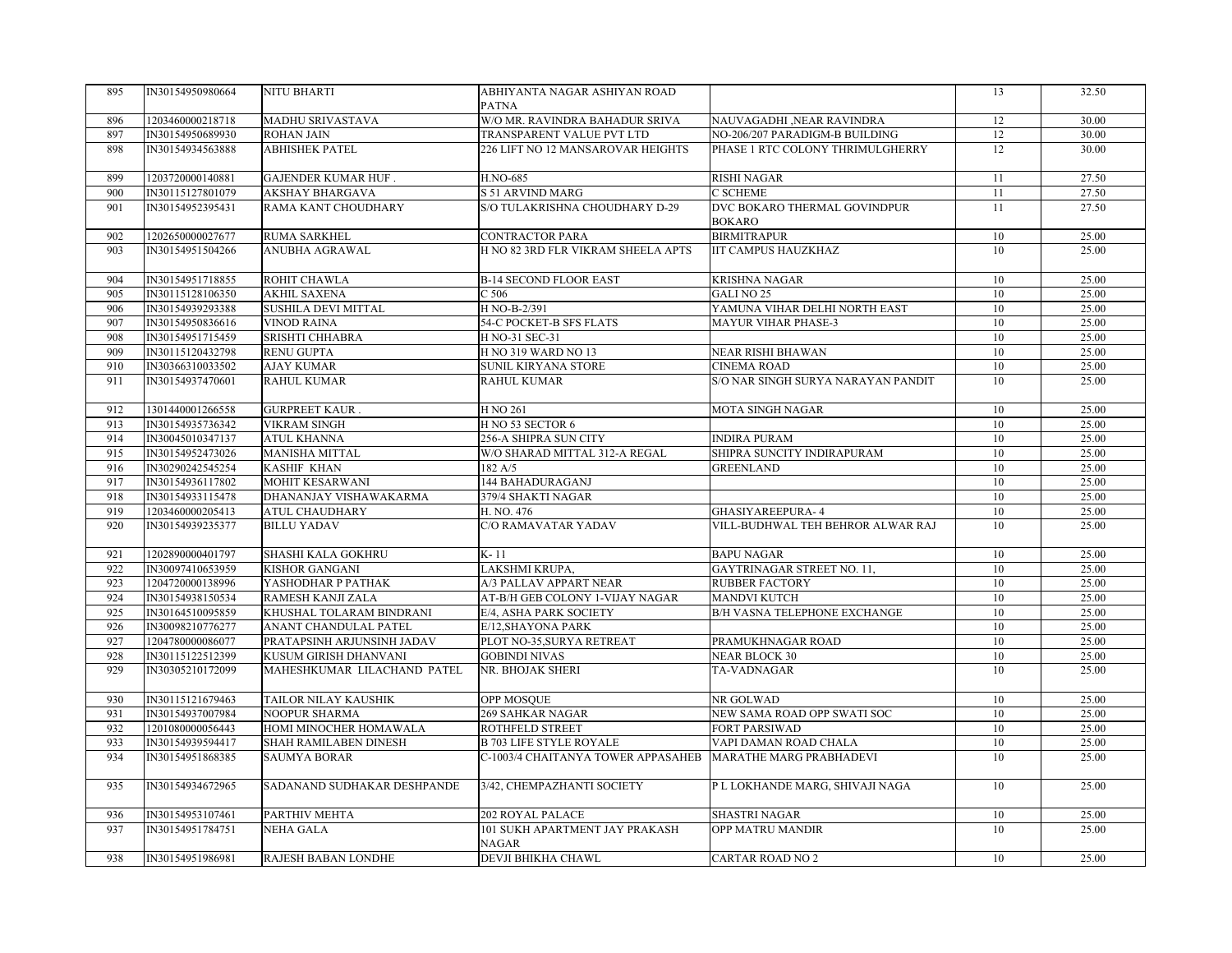| 895 | IN30154950980664 | NITU BHARTI | ABHIYANTA NAGAR ASHIYAN ROAD PATNA | | 13 | 32.50 |
|---|---|---|---|---|---|---|
| 896 | 1203460000218718 | MADHU SRIVASTAVA | W/O MR. RAVINDRA BAHADUR SRIVA | NAUVAGADHI ,NEAR RAVINDRA | 12 | 30.00 |
| 897 | IN30154950689930 | ROHAN JAIN | TRANSPARENT VALUE PVT LTD | NO-206/207 PARADIGM-B BUILDING | 12 | 30.00 |
| 898 | IN30154934563888 | ABHISHEK PATEL | 226 LIFT NO 12 MANSAROVAR HEIGHTS | PHASE 1 RTC COLONY THRIMULGHERRY | 12 | 30.00 |
| 899 | 1203720000140881 | GAJENDER KUMAR HUF . | H.NO-685 | RISHI NAGAR | 11 | 27.50 |
| 900 | IN30115127801079 | AKSHAY BHARGAVA | S 51 ARVIND MARG | C SCHEME | 11 | 27.50 |
| 901 | IN30154952395431 | RAMA KANT CHOUDHARY | S/O TULAKRISHNA CHOUDHARY D-29 | DVC BOKARO THERMAL GOVINDPUR BOKARO | 11 | 27.50 |
| 902 | 1202650000027677 | RUMA SARKHEL | CONTRACTOR PARA | BIRMITRAPUR | 10 | 25.00 |
| 903 | IN30154951504266 | ANUBHA AGRAWAL | H NO 82 3RD FLR VIKRAM SHEELA APTS | IIT CAMPUS HAUZKHAZ | 10 | 25.00 |
| 904 | IN30154951718855 | ROHIT CHAWLA | B-14 SECOND FLOOR EAST | KRISHNA NAGAR | 10 | 25.00 |
| 905 | IN30115128106350 | AKHIL SAXENA | C 506 | GALI NO 25 | 10 | 25.00 |
| 906 | IN30154939293388 | SUSHILA DEVI MITTAL | H NO-B-2/391 | YAMUNA VIHAR DELHI NORTH EAST | 10 | 25.00 |
| 907 | IN30154950836616 | VINOD RAINA | 54-C POCKET-B SFS FLATS | MAYUR VIHAR PHASE-3 | 10 | 25.00 |
| 908 | IN30154951715459 | SRISHTI CHHABRA | H NO-31 SEC-31 | | 10 | 25.00 |
| 909 | IN30115120432798 | RENU GUPTA | H NO 319 WARD NO 13 | NEAR RISHI BHAWAN | 10 | 25.00 |
| 910 | IN30366310033502 | AJAY KUMAR | SUNIL KIRYANA STORE | CINEMA ROAD | 10 | 25.00 |
| 911 | IN30154937470601 | RAHUL KUMAR | RAHUL KUMAR | S/O NAR SINGH SURYA NARAYAN PANDIT | 10 | 25.00 |
| 912 | 1301440001266558 | GURPREET KAUR . | H NO 261 | MOTA SINGH NAGAR | 10 | 25.00 |
| 913 | IN30154935736342 | VIKRAM SINGH | H NO 53 SECTOR 6 | | 10 | 25.00 |
| 914 | IN30045010347137 | ATUL KHANNA | 256-A SHIPRA SUN CITY | INDIRA PURAM | 10 | 25.00 |
| 915 | IN30154952473026 | MANISHA MITTAL | W/O SHARAD MITTAL 312-A REGAL | SHIPRA SUNCITY INDIRAPURAM | 10 | 25.00 |
| 916 | IN30290242545254 | KASHIF KHAN | 182 A/5 | GREENLAND | 10 | 25.00 |
| 917 | IN30154936117802 | MOHIT KESARWANI | 144 BAHADURAGANJ | | 10 | 25.00 |
| 918 | IN30154933115478 | DHANANJAY VISHAWAKARMA | 379/4 SHAKTI NAGAR | | 10 | 25.00 |
| 919 | 1203460000205413 | ATUL CHAUDHARY | H. NO. 476 | GHASIYAREEPURA- 4 | 10 | 25.00 |
| 920 | IN30154939235377 | BILLU YADAV | C/O RAMAVATAR YADAV | VILL-BUDHWAL TEH BEHROR ALWAR RAJ | 10 | 25.00 |
| 921 | 1202890000401797 | SHASHI KALA GOKHRU | K- 11 | BAPU NAGAR | 10 | 25.00 |
| 922 | IN30097410653959 | KISHOR GANGANI | LAKSHMI KRUPA, | GAYTRINAGAR STREET NO. 11, | 10 | 25.00 |
| 923 | 1204720000138996 | YASHODHAR P PATHAK | A/3 PALLAV APPART NEAR | RUBBER FACTORY | 10 | 25.00 |
| 924 | IN30154938150534 | RAMESH KANJI ZALA | AT-B/H GEB COLONY 1-VIJAY NAGAR | MANDVI KUTCH | 10 | 25.00 |
| 925 | IN30164510095859 | KHUSHAL TOLARAM BINDRANI | E/4, ASHA PARK SOCIETY | B/H VASNA TELEPHONE EXCHANGE | 10 | 25.00 |
| 926 | IN30098210776277 | ANANT CHANDULAL PATEL | E/12,SHAYONA PARK | | 10 | 25.00 |
| 927 | 1204780000086077 | PRATAPSINH ARJUNSINH JADAV | PLOT NO-35,SURYA RETREAT | PRAMUKHNAGAR ROAD | 10 | 25.00 |
| 928 | IN30115122512399 | KUSUM GIRISH DHANVANI | GOBINDI NIVAS | NEAR BLOCK 30 | 10 | 25.00 |
| 929 | IN30305210172099 | MAHESHKUMAR LILACHAND PATEL | NR. BHOJAK SHERI | TA-VADNAGAR | 10 | 25.00 |
| 930 | IN30115121679463 | TAILOR NILAY KAUSHIK | OPP MOSQUE | NR GOLWAD | 10 | 25.00 |
| 931 | IN30154937007984 | NOOPUR SHARMA | 269 SAHKAR NAGAR | NEW SAMA ROAD OPP SWATI SOC | 10 | 25.00 |
| 932 | 1201080000056443 | HOMI MINOCHER HOMAWALA | ROTHFELD STREET | FORT PARSIWAD | 10 | 25.00 |
| 933 | IN30154939594417 | SHAH RAMILABEN DINESH | B 703 LIFE STYLE ROYALE | VAPI DAMAN ROAD CHALA | 10 | 25.00 |
| 934 | IN30154951868385 | SAUMYA BORAR | C-1003/4 CHAITANYA TOWER APPASAHEB | MARATHE MARG PRABHADEVI | 10 | 25.00 |
| 935 | IN30154934672965 | SADANAND SUDHAKAR DESHPANDE | 3/42, CHEMPAZHANTI SOCIETY | P L LOKHANDE MARG, SHIVAJI NAGA | 10 | 25.00 |
| 936 | IN30154953107461 | PARTHIV MEHTA | 202 ROYAL PALACE | SHASTRI NAGAR | 10 | 25.00 |
| 937 | IN30154951784751 | NEHA GALA | 101 SUKH APARTMENT JAY PRAKASH NAGAR | OPP MATRU MANDIR | 10 | 25.00 |
| 938 | IN30154951986981 | RAJESH BABAN LONDHE | DEVJI BHIKHA CHAWL | CARTAR ROAD NO 2 | 10 | 25.00 |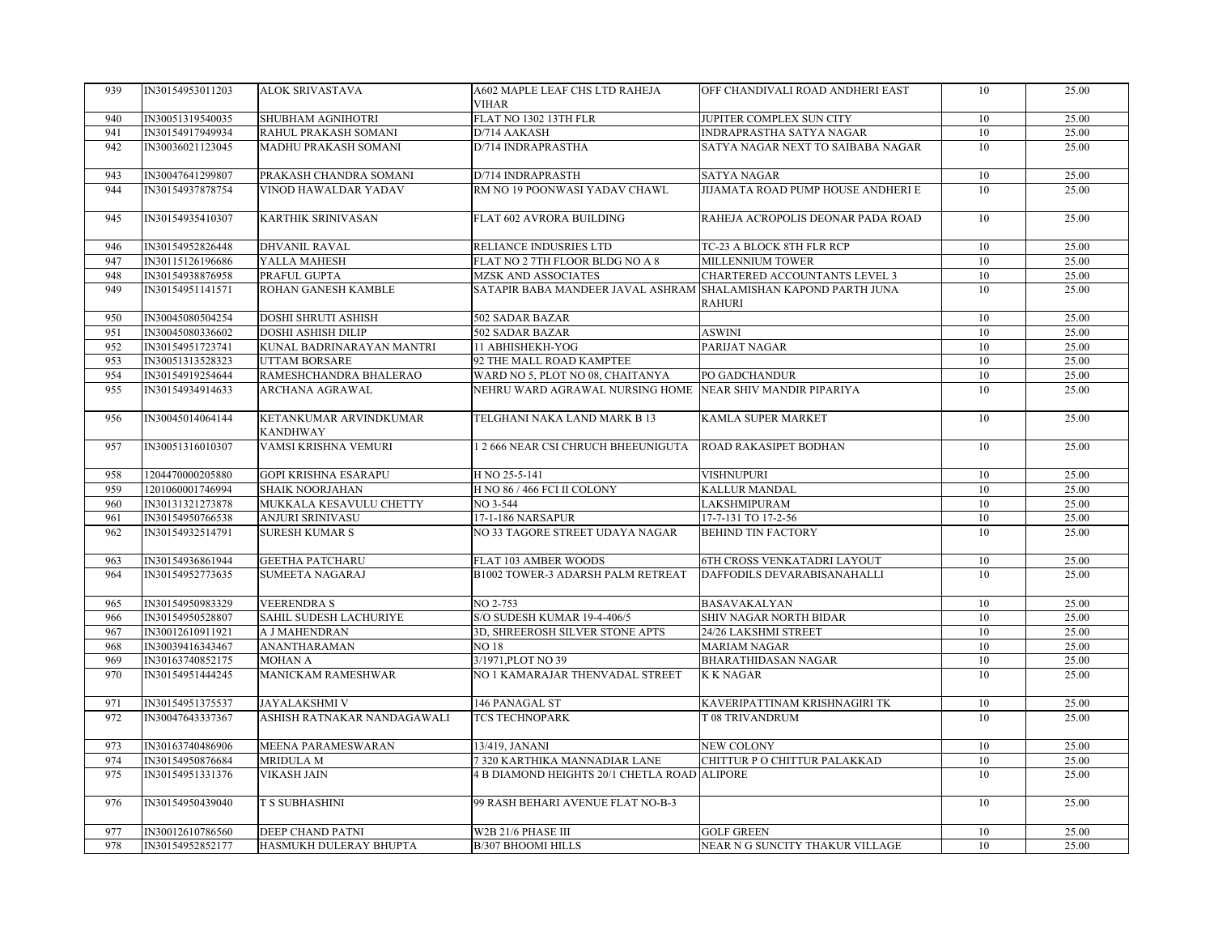| 939 | IN30154953011203 | ALOK SRIVASTAVA | A602 MAPLE LEAF CHS LTD RAHEJA VIHAR | OFF CHANDIVALI ROAD ANDHERI EAST | 10 | 25.00 |
|---|---|---|---|---|---|---|
| 940 | IN30051319540035 | SHUBHAM AGNIHOTRI | FLAT NO 1302 13TH FLR | JUPITER COMPLEX SUN CITY | 10 | 25.00 |
| 941 | IN30154917949934 | RAHUL PRAKASH SOMANI | D/714 AAKASH | INDRAPRASTHA SATYA NAGAR | 10 | 25.00 |
| 942 | IN30036021123045 | MADHU PRAKASH SOMANI | D/714 INDRAPRASTHA | SATYA NAGAR NEXT TO SAIBABA NAGAR | 10 | 25.00 |
| 943 | IN30047641299807 | PRAKASH CHANDRA SOMANI | D/714 INDRAPRASTH | SATYA NAGAR | 10 | 25.00 |
| 944 | IN30154937878754 | VINOD HAWALDAR YADAV | RM NO 19 POONWASI YADAV CHAWL | JIJAMATA ROAD PUMP HOUSE ANDHERI E | 10 | 25.00 |
| 945 | IN30154935410307 | KARTHIK SRINIVASAN | FLAT 602 AVRORA BUILDING | RAHEJA ACROPOLIS DEONAR PADA ROAD | 10 | 25.00 |
| 946 | IN30154952826448 | DHVANIL RAVAL | RELIANCE INDUSRIES LTD | TC-23 A BLOCK 8TH FLR RCP | 10 | 25.00 |
| 947 | IN30115126196686 | YALLA MAHESH | FLAT NO 2 7TH FLOOR BLDG NO A 8 | MILLENNIUM TOWER | 10 | 25.00 |
| 948 | IN30154938876958 | PRAFUL GUPTA | MZSK AND ASSOCIATES | CHARTERED ACCOUNTANTS LEVEL 3 | 10 | 25.00 |
| 949 | IN30154951141571 | ROHAN GANESH KAMBLE | SATAPIR BABA MANDEER JAVAL ASHRAM | SHALAMISHAN KAPOND PARTH JUNA RAHURI | 10 | 25.00 |
| 950 | IN30045080504254 | DOSHI SHRUTI ASHISH | 502 SADAR BAZAR | | 10 | 25.00 |
| 951 | IN30045080336602 | DOSHI ASHISH DILIP | 502 SADAR BAZAR | ASWINI | 10 | 25.00 |
| 952 | IN30154951723741 | KUNAL BADRINARAYAN MANTRI | 11 ABHISHEKH-YOG | PARIJAT NAGAR | 10 | 25.00 |
| 953 | IN30051313528323 | UTTAM BORSARE | 92 THE MALL ROAD KAMPTEE | | 10 | 25.00 |
| 954 | IN30154919254644 | RAMESHCHANDRA BHALERAO | WARD NO 5, PLOT NO 08, CHAITANYA | PO GADCHANDUR | 10 | 25.00 |
| 955 | IN30154934914633 | ARCHANA AGRAWAL | NEHRU WARD AGRAWAL NURSING HOME | NEAR SHIV MANDIR PIPARIYA | 10 | 25.00 |
| 956 | IN30045014064144 | KETANKUMAR ARVINDKUMAR KANDHWAY | TELGHANI NAKA LAND MARK B 13 | KAMLA SUPER MARKET | 10 | 25.00 |
| 957 | IN30051316010307 | VAMSI KRISHNA VEMURI | 1 2 666 NEAR CSI CHRUCH BHEEUNIGUTA | ROAD RAKASIPET BODHAN | 10 | 25.00 |
| 958 | 1204470000205880 | GOPI KRISHNA ESARAPU | H NO 25-5-141 | VISHNUPURI | 10 | 25.00 |
| 959 | 1201060001746994 | SHAIK NOORJAHAN | H NO 86 / 466 FCI II COLONY | KALLUR MANDAL | 10 | 25.00 |
| 960 | IN30131321273878 | MUKKALA KESAVULU CHETTY | NO 3-544 | LAKSHMIPURAM | 10 | 25.00 |
| 961 | IN30154950766538 | ANJURI SRINIVASU | 17-1-186 NARSAPUR | 17-7-131 TO 17-2-56 | 10 | 25.00 |
| 962 | IN30154932514791 | SURESH KUMAR S | NO 33 TAGORE STREET UDAYA NAGAR | BEHIND TIN FACTORY | 10 | 25.00 |
| 963 | IN30154936861944 | GEETHA PATCHARU | FLAT 103 AMBER WOODS | 6TH CROSS VENKATADRI LAYOUT | 10 | 25.00 |
| 964 | IN30154952773635 | SUMEETA NAGARAJ | B1002 TOWER-3 ADARSH PALM RETREAT | DAFFODILS DEVARABISANAHALLI | 10 | 25.00 |
| 965 | IN30154950983329 | VEERENDRA S | NO 2-753 | BASAVAKALYAN | 10 | 25.00 |
| 966 | IN30154950528807 | SAHIL SUDESH LACHURIYE | S/O SUDESH KUMAR 19-4-406/5 | SHIV NAGAR NORTH BIDAR | 10 | 25.00 |
| 967 | IN30012610911921 | A J MAHENDRAN | 3D, SHREEROSH SILVER STONE APTS | 24/26 LAKSHMI STREET | 10 | 25.00 |
| 968 | IN30039416343467 | ANANTHARAMAN | NO 18 | MARIAM NAGAR | 10 | 25.00 |
| 969 | IN30163740852175 | MOHAN A | 3/1971,PLOT NO 39 | BHARATHIDASAN NAGAR | 10 | 25.00 |
| 970 | IN30154951444245 | MANICKAM RAMESHWAR | NO 1 KAMARAJAR THENVADAL STREET | K K NAGAR | 10 | 25.00 |
| 971 | IN30154951375537 | JAYALAKSHMI V | 146 PANAGAL ST | KAVERIPATTINAM KRISHNAGIRI TK | 10 | 25.00 |
| 972 | IN30047643337367 | ASHISH RATNAKAR NANDAGAWALI | TCS TECHNOPARK | T 08 TRIVANDRUM | 10 | 25.00 |
| 973 | IN30163740486906 | MEENA PARAMESWARAN | 13/419, JANANI | NEW COLONY | 10 | 25.00 |
| 974 | IN30154950876684 | MRIDULA M | 7 320 KARTHIKA MANNADIAR LANE | CHITTUR P O CHITTUR PALAKKAD | 10 | 25.00 |
| 975 | IN30154951331376 | VIKASH JAIN | 4 B DIAMOND HEIGHTS 20/1 CHETLA ROAD | ALIPORE | 10 | 25.00 |
| 976 | IN30154950439040 | T S SUBHASHINI | 99 RASH BEHARI AVENUE FLAT NO-B-3 | | 10 | 25.00 |
| 977 | IN30012610786560 | DEEP CHAND PATNI | W2B 21/6 PHASE III | GOLF GREEN | 10 | 25.00 |
| 978 | IN30154952852177 | HASMUKH DULERAY BHUPTA | B/307 BHOOMI HILLS | NEAR N G SUNCITY THAKUR VILLAGE | 10 | 25.00 |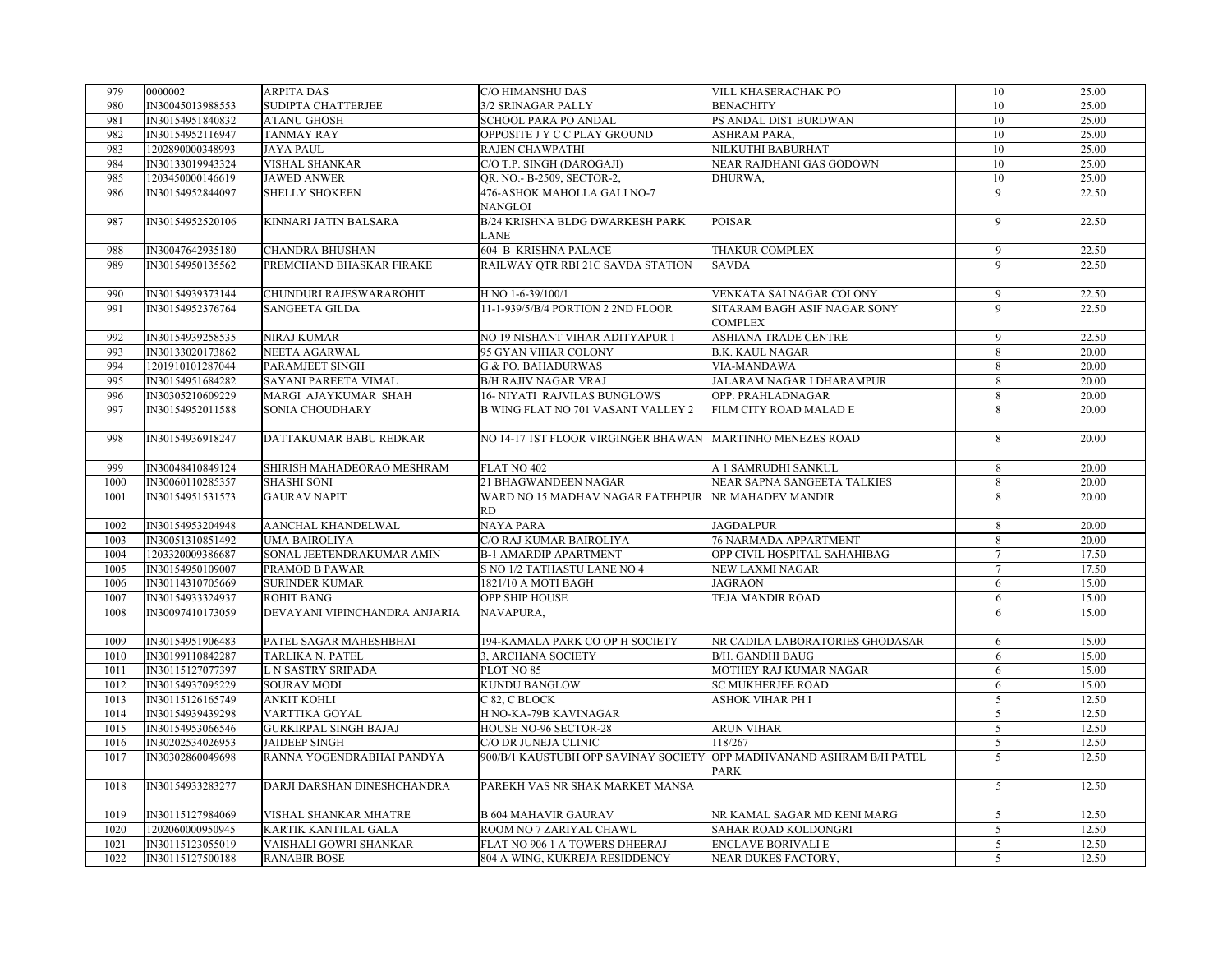| 979 | 0000002 | ARPITA DAS | C/O HIMANSHU DAS | VILL KHASERACHAK PO | 10 | 25.00 |
|---|---|---|---|---|---|---|
| 980 | IN30045013988553 | SUDIPTA CHATTERJEE | 3/2 SRINAGAR PALLY | BENACHITY | 10 | 25.00 |
| 981 | IN30154951840832 | ATANU GHOSH | SCHOOL PARA PO ANDAL | PS ANDAL DIST BURDWAN | 10 | 25.00 |
| 982 | IN30154952116947 | TANMAY RAY | OPPOSITE J Y C C PLAY GROUND | ASHRAM PARA, | 10 | 25.00 |
| 983 | 1202890000348993 | JAYA PAUL | RAJEN CHAWPATHI | NILKUTHI BABURHAT | 10 | 25.00 |
| 984 | IN30133019943324 | VISHAL SHANKAR | C/O T.P. SINGH (DAROGAJI) | NEAR RAJDHANI GAS GODOWN | 10 | 25.00 |
| 985 | 1203450000146619 | JAWED ANWER | QR. NO.- B-2509, SECTOR-2, | DHURWA, | 10 | 25.00 |
| 986 | IN30154952844097 | SHELLY SHOKEEN | 476-ASHOK MAHOLLA GALI NO-7 NANGLOI | | 9 | 22.50 |
| 987 | IN30154952520106 | KINNARI JATIN BALSARA | B/24 KRISHNA BLDG DWARKESH PARK LANE | POISAR | 9 | 22.50 |
| 988 | IN30047642935180 | CHANDRA BHUSHAN | 604 B KRISHNA PALACE | THAKUR COMPLEX | 9 | 22.50 |
| 989 | IN30154950135562 | PREMCHAND BHASKAR FIRAKE | RAILWAY QTR RBI 21C SAVDA STATION | SAVDA | 9 | 22.50 |
| 990 | IN30154939373144 | CHUNDURI RAJESWARAROHIT | H NO 1-6-39/100/1 | VENKATA SAI NAGAR COLONY | 9 | 22.50 |
| 991 | IN30154952376764 | SANGEETA GILDA | 11-1-939/5/B/4 PORTION 2 2ND FLOOR | SITARAM BAGH ASIF NAGAR SONY COMPLEX | 9 | 22.50 |
| 992 | IN30154939258535 | NIRAJ KUMAR | NO 19 NISHANT VIHAR ADITYAPUR 1 | ASHIANA TRADE CENTRE | 9 | 22.50 |
| 993 | IN30133020173862 | NEETA AGARWAL | 95 GYAN VIHAR COLONY | B.K. KAUL NAGAR | 8 | 20.00 |
| 994 | 1201910101287044 | PARAMJEET SINGH | G.& PO. BAHADURWAS | VIA-MANDAWA | 8 | 20.00 |
| 995 | IN30154951684282 | SAYANI PAREETA VIMAL | B/H RAJIV NAGAR VRAJ | JALARAM NAGAR I DHARAMPUR | 8 | 20.00 |
| 996 | IN30305210609229 | MARGI AJAYKUMAR SHAH | 16- NIYATI RAJVILAS BUNGLOWS | OPP. PRAHLADNAGAR | 8 | 20.00 |
| 997 | IN30154952011588 | SONIA CHOUDHARY | B WING FLAT NO 701 VASANT VALLEY 2 | FILM CITY ROAD MALAD E | 8 | 20.00 |
| 998 | IN30154936918247 | DATTAKUMAR BABU REDKAR | NO 14-17 1ST FLOOR VIRGINGER BHAWAN | MARTINHO MENEZES ROAD | 8 | 20.00 |
| 999 | IN30048410849124 | SHIRISH MAHADEORAO MESHRAM | FLAT NO 402 | A 1 SAMRUDHI SANKUL | 8 | 20.00 |
| 1000 | IN30060110285357 | SHASHI SONI | 21 BHAGWANDEEN NAGAR | NEAR SAPNA SANGEETA TALKIES | 8 | 20.00 |
| 1001 | IN30154951531573 | GAURAV NAPIT | WARD NO 15 MADHAV NAGAR FATEHPUR RD | NR MAHADEV MANDIR | 8 | 20.00 |
| 1002 | IN30154953204948 | AANCHAL KHANDELWAL | NAYA PARA | JAGDALPUR | 8 | 20.00 |
| 1003 | IN30051310851492 | UMA BAIROLIYA | C/O RAJ KUMAR BAIROLIYA | 76 NARMADA APPARTMENT | 8 | 20.00 |
| 1004 | 1203320009386687 | SONAL JEETENDRAKUMAR AMIN | B-1 AMARDIP APARTMENT | OPP CIVIL HOSPITAL SAHAHIBAG | 7 | 17.50 |
| 1005 | IN30154950109007 | PRAMOD B PAWAR | S NO 1/2 TATHASTU LANE NO 4 | NEW LAXMI NAGAR | 7 | 17.50 |
| 1006 | IN30114310705669 | SURINDER KUMAR | 1821/10 A MOTI BAGH | JAGRAON | 6 | 15.00 |
| 1007 | IN30154933324937 | ROHIT BANG | OPP SHIP HOUSE | TEJA MANDIR ROAD | 6 | 15.00 |
| 1008 | IN30097410173059 | DEVAYANI VIPINCHANDRA ANJARIA | NAVAPURA, | | 6 | 15.00 |
| 1009 | IN30154951906483 | PATEL SAGAR MAHESHBHAI | 194-KAMALA PARK CO OP H SOCIETY | NR CADILA LABORATORIES GHODASAR | 6 | 15.00 |
| 1010 | IN30199110842287 | TARLIKA N. PATEL | 3, ARCHANA SOCIETY | B/H. GANDHI BAUG | 6 | 15.00 |
| 1011 | IN30115127077397 | L N SASTRY SRIPADA | PLOT NO 85 | MOTHEY RAJ KUMAR NAGAR | 6 | 15.00 |
| 1012 | IN30154937095229 | SOURAV MODI | KUNDU BANGLOW | SC MUKHERJEE ROAD | 6 | 15.00 |
| 1013 | IN30115126165749 | ANKIT KOHLI | C 82, C BLOCK | ASHOK VIHAR PH I | 5 | 12.50 |
| 1014 | IN30154939439298 | VARTTIKA GOYAL | H NO-KA-79B KAVINAGAR | | 5 | 12.50 |
| 1015 | IN30154953066546 | GURKIRPAL SINGH BAJAJ | HOUSE NO-96 SECTOR-28 | ARUN VIHAR | 5 | 12.50 |
| 1016 | IN30202534026953 | JAIDEEP SINGH | C/O DR JUNEJA CLINIC | 118/267 | 5 | 12.50 |
| 1017 | IN30302860049698 | RANNA YOGENDRABHAI PANDYA | 900/B/1 KAUSTUBH OPP SAVINAY SOCIETY | OPP MADHVANAND ASHRAM B/H PATEL PARK | 5 | 12.50 |
| 1018 | IN30154933283277 | DARJI DARSHAN DINESHCHANDRA | PAREKH VAS NR SHAK MARKET MANSA | | 5 | 12.50 |
| 1019 | IN30115127984069 | VISHAL SHANKAR MHATRE | B 604 MAHAVIR GAURAV | NR KAMAL SAGAR MD KENI MARG | 5 | 12.50 |
| 1020 | 1202060000950945 | KARTIK KANTILAL GALA | ROOM NO 7 ZARIYAL CHAWL | SAHAR ROAD KOLDONGRI | 5 | 12.50 |
| 1021 | IN30115123055019 | VAISHALI GOWRI SHANKAR | FLAT NO 906 1 A TOWERS DHEERAJ | ENCLAVE BORIVALI E | 5 | 12.50 |
| 1022 | IN30115127500188 | RANABIR BOSE | 804 A WING, KUKREJA RESIDDENCY | NEAR DUKES FACTORY, | 5 | 12.50 |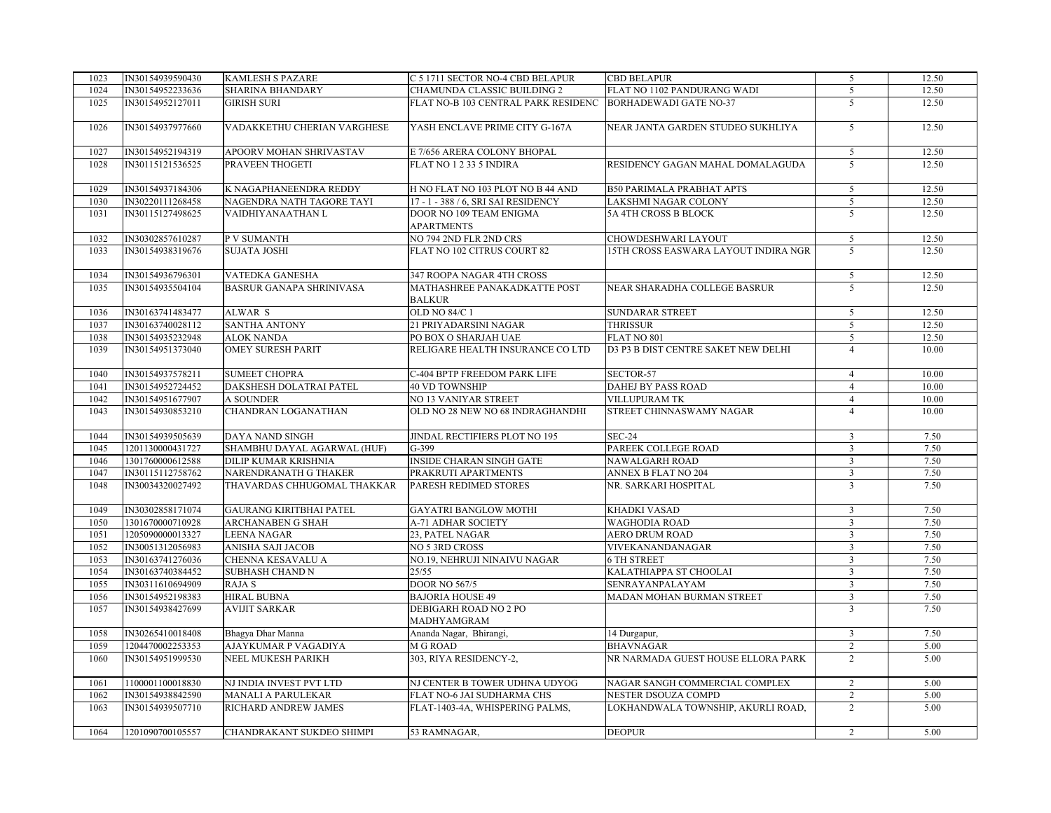| 1023 | IN30154939590430 | KAMLESH S PAZARE | C 5 1711 SECTOR NO-4 CBD BELAPUR | CBD BELAPUR | 5 | 12.50 |
|---|---|---|---|---|---|---|
| 1024 | IN30154952233636 | SHARINA BHANDARY | CHAMUNDA CLASSIC BUILDING 2 | FLAT NO 1102 PANDURANG WADI | 5 | 12.50 |
| 1025 | IN30154952127011 | GIRISH SURI | FLAT NO-B 103 CENTRAL PARK RESIDENC | BORHADEWADI GATE NO-37 | 5 | 12.50 |
| 1026 | IN30154937977660 | VADAKKETHU CHERIAN VARGHESE | YASH ENCLAVE PRIME CITY G-167A | NEAR JANTA GARDEN STUDEO SUKHLIYA | 5 | 12.50 |
| 1027 | IN30154952194319 | APOORV MOHAN SHRIVASTAV | E 7/656 ARERA COLONY BHOPAL | | 5 | 12.50 |
| 1028 | IN30115121536525 | PRAVEEN THOGETI | FLAT NO 1 2 33 5 INDIRA | RESIDENCY GAGAN MAHAL DOMALAGUDA | 5 | 12.50 |
| 1029 | IN30154937184306 | K NAGAPHANEENDRA REDDY | H NO FLAT NO 103 PLOT NO B 44 AND | B50 PARIMALA PRABHAT APTS | 5 | 12.50 |
| 1030 | IN30220111268458 | NAGENDRA NATH TAGORE TAYI | 17 - 1 - 388 / 6, SRI SAI RESIDENCY | LAKSHMI NAGAR COLONY | 5 | 12.50 |
| 1031 | IN30115127498625 | VAIDHIYANAATHAN L | DOOR NO 109 TEAM ENIGMA APARTMENTS | 5A 4TH CROSS B BLOCK | 5 | 12.50 |
| 1032 | IN30302857610287 | P V SUMANTH | NO 794 2ND FLR 2ND CRS | CHOWDESHWARI LAYOUT | 5 | 12.50 |
| 1033 | IN30154938319676 | SUJATA JOSHI | FLAT NO 102 CITRUS COURT 82 | 15TH CROSS EASWARA LAYOUT INDIRA NGR | 5 | 12.50 |
| 1034 | IN30154936796301 | VATEDKA GANESHA | 347 ROOPA NAGAR 4TH CROSS | | 5 | 12.50 |
| 1035 | IN30154935504104 | BASRUR GANAPA SHRINIVASA | MATHASHREE PANAKADKATTE POST BALKUR | NEAR SHARADHA COLLEGE BASRUR | 5 | 12.50 |
| 1036 | IN30163741483477 | ALWAR S | OLD NO 84/C 1 | SUNDARAR STREET | 5 | 12.50 |
| 1037 | IN30163740028112 | SANTHA ANTONY | 21 PRIYADARSINI NAGAR | THRISSUR | 5 | 12.50 |
| 1038 | IN30154935232948 | ALOK NANDA | PO BOX O SHARJAH UAE | FLAT NO 801 | 5 | 12.50 |
| 1039 | IN30154951373040 | OMEY SURESH PARIT | RELIGARE HEALTH INSURANCE CO LTD | D3 P3 B DIST CENTRE SAKET NEW DELHI | 4 | 10.00 |
| 1040 | IN30154937578211 | SUMEET CHOPRA | C-404 BPTP FREEDOM PARK LIFE | SECTOR-57 | 4 | 10.00 |
| 1041 | IN30154952724452 | DAKSHESH DOLATRAI PATEL | 40 VD TOWNSHIP | DAHEJ BY PASS ROAD | 4 | 10.00 |
| 1042 | IN30154951677907 | A SOUNDER | NO 13 VANIYAR STREET | VILLUPURAM TK | 4 | 10.00 |
| 1043 | IN30154930853210 | CHANDRAN LOGANATHAN | OLD NO 28 NEW NO 68 INDRAGHANDHI | STREET CHINNASWAMY NAGAR | 4 | 10.00 |
| 1044 | IN30154939505639 | DAYA NAND SINGH | JINDAL RECTIFIERS PLOT NO 195 | SEC-24 | 3 | 7.50 |
| 1045 | 1201130000431727 | SHAMBHU DAYAL AGARWAL (HUF) | G-399 | PAREEK COLLEGE ROAD | 3 | 7.50 |
| 1046 | 1301760000612588 | DILIP KUMAR KRISHNIA | INSIDE CHARAN SINGH GATE | NAWALGARH ROAD | 3 | 7.50 |
| 1047 | IN30115112758762 | NARENDRANATH G THAKER | PRAKRUTI APARTMENTS | ANNEX B FLAT NO 204 | 3 | 7.50 |
| 1048 | IN30034320027492 | THAVARDAS CHHUGOMAL THAKKAR | PARESH REDIMED STORES | NR. SARKARI HOSPITAL | 3 | 7.50 |
| 1049 | IN30302858171074 | GAURANG KIRITBHAI PATEL | GAYATRI BANGLOW MOTHI | KHADKI VASAD | 3 | 7.50 |
| 1050 | 1301670000710928 | ARCHANABEN G SHAH | A-71 ADHAR SOCIETY | WAGHODIA ROAD | 3 | 7.50 |
| 1051 | 1205090000013327 | LEENA NAGAR | 23, PATEL NAGAR | AERO DRUM ROAD | 3 | 7.50 |
| 1052 | IN30051312056983 | ANISHA SAJI JACOB | NO 5 3RD CROSS | VIVEKANANDANAGAR | 3 | 7.50 |
| 1053 | IN30163741276036 | CHENNA KESAVALU A | NO.19, NEHRUJI NINAIVU NAGAR | 6 TH STREET | 3 | 7.50 |
| 1054 | IN30163740384452 | SUBHASH CHAND N | 25/55 | KALATHIAPPA ST CHOOLAI | 3 | 7.50 |
| 1055 | IN30311610694909 | RAJA S | DOOR NO 567/5 | SENRAYANPALAYAM | 3 | 7.50 |
| 1056 | IN30154952198383 | HIRAL BUBNA | BAJORIA HOUSE 49 | MADAN MOHAN BURMAN STREET | 3 | 7.50 |
| 1057 | IN30154938427699 | AVIJIT SARKAR | DEBIGARH ROAD NO 2 PO MADHYAMGRAM | | 3 | 7.50 |
| 1058 | IN30265410018408 | Bhagya Dhar Manna | Ananda Nagar, Bhirangi, | 14 Durgapur, | 3 | 7.50 |
| 1059 | 1204470002253353 | AJAYKUMAR P VAGADIYA | M G ROAD | BHAVNAGAR | 2 | 5.00 |
| 1060 | IN30154951999530 | NEEL MUKESH PARIKH | 303, RIYA RESIDENCY-2, | NR NARMADA GUEST HOUSE ELLORA PARK | 2 | 5.00 |
| 1061 | 1100001100018830 | NJ INDIA INVEST PVT LTD | NJ CENTER B TOWER UDHNA UDYOG | NAGAR SANGH COMMERCIAL COMPLEX | 2 | 5.00 |
| 1062 | IN30154938842590 | MANALI A PARULEKAR | FLAT NO-6 JAI SUDHARMA CHS | NESTER DSOUZA COMPD | 2 | 5.00 |
| 1063 | IN30154939507710 | RICHARD ANDREW JAMES | FLAT-1403-4A, WHISPERING PALMS, | LOKHANDWALA TOWNSHIP, AKURLI ROAD, | 2 | 5.00 |
| 1064 | 1201090700105557 | CHANDRAKANT SUKDEO SHIMPI | 53 RAMNAGAR, | DEOPUR | 2 | 5.00 |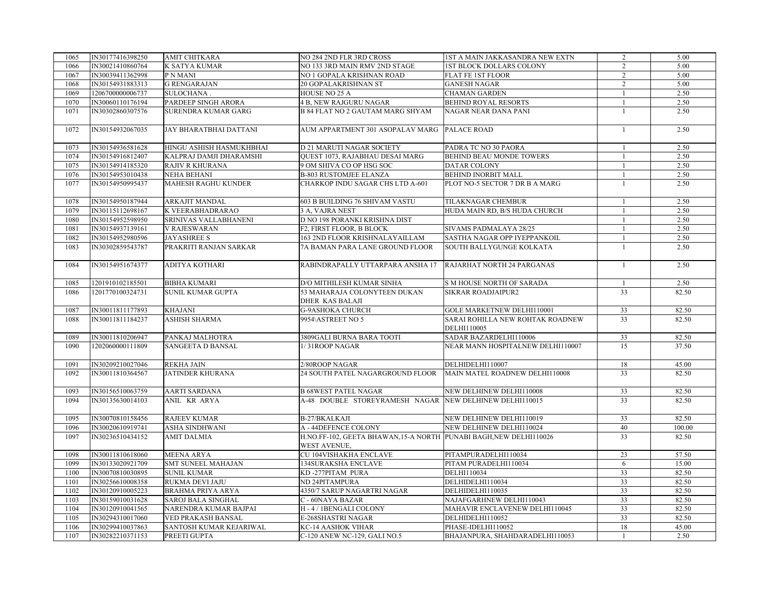| | | | | | | |
|---|---|---|---|---|---|---|
| 1065 | IN30177416398250 | AMIT CHITKARA | NO 284 2ND FLR 3RD CROSS | 1ST A MAIN JAKKASANDRA NEW EXTN | 2 | 5.00 |
| 1066 | IN30021410860764 | K SATYA KUMAR | NO 133 3RD MAIN RMV 2ND STAGE | 1ST BLOCK DOLLARS COLONY | 2 | 5.00 |
| 1067 | IN30039411362998 | P N MANI | NO 1 GOPALA KRISHNAN ROAD | FLAT FE 1ST FLOOR | 2 | 5.00 |
| 1068 | IN30154931883313 | G RENGARAJAN | 20 GOPALAKRISHNAN ST | GANESH NAGAR | 2 | 5.00 |
| 1069 | 1206700000006737 | SULOCHANA . | HOUSE NO 25 A | CHAMAN GARDEN | 1 | 2.50 |
| 1070 | IN30060110176194 | PARDEEP SINGH ARORA | 4 B, NEW RAJGURU NAGAR | BEHIND ROYAL RESORTS | 1 | 2.50 |
| 1071 | IN30302860307576 | SURENDRA KUMAR GARG | B 84 FLAT NO 2 GAUTAM MARG SHYAM | NAGAR NEAR DANA PANI | 1 | 2.50 |
| 1072 | IN30154932067035 | JAY BHARATBHAI DATTANI | AUM APPARTMENT 301 ASOPALAV MARG | PALACE ROAD | 1 | 2.50 |
| 1073 | IN30154936581628 | HINGU ASHISH HASMUKHBHAI | D 21 MARUTI NAGAR SOCIETY | PADRA TC NO 30 PAORA | 1 | 2.50 |
| 1074 | IN30154916812407 | KALPRAJ DAMJI DHARAMSHI | QUEST 1073, RAJABHAU DESAI MARG | BEHIND BEAU MONDE TOWERS | 1 | 2.50 |
| 1075 | IN30154914185320 | RAJIV R KHURANA | 9 OM SHIVA CO OP HSG SOC | DATAR COLONY | 1 | 2.50 |
| 1076 | IN30154953010438 | NEHA BEHANI | B-803 RUSTOMJEE ELANZA | BEHIND INORBIT MALL | 1 | 2.50 |
| 1077 | IN30154950995437 | MAHESH RAGHU KUNDER | CHARKOP INDU SAGAR CHS LTD A-601 | PLOT NO-5 SECTOR 7 DR B A MARG | 1 | 2.50 |
| 1078 | IN30154950187944 | ARKAJIT MANDAL | 603 B BUILDING 76 SHIVAM VASTU | TILAKNAGAR CHEMBUR | 1 | 2.50 |
| 1079 | IN30115112698167 | K VEERABHADRARAO | 3 A, VAJRA NEST | HUDA MAIN RD, B/S HUDA CHURCH | 1 | 2.50 |
| 1080 | IN30154952598950 | SRINIVAS VALLABHANENI | D NO 198 PORANKI KRISHNA DIST | | 1 | 2.50 |
| 1081 | IN30154937139161 | V RAJESWARAN | F2, FIRST FLOOR, B BLOCK | SIVAMS PADMALAYA 28/25 | 1 | 2.50 |
| 1082 | IN30154952980596 | JAYASHREE S | 163 2ND FLOOR KRISHNALAYAILLAM | SASTHA NAGAR OPP IYEPPANKOIL | 1 | 2.50 |
| 1083 | IN30302859543787 | PRAKRITI RANJAN SARKAR | 7A BAMAN PARA LANE GROUND FLOOR | SOUTH BALLYGUNGE KOLKATA | 1 | 2.50 |
| 1084 | IN30154951674377 | ADITYA KOTHARI | RABINDRAPALLY UTTARPARA ANSHA 17 | RAJARHAT NORTH 24 PARGANAS | 1 | 2.50 |
| 1085 | 1201910102185501 | BIBHA KUMARI | D/O MITHILESH KUMAR SINHA | S M HOUSE NORTH OF SARADA | 1 | 2.50 |
| 1086 | 1201770100324731 | SUNIL KUMAR GUPTA | 53 MAHARAJA COLONYTEEN DUKAN DHER KAS BALAJI | SIKRAR ROADJAIPUR2 | 33 | 82.50 |
| 1087 | IN30011811177893 | KHAJANI | G-9ASHOKA CHURCH | GOLE MARKETNEW DELHI110001 | 33 | 82.50 |
| 1088 | IN30011811184237 | ASHISH SHARMA | 9954\ASTREET NO 5 | SARAI ROHILLA NEW ROHTAK ROADNEW DELHI110005 | 33 | 82.50 |
| 1089 | IN30011810206947 | PANKAJ MALHOTRA | 3809GALI BURNA BARA TOOTI | SADAR BAZARDELHI110006 | 33 | 82.50 |
| 1090 | 1202060000111809 | SANGEETA D BANSAL | 1/ 31ROOP NAGAR | NEAR MANN HOSPITALNEW DELHI110007 | 15 | 37.50 |
| 1091 | IN30209210027046 | REKHA JAIN | 2/80ROOP NAGAR | DELHIDELHI110007 | 18 | 45.00 |
| 1092 | IN30011810364567 | JATINDER KHURANA | 24 SOUTH PATEL NAGARGROUND FLOOR | MAIN MATEL ROADNEW DELHI110008 | 33 | 82.50 |
| 1093 | IN30156510063759 | AARTI SARDANA | B 68WEST PATEL NAGAR | NEW DELHINEW DELHI110008 | 33 | 82.50 |
| 1094 | IN30135630014103 | ANIL KR ARYA | A-48 DOUBLE STOREYRAMESH NAGAR | NEW DELHINEW DELHI110015 | 33 | 82.50 |
| 1095 | IN30070810158456 | RAJEEV KUMAR | B-27/BKALKAJI | NEW DELHINEW DELHI110019 | 33 | 82.50 |
| 1096 | IN30020610919741 | ASHA SINDHWANI | A - 44DEFENCE COLONY | NEW DELHINEW DELHI110024 | 40 | 100.00 |
| 1097 | IN30236510434152 | AMIT DALMIA | H.NO.FF-102, GEETA BHAWAN,15-A NORTH WEST AVENUE, | PUNABI BAGH,NEW DELHI110026 | 33 | 82.50 |
| 1098 | IN30011810618060 | MEENA ARYA | CU 104VISHAKHA ENCLAVE | PITAMPURADELHI110034 | 23 | 57.50 |
| 1099 | IN30133020921709 | SMT SUNEEL MAHAJAN | 134SURAKSHA ENCLAVE | PITAM PURADELHI110034 | 6 | 15.00 |
| 1100 | IN30070810030895 | SUNIL KUMAR | KD -277PITAM PURA | DELHI110034 | 33 | 82.50 |
| 1101 | IN30256610008358 | RUKMA DEVI JAJU | ND 24PITAMPURA | DELHIDELHI110034 | 33 | 82.50 |
| 1102 | IN30120910005223 | BRAHMA PRIYA ARYA | 4350/7 SARUP NAGARTRI NAGAR | DELHIDELHI110035 | 33 | 82.50 |
| 1103 | IN30159010031628 | SAROJ BALA SINGHAL | C - 60NAYA BAZAR | NAJAFGARHNEW DELHI110043 | 33 | 82.50 |
| 1104 | IN30120910041565 | NARENDRA KUMAR BAJPAI | H - 4 / 1BENGALI COLONY | MAHAVIR ENCLAVENEW DELHI110045 | 33 | 82.50 |
| 1105 | IN30294310017060 | VED PRAKASH BANSAL | E-268SHASTRI NAGAR | DELHIDELHI110052 | 33 | 82.50 |
| 1106 | IN30299410037863 | SANTOSH KUMAR KEJARIWAL | KC-14 AASHOK VIHAR | PHASE-IDELHI110052 | 18 | 45.00 |
| 1107 | IN30282210371153 | PREETI GUPTA | C-120 ANEW NC-129, GALI NO.5 | BHAJANPURA, SHAHDARADELHI110053 | 1 | 2.50 |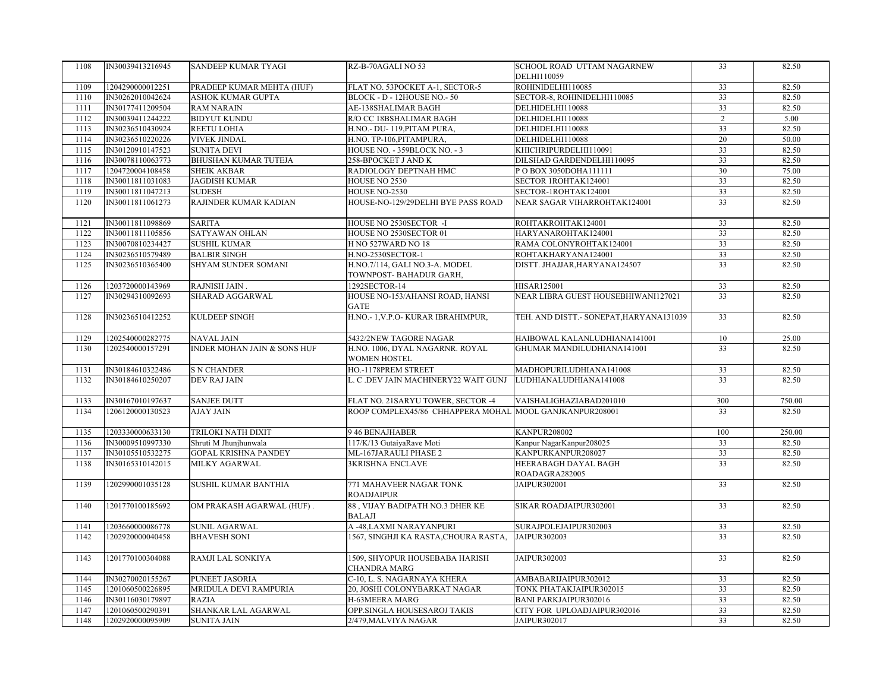| | | | | | | |
|---|---|---|---|---|---|---|
| 1108 | IN30039413216945 | SANDEEP KUMAR TYAGI | RZ-B-70AGALI NO 53 | SCHOOL ROAD UTTAM NAGARNEW DELHI110059 | 33 | 82.50 |
| 1109 | 1204290000012251 | PRADEEP KUMAR MEHTA (HUF) | FLAT NO. 53POCKET A-1, SECTOR-5 | ROHINIDELHI110085 | 33 | 82.50 |
| 1110 | IN30262010042624 | ASHOK KUMAR GUPTA | BLOCK - D - 12HOUSE NO.- 50 | SECTOR-8, ROHINIDELHI110085 | 33 | 82.50 |
| 1111 | IN30177411209504 | RAM NARAIN | AE-138SHALIMAR BAGH | DELHIDELHI110088 | 33 | 82.50 |
| 1112 | IN30039411244222 | BIDYUT KUNDU | R/O CC 18BSHALIMAR BAGH | DELHIDELHI110088 | 2 | 5.00 |
| 1113 | IN30236510430924 | REETU LOHIA | H.NO.- DU- 119,PITAM PURA, | DELHIDELHI110088 | 33 | 82.50 |
| 1114 | IN30236510220226 | VIVEK JINDAL | H.NO. TP-106,PITAMPURA, | DELHIDELHI110088 | 20 | 50.00 |
| 1115 | IN30120910147523 | SUNITA DEVI | HOUSE NO. - 359BLOCK NO. - 3 | KHICHRIPURDELHI110091 | 33 | 82.50 |
| 1116 | IN30078110063773 | BHUSHAN KUMAR TUTEJA | 258-BPOCKET J AND K | DILSHAD GARDENDELHI110095 | 33 | 82.50 |
| 1117 | 1204720004108458 | SHEIK AKBAR | RADIOLOGY DEPTNAH HMC | P O BOX 3050DOHA111111 | 30 | 75.00 |
| 1118 | IN30011811031083 | JAGDISH KUMAR | HOUSE NO 2530 | SECTOR 1ROHTAK124001 | 33 | 82.50 |
| 1119 | IN30011811047213 | SUDESH | HOUSE NO-2530 | SECTOR-1ROHTAK124001 | 33 | 82.50 |
| 1120 | IN30011811061273 | RAJINDER KUMAR KADIAN | HOUSE-NO-129/29DELHI BYE PASS ROAD | NEAR SAGAR VIHARROHTAK124001 | 33 | 82.50 |
| 1121 | IN30011811098869 | SARITA | HOUSE NO 2530SECTOR -I | ROHTAKROHTAK124001 | 33 | 82.50 |
| 1122 | IN30011811105856 | SATYAWAN OHLAN | HOUSE NO 2530SECTOR 01 | HARYANAROHTAK124001 | 33 | 82.50 |
| 1123 | IN30070810234427 | SUSHIL KUMAR | H NO 527WARD NO 18 | RAMA COLONYROHTAK124001 | 33 | 82.50 |
| 1124 | IN30236510579489 | BALBIR SINGH | H.NO-2530SECTOR-1 | ROHTAKHARYANA124001 | 33 | 82.50 |
| 1125 | IN30236510365400 | SHYAM SUNDER SOMANI | H.NO.7/114, GALI NO.3-A. MODEL TOWNPOST- BAHADUR GARH, | DISTT. JHAJJAR,HARYANA124507 | 33 | 82.50 |
| 1126 | 1203720000143969 | RAJNISH JAIN . | 1292SECTOR-14 | HISAR125001 | 33 | 82.50 |
| 1127 | IN30294310092693 | SHARAD AGGARWAL | HOUSE NO-153/AHANSI ROAD, HANSI GATE | NEAR LIBRA GUEST HOUSEBHIWANI127021 | 33 | 82.50 |
| 1128 | IN30236510412252 | KULDEEP SINGH | H.NO.- 1,V.P.O- KURAR IBRAHIMPUR, | TEH. AND DISTT.- SONEPAT,HARYANA131039 | 33 | 82.50 |
| 1129 | 1202540000282775 | NAVAL JAIN | 5432/2NEW TAGORE NAGAR | HAIBOWAL KALANLUDHIANA141001 | 10 | 25.00 |
| 1130 | 1202540000157291 | INDER MOHAN JAIN & SONS HUF | H.NO. 1006, DYAL NAGARNR. ROYAL WOMEN HOSTEL | GHUMAR MANDILUDHIANA141001 | 33 | 82.50 |
| 1131 | IN30184610322486 | S N CHANDER | HO.-1178PREM STREET | MADHOPURILUDHIANA141008 | 33 | 82.50 |
| 1132 | IN30184610250207 | DEV RAJ JAIN | L. C .DEV JAIN MACHINERY22 WAIT GUNJ | LUDHIANALUDHIANA141008 | 33 | 82.50 |
| 1133 | IN30167010197637 | SANJEE DUTT | FLAT NO. 21SARYU TOWER, SECTOR -4 | VAISHALIGHAZIABAD201010 | 300 | 750.00 |
| 1134 | 1206120000130523 | AJAY JAIN | ROOP COMPLEX45/86 CHHAPPERA MOHAL | MOOL GANJKANPUR208001 | 33 | 82.50 |
| 1135 | 1203330000633130 | TRILOKI NATH DIXIT | 9 46 BENAJHABER | KANPUR208002 | 100 | 250.00 |
| 1136 | IN30009510997330 | Shruti M Jhunjhunwala | 117/K/13 GutaiyaRave Moti | Kanpur NagarKanpur208025 | 33 | 82.50 |
| 1137 | IN30105510532275 | GOPAL KRISHNA PANDEY | ML-167JARAULI PHASE 2 | KANPURKANPUR208027 | 33 | 82.50 |
| 1138 | IN30165310142015 | MILKY AGARWAL | 3KRISHNA ENCLAVE | HEERABAGH DAYAL BAGH ROADAGRA282005 | 33 | 82.50 |
| 1139 | 1202990001035128 | SUSHIL KUMAR BANTHIA | 771 MAHAVEER NAGAR TONK ROADJAIPUR | JAIPUR302001 | 33 | 82.50 |
| 1140 | 1201770100185692 | OM PRAKASH AGARWAL (HUF) . | 88 , VIJAY BADIPATH NO.3 DHER KE BALAJI | SIKAR ROADJAIPUR302001 | 33 | 82.50 |
| 1141 | 1203660000086778 | SUNIL AGARWAL | A -48,LAXMI NARAYANPURI | SURAJPOLEJAIPUR302003 | 33 | 82.50 |
| 1142 | 1202920000040458 | BHAVESH SONI | 1567, SINGHJI KA RASTA,CHOURA RASTA, | JAIPUR302003 | 33 | 82.50 |
| 1143 | 1201770100304088 | RAMJI LAL SONKIYA | 1509, SHYOPUR HOUSEBABA HARISH CHANDRA MARG | JAIPUR302003 | 33 | 82.50 |
| 1144 | IN30270020155267 | PUNEET JASORIA | C-10, L. S. NAGARNAYA KHERA | AMBABARIJAIPUR302012 | 33 | 82.50 |
| 1145 | 1201060500226895 | MRIDULA DEVI RAMPURIA | 20, JOSHI COLONYBARKAT NAGAR | TONK PHATAKJAIPUR302015 | 33 | 82.50 |
| 1146 | IN30116030179897 | RAZIA | H-63MEERA MARG | BANI PARKJAIPUR302016 | 33 | 82.50 |
| 1147 | 1201060500290391 | SHANKAR LAL AGARWAL | OPP.SINGLA HOUSESAROJ TAKIS | CITY FOR UPLOADJAIPUR302016 | 33 | 82.50 |
| 1148 | 1202920000095909 | SUNITA JAIN | 2/479,MALVIYA NAGAR | JAIPUR302017 | 33 | 82.50 |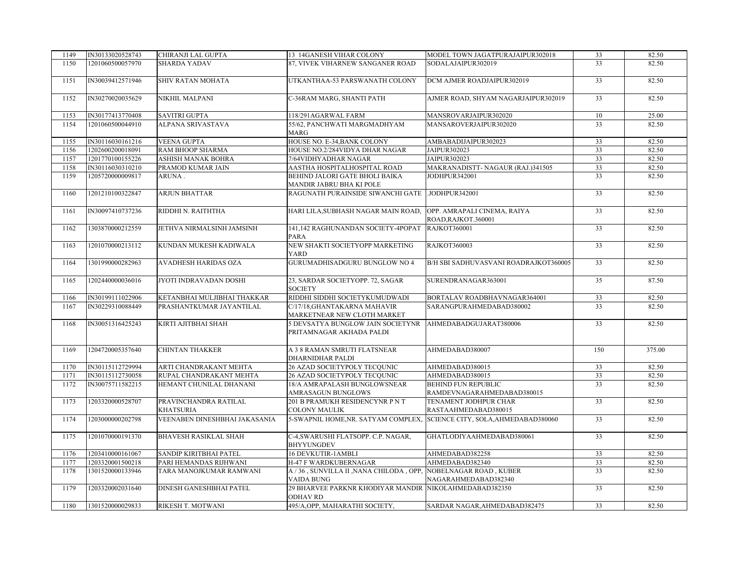| 1149 | IN30133020528743 | CHIRANJI LAL GUPTA | 13 14GANESH VIHAR COLONY | MODEL TOWN JAGATPURAJAIPUR302018 | 33 | 82.50 |
|---|---|---|---|---|---|---|
| 1150 | 1201060500057970 | SHARDA YADAV | 87, VIVEK VIHARNEW SANGANER ROAD | SODALAJAIPUR302019 | 33 | 82.50 |
| 1151 | IN30039412571946 | SHIV RATAN MOHATA | UTKANTHAA-53 PARSWANATH COLONY | DCM AJMER ROADJAIPUR302019 | 33 | 82.50 |
| 1152 | IN30270020035629 | NIKHIL MALPANI | C-36RAM MARG, SHANTI PATH | AJMER ROAD, SHYAM NAGARJAIPUR302019 | 33 | 82.50 |
| 1153 | IN30177413770408 | SAVITRI GUPTA | 118/291AGARWAL FARM | MANSROVARJAIPUR302020 | 10 | 25.00 |
| 1154 | 1201060500044910 | ALPANA SRIVASTAVA | 55/62, PANCHWATI MARGMADHYAM MARG | MANSAROVERJAIPUR302020 | 33 | 82.50 |
| 1155 | IN30116030161216 | VEENA GUPTA | HOUSE NO. E-34,BANK COLONY | AMBABADIJAIPUR302023 | 33 | 82.50 |
| 1156 | 1202600200018091 | RAM BHOOP SHARMA | HOUSE NO.2/284VIDYA DHAR NAGAR | JAIPUR302023 | 33 | 82.50 |
| 1157 | 1201770100155226 | ASHISH MANAK BOHRA | 7/64VIDHYADHAR NAGAR | JAIPUR302023 | 33 | 82.50 |
| 1158 | IN30116030310210 | PRAMOD KUMAR JAIN | AASTHA HOSPITALHOSPITAL ROAD | MAKRANADISTT- NAGAUR (RAJ.)341505 | 33 | 82.50 |
| 1159 | 1205720000009817 | ARUNA . | BEHIND JALORI GATE BHOLI BAIKA MANDIR JABRU BHA KI POLE | JODHPUR342001 | 33 | 82.50 |
| 1160 | 1201210100322847 | ARJUN BHATTAR | RAGUNATH PURAINSIDE SIWANCHI GATE | .JODHPUR342001 | 33 | 82.50 |
| 1161 | IN30097410737236 | RIDDHI N. RAITHTHA | HARI LILA,SUBHASH NAGAR MAIN ROAD, | OPP. AMRAPALI CINEMA, RAIYA ROAD,RAJKOT.360001 | 33 | 82.50 |
| 1162 | 1303870000212559 | JETHVA NIRMALSINH JAMSINH | 141,142 RAGHUNANDAN SOCIETY-4POPAT PARA | RAJKOT360001 | 33 | 82.50 |
| 1163 | 1201070000213112 | KUNDAN MUKESH KADIWALA | NEW SHAKTI SOCIETYOPP MARKETING YARD | RAJKOT360003 | 33 | 82.50 |
| 1164 | 1301990000282963 | AVADHESH HARIDAS OZA | GURUMADHISADGURU BUNGLOW NO 4 | B/H SBI SADHUVASVANI ROADRAJKOT360005 | 33 | 82.50 |
| 1165 | 1202440000036016 | JYOTI INDRAVADAN DOSHI | 23, SARDAR SOCIETYOPP. 72, SAGAR SOCIETY | SURENDRANAGAR363001 | 35 | 87.50 |
| 1166 | IN30199111022906 | KETANBHAI MULJIBHAI THAKKAR | RIDDHI SIDDHI SOCIETYKUMUDWADI | BORTALAV ROADBHAVNAGAR364001 | 33 | 82.50 |
| 1167 | IN30229310088449 | PRASHANTKUMAR JAYANTILAL | C/17/18,GHANTAKARNA MAHAVIR MARKETNEAR NEW CLOTH MARKET | SARANGPURAHMEDABAD380002 | 33 | 82.50 |
| 1168 | IN30051316425243 | KIRTI AJITBHAI SHAH | 5 DEVSATYA BUNGLOW JAIN SOCIETYNR PRITAMNAGAR AKHADA PALDI | AHMEDABADGUJARAT380006 | 33 | 82.50 |
| 1169 | 1204720005357640 | CHINTAN THAKKER | A 3 8 RAMAN SMRUTI FLATSNEAR DHARNIDHAR PALDI | AHMEDABAD380007 | 150 | 375.00 |
| 1170 | IN30115112729994 | ARTI CHANDRAKANT MEHTA | 26 AZAD SOCIETYPOLY TECQUNIC | AHMEDABAD380015 | 33 | 82.50 |
| 1171 | IN30115112730058 | RUPAL CHANDRAKANT MEHTA | 26 AZAD SOCIETYPOLY TECQUNIC | AHMEDABAD380015 | 33 | 82.50 |
| 1172 | IN30075711582215 | HEMANT CHUNILAL DHANANI | 18/A AMRAPALASH BUNGLOWSNEAR AMRASAGUN BUNGLOWS | BEHIND FUN REPUBLIC RAMDEVNAGARAHMEDABAD380015 | 33 | 82.50 |
| 1173 | 1203320000528707 | PRAVINCHANDRA RATILAL KHATSURIA | 201 B PRAMUKH RESIDENCYNR P N T COLONY MAULIK | TENAMENT JODHPUR CHAR RASTAAHMEDABAD380015 | 33 | 82.50 |
| 1174 | 1203000000202798 | VEENABEN DINESHBHAI JAKASANIA | 5-SWAPNIL HOME,NR. SATYAM COMPLEX, | SCIENCE CITY, SOLA,AHMEDABAD380060 | 33 | 82.50 |
| 1175 | 1201070000191370 | BHAVESH RASIKLAL SHAH | C-4,SWARUSHI FLATSOPP. C.P. NAGAR, BHYYUNGDEV | GHATLODIYAAHMEDABAD380061 | 33 | 82.50 |
| 1176 | 1203410000161067 | SANDIP KIRITBHAI PATEL | 16 DEVKUTIR-1AMBLI | AHMEDABAD382258 | 33 | 82.50 |
| 1177 | 1203320001500218 | PARI HEMANDAS RIJHWANI | H-47 F WARDKUBERNAGAR | AHMEDABAD382340 | 33 | 82.50 |
| 1178 | 1301520000133946 | TARA MANOJKUMAR RAMWANI | A / 36 , SUNVILLA II ,NANA CHILODA , OPP, VAIDA BUNG | NOBELNAGAR ROAD , KUBER NAGARAHMEDABAD382340 | 33 | 82.50 |
| 1179 | 1203320002031640 | DINESH GANESHBHAI PATEL | 29 BHARVEE PARKNR KHODIYAR MANDIR ODHAV RD | NIKOLAHMEDABAD382350 | 33 | 82.50 |
| 1180 | 1301520000029833 | RIKESH T. MOTWANI | 495/A,OPP, MAHARATHI SOCIETY, | SARDAR NAGAR,AHMEDABAD382475 | 33 | 82.50 |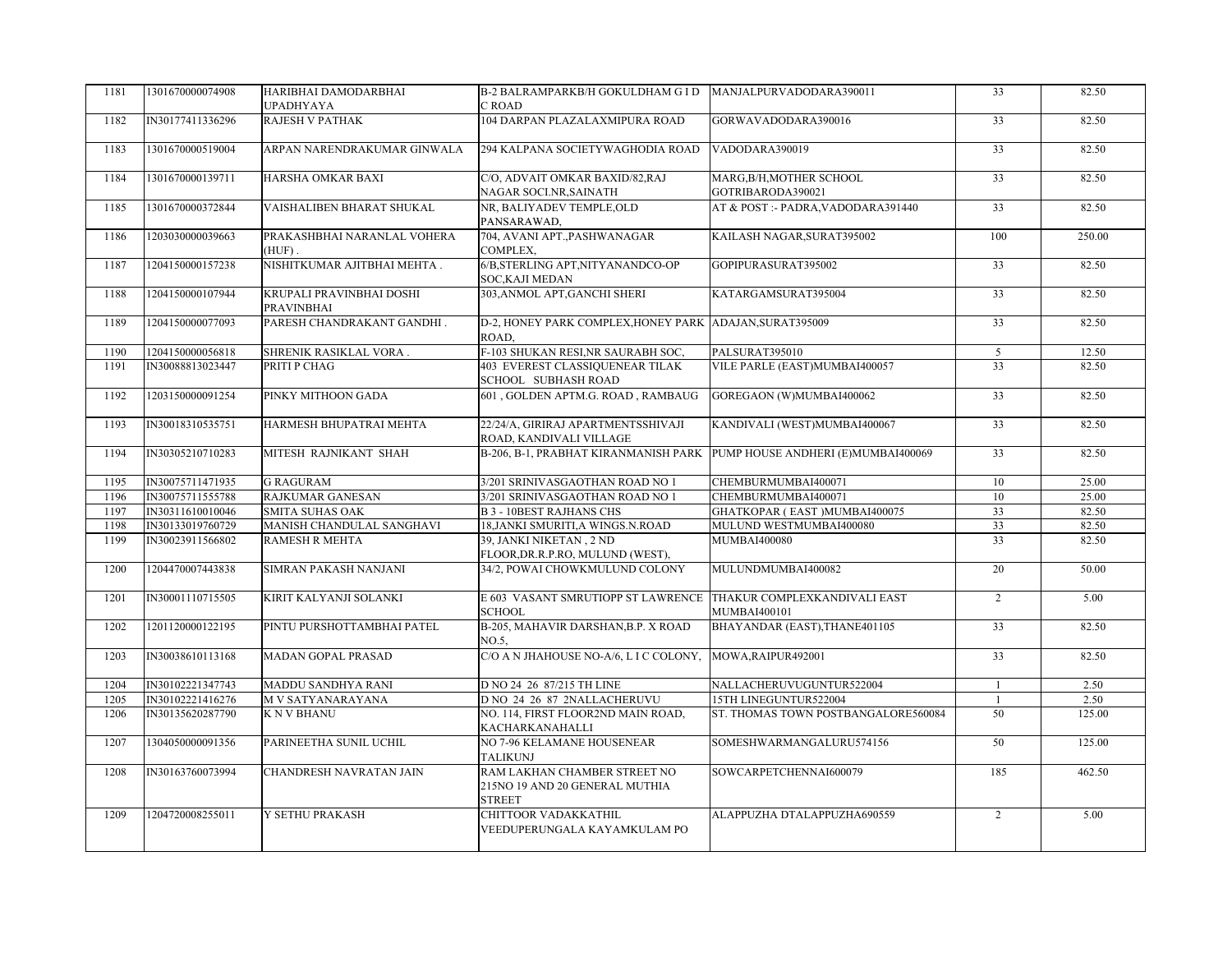| 1181 | 1301670000074908 | HARIBHAI DAMODARBHAI UPADHYAYA | B-2 BALRAMPARKB/H GOKULDHAM G I D C ROAD | MANJALPURVADODARA390011 | 33 | 82.50 |
|---|---|---|---|---|---|---|
| 1182 | IN30177411336296 | RAJESH V PATHAK | 104 DARPAN PLAZALAXMIPURA ROAD | GORWAVADODARA390016 | 33 | 82.50 |
| 1183 | 1301670000519004 | ARPAN NARENDRAKUMAR GINWALA | 294 KALPANA SOCIETYWAGHODIA ROAD | VADODARA390019 | 33 | 82.50 |
| 1184 | 1301670000139711 | HARSHA OMKAR BAXI | C/O, ADVAIT OMKAR BAXID/82,RAJ NAGAR SOCI.NR,SAINATH | MARG,B/H,MOTHER SCHOOL GOTRIBARODA390021 | 33 | 82.50 |
| 1185 | 1301670000372844 | VAISHALIBEN BHARAT SHUKAL | NR, BALIYADEV TEMPLE,OLD PANSARAWAD, | AT & POST :- PADRA,VADODARA391440 | 33 | 82.50 |
| 1186 | 1203030000039663 | PRAKASHBHAI NARANLAL VOHERA (HUF) . | 704, AVANI APT.,PASHWANAGAR COMPLEX, | KAILASH NAGAR,SURAT395002 | 100 | 250.00 |
| 1187 | 1204150000157238 | NISHITKUMAR AJITBHAI MEHTA . | 6/B,STERLING APT,NITYANANDCO-OP SOC,KAJI MEDAN | GOPIPURASURAT395002 | 33 | 82.50 |
| 1188 | 1204150000107944 | KRUPALI PRAVINBHAI DOSHI PRAVINBHAI | 303,ANMOL APT,GANCHI SHERI | KATARGAMSURAT395004 | 33 | 82.50 |
| 1189 | 1204150000077093 | PARESH CHANDRAKANT GANDHI . | D-2, HONEY PARK COMPLEX,HONEY PARK ROAD, | ADAJAN,SURAT395009 | 33 | 82.50 |
| 1190 | 1204150000056818 | SHRENIK RASIKLAL VORA . | F-103 SHUKAN RESI,NR SAURABH SOC, | PALSURAT395010 | 5 | 12.50 |
| 1191 | IN30088813023447 | PRITI P CHAG | 403 EVEREST CLASSIQUENEAR TILAK SCHOOL SUBHASH ROAD | VILE PARLE (EAST)MUMBAI400057 | 33 | 82.50 |
| 1192 | 1203150000091254 | PINKY MITHOON GADA | 601 , GOLDEN APTM.G. ROAD , RAMBAUG | GOREGAON (W)MUMBAI400062 | 33 | 82.50 |
| 1193 | IN30018310535751 | HARMESH BHUPATRAI MEHTA | 22/24/A, GIRIRAJ APARTMENTSSHIVAJI ROAD, KANDIVALI VILLAGE | KANDIVALI (WEST)MUMBAI400067 | 33 | 82.50 |
| 1194 | IN30305210710283 | MITESH RAJNIKANT SHAH | B-206, B-1, PRABHAT KIRANMANISH PARK | PUMP HOUSE ANDHERI (E)MUMBAI400069 | 33 | 82.50 |
| 1195 | IN30075711471935 | G RAGURAM | 3/201 SRINIVASGAOTHAN ROAD NO 1 | CHEMBURMUMBAI400071 | 10 | 25.00 |
| 1196 | IN30075711555788 | RAJKUMAR GANESAN | 3/201 SRINIVASGAOTHAN ROAD NO 1 | CHEMBURMUMBAI400071 | 10 | 25.00 |
| 1197 | IN30311610010046 | SMITA SUHAS OAK | B 3 - 10BEST RAJHANS CHS | GHATKOPAR ( EAST )MUMBAI400075 | 33 | 82.50 |
| 1198 | IN30133019760729 | MANISH CHANDULAL SANGHAVI | 18,JANKI SMURITI,A WINGS.N.ROAD | MULUND WESTMUMBAI400080 | 33 | 82.50 |
| 1199 | IN30023911566802 | RAMESH R MEHTA | 39, JANKI NIKETAN , 2 ND FLOOR,DR.R.P.RO, MULUND (WEST), | MUMBAI400080 | 33 | 82.50 |
| 1200 | 1204470007443838 | SIMRAN PAKASH NANJANI | 34/2, POWAI CHOWKMULUND COLONY | MULUNDMUMBAI400082 | 20 | 50.00 |
| 1201 | IN30001110715505 | KIRIT KALYANJI SOLANKI | E 603 VASANT SMRUTIOPP ST LAWRENCE SCHOOL | THAKUR COMPLEXKANDIVALI EAST MUMBAI400101 | 2 | 5.00 |
| 1202 | 1201120000122195 | PINTU PURSHOTTAMBHAI PATEL | B-205, MAHAVIR DARSHAN,B.P. X ROAD NO.5, | BHAYANDAR (EAST),THANE401105 | 33 | 82.50 |
| 1203 | IN30038610113168 | MADAN GOPAL PRASAD | C/O A N JHAHOUSE NO-A/6, L I C COLONY, | MOWA,RAIPUR492001 | 33 | 82.50 |
| 1204 | IN30102221347743 | MADDU SANDHYA RANI | D NO 24 26 87/215 TH LINE | NALLACHERUVUGUNTUR522004 | 1 | 2.50 |
| 1205 | IN30102221416276 | M V SATYANARAYANA | D NO 24 26 87 2NALLACHERUVU | 15TH LINEGUNTUR522004 | 1 | 2.50 |
| 1206 | IN30135620287790 | K N V BHANU | NO. 114, FIRST FLOOR2ND MAIN ROAD, KACHARKANAHALLI | ST. THOMAS TOWN POSTBANGALORE560084 | 50 | 125.00 |
| 1207 | 1304050000091356 | PARINEETHA SUNIL UCHIL | NO 7-96 KELAMANE HOUSENEAR TALIKUNJ | SOMESHWARMANGALURU574156 | 50 | 125.00 |
| 1208 | IN30163760073994 | CHANDRESH NAVRATAN JAIN | RAM LAKHAN CHAMBER STREET NO 215NO 19 AND 20 GENERAL MUTHIA STREET | SOWCARPETCHENNAI600079 | 185 | 462.50 |
| 1209 | 1204720008255011 | Y SETHU PRAKASH | CHITTOOR VADAKKATHIL VEEDUPERUNGALA KAYAMKULAM PO | ALAPPUZHA DTALAPPUZHA690559 | 2 | 5.00 |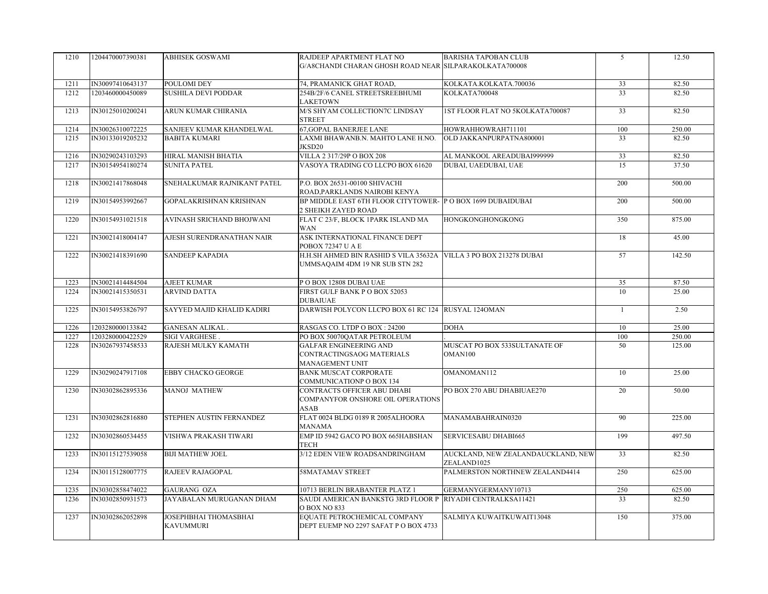| 1210 | 1204470007390381 | ABHISEK GOSWAMI | RAJDEEP APARTMENT FLAT NO G/A8CHANDI CHARAN GHOSH ROAD NEAR | BARISHA TAPOBAN CLUB SILPARAKOLKATA700008 | 5 | 12.50 |
|---|---|---|---|---|---|---|
| 1211 | IN30097410643137 | POULOMI DEY | 74, PRAMANICK GHAT ROAD, | KOLKATA.KOLKATA.700036 | 33 | 82.50 |
| 1212 | 1203460000450089 | SUSHILA DEVI PODDAR | 254B/2F/6 CANEL STREETSREEBHUMI LAKETOWN | KOLKATA700048 | 33 | 82.50 |
| 1213 | IN30125010200241 | ARUN KUMAR CHIRANIA | M/S SHYAM COLLECTION7C LINDSAY STREET | 1ST FLOOR FLAT NO 5KOLKATA700087 | 33 | 82.50 |
| 1214 | IN30026310072225 | SANJEEV KUMAR KHANDELWAL | 67,GOPAL BANERJEE LANE | HOWRAHHOWRAH711101 | 100 | 250.00 |
| 1215 | IN30133019205232 | BABITA KUMARI | LAXMI BHAWANB.N. MAHTO LANE H.NO. JKSD20 | OLD JAKKANPURPATNA800001 | 33 | 82.50 |
| 1216 | IN30290243103293 | HIRAL MANISH BHATIA | VILLA 2 317/29P O BOX 208 | AL MANKOOL AREADUBAI999999 | 33 | 82.50 |
| 1217 | IN30154954180274 | SUNITA PATEL | VASOYA TRADING CO LLCPO BOX 61620 | DUBAI, UAEDUBAI, UAE | 15 | 37.50 |
| 1218 | IN30021417868048 | SNEHALKUMAR RAJNIKANT PATEL | P.O. BOX 26531-00100 SHIVACHI ROAD,PARKLANDS NAIROBI KENYA | | 200 | 500.00 |
| 1219 | IN30154953992667 | GOPALAKRISHNAN KRISHNAN | BP MIDDLE EAST 6TH FLOOR CITYTOWER-2 SHEIKH ZAYED ROAD | P O BOX 1699 DUBAIDUBAI | 200 | 500.00 |
| 1220 | IN30154931021518 | AVINASH SRICHAND BHOJWANI | FLAT C 23/F, BLOCK 1PARK ISLAND MA WAN | HONGKONGHONGKONG | 350 | 875.00 |
| 1221 | IN30021418004147 | AJESH SURENDRANATHAN NAIR | ASK INTERNATIONAL FINANCE DEPT POBOX 72347 U A E | | 18 | 45.00 |
| 1222 | IN30021418391690 | SANDEEP KAPADIA | H.H.SH AHMED BIN RASHID S VILA 35632A UMMSAQAIM 4DM 19 NR SUB STN 282 | VILLA 3 PO BOX 213278 DUBAI | 57 | 142.50 |
| 1223 | IN30021414484504 | AJEET KUMAR | P O BOX 12808 DUBAI UAE | | 35 | 87.50 |
| 1224 | IN30021415350531 | ARVIND DATTA | FIRST GULF BANK P O BOX 52053 DUBAIUAE | | 10 | 25.00 |
| 1225 | IN30154953826797 | SAYYED MAJID KHALID KADIRI | DARWISH POLYCON LLCPO BOX 61 RC 124 | RUSYAL 124OMAN | 1 | 2.50 |
| 1226 | 1203280000133842 | GANESAN ALIKAL . | RASGAS CO. LTDP O BOX : 24200 | DOHA | 10 | 25.00 |
| 1227 | 1203280000422529 | SIGI VARGHESE . | PO BOX 50070QATAR PETROLEUM | . | 100 | 250.00 |
| 1228 | IN30267937458533 | RAJESH MULKY KAMATH | GALFAR ENGINEERING AND CONTRACTINGSAOG MATERIALS MANAGEMENT UNIT | MUSCAT PO BOX 533SULTANATE OF OMAN100 | 50 | 125.00 |
| 1229 | IN30290247917108 | EBBY CHACKO GEORGE | BANK MUSCAT CORPORATE COMMUNICATIONP O BOX 134 | OMANOMAN112 | 10 | 25.00 |
| 1230 | IN30302862895336 | MANOJ MATHEW | CONTRACTS OFFICER ABU DHABI COMPANYFOR ONSHORE OIL OPERATIONS ASAB | PO BOX 270 ABU DHABIUAE270 | 20 | 50.00 |
| 1231 | IN30302862816880 | STEPHEN AUSTIN FERNANDEZ | FLAT 0024 BLDG 0189 R 2005ALHOORA MANAMA | MANAMABAHRAIN0320 | 90 | 225.00 |
| 1232 | IN30302860534455 | VISHWA PRAKASH TIWARI | EMP ID 5942 GACO PO BOX 665HABSHAN TECH | SERVICESABU DHABI665 | 199 | 497.50 |
| 1233 | IN30115127539058 | BIJI MATHEW JOEL | 3/12 EDEN VIEW ROADSANDRINGHAM | AUCKLAND, NEW ZEALANDAUCKLAND, NEW ZEALAND1025 | 33 | 82.50 |
| 1234 | IN30115128007775 | RAJEEV RAJAGOPAL | 58MATAMAV STREET | PALMERSTON NORTHNEW ZEALAND4414 | 250 | 625.00 |
| 1235 | IN30302858474022 | GAURANG OZA | 10713 BERLIN BRABANTER PLATZ 1 | GERMANYGERMANY10713 | 250 | 625.00 |
| 1236 | IN30302850931573 | JAYABALAN MURUGANAN DHAM | SAUDI AMERICAN BANKSTG 3RD FLOOR P O BOX NO 833 | RIYADH CENTRALKSA11421 | 33 | 82.50 |
| 1237 | IN30302862052898 | JOSEPHBHAI THOMASBHAI KAVUMMURI | EQUATE PETROCHEMICAL COMPANY DEPT EUEMP NO 2297 SAFAT P O BOX 4733 | SALMIYA KUWAITKUWAIT13048 | 150 | 375.00 |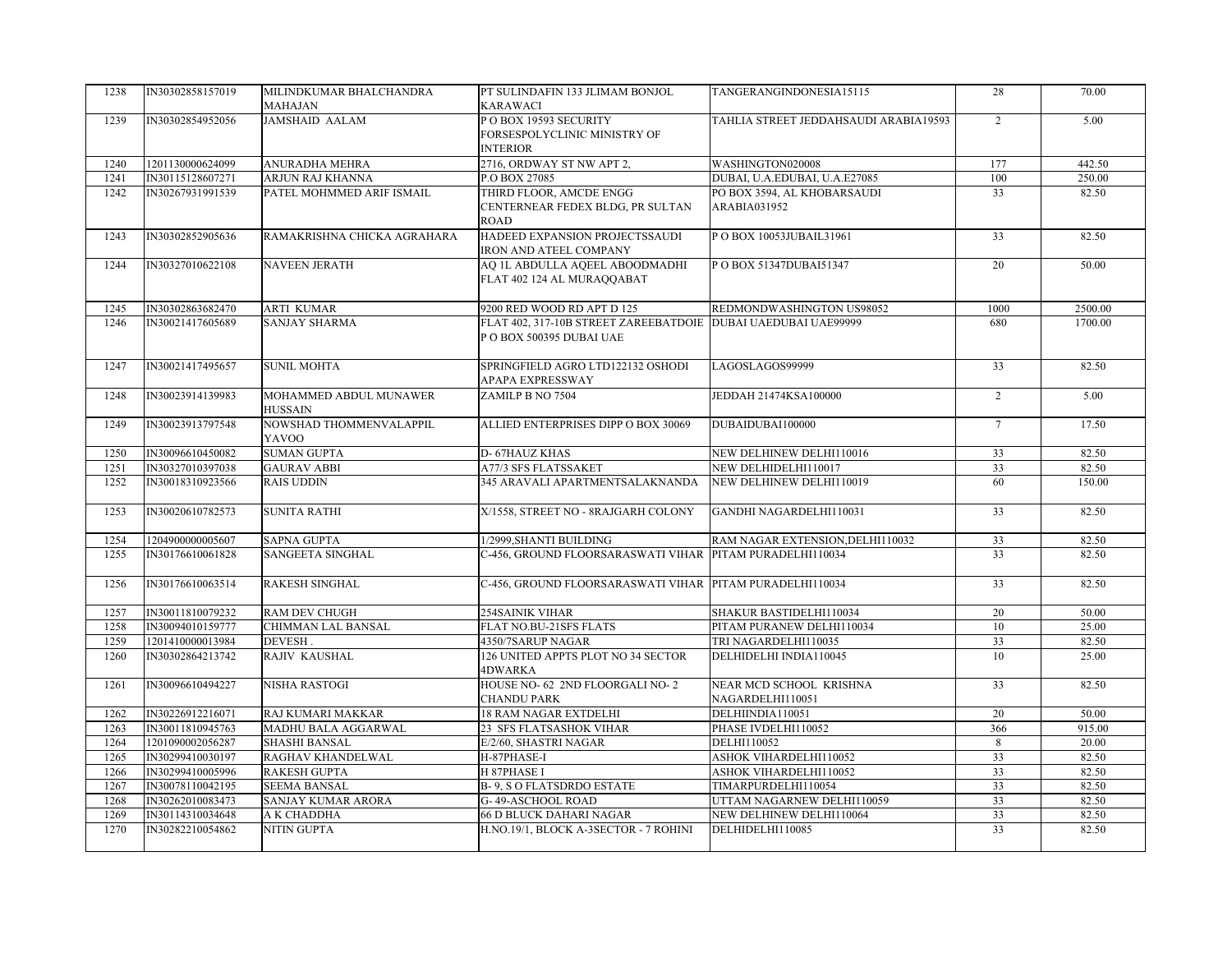| | | | | | | |
|---|---|---|---|---|---|---|
| 1238 | IN30302858157019 | MILINDKUMAR BHALCHANDRA MAHAJAN | PT SULINDAFIN 133 JLIMAM BONJOL KARAWACI | TANGERANGINDONESIA15115 | 28 | 70.00 |
| 1239 | IN30302854952056 | JAMSHAID AALAM | P O BOX 19593 SECURITY FORSESPOLYCLINIC MINISTRY OF INTERIOR | TAHLIA STREET JEDDAHSAUDI ARABIA19593 | 2 | 5.00 |
| 1240 | 1201130000624099 | ANURADHA MEHRA | 2716, ORDWAY ST NW APT 2, | WASHINGTON020008 | 177 | 442.50 |
| 1241 | IN30115128607271 | ARJUN RAJ KHANNA | P.O BOX 27085 | DUBAI, U.A.EDUBAI, U.A.E27085 | 100 | 250.00 |
| 1242 | IN30267931991539 | PATEL MOHMMED ARIF ISMAIL | THIRD FLOOR, AMCDE ENGG CENTERNEAR FEDEX BLDG, PR SULTAN ROAD | PO BOX 3594, AL KHOBARSAUDI ARABIA031952 | 33 | 82.50 |
| 1243 | IN30302852905636 | RAMAKRISHNA CHICKA AGRAHARA | HADEED EXPANSION PROJECTSSAUDI IRON AND ATEEL COMPANY | P O BOX 10053JUBAIL31961 | 33 | 82.50 |
| 1244 | IN30327010622108 | NAVEEN JERATH | AQ 1L ABDULLA AQEEL ABOODMADHI FLAT 402 124 AL MURAQQABAT | P O BOX 51347DUBAI51347 | 20 | 50.00 |
| 1245 | IN30302863682470 | ARTI KUMAR | 9200 RED WOOD RD APT D 125 | REDMONDWASHINGTON US98052 | 1000 | 2500.00 |
| 1246 | IN30021417605689 | SANJAY SHARMA | FLAT 402, 317-10B STREET ZAREEBATDOIE P O BOX 500395 DUBAI UAE | DUBAI UAEDUBAI UAE99999 | 680 | 1700.00 |
| 1247 | IN30021417495657 | SUNIL MOHTA | SPRINGFIELD AGRO LTD122132 OSHODI APAPA EXPRESSWAY | LAGOSLAGOS99999 | 33 | 82.50 |
| 1248 | IN30023914139983 | MOHAMMED ABDUL MUNAWER HUSSAIN | ZAMILP B NO 7504 | JEDDAH 21474KSA100000 | 2 | 5.00 |
| 1249 | IN30023913797548 | NOWSHAD THOMMENVALAPPIL YAVOO | ALLIED ENTERPRISES DIPP O BOX 30069 | DUBAIDUBAI100000 | 7 | 17.50 |
| 1250 | IN30096610450082 | SUMAN GUPTA | D- 67HAUZ KHAS | NEW DELHINEW DELHI110016 | 33 | 82.50 |
| 1251 | IN30327010397038 | GAURAV ABBI | A77/3 SFS FLATSSAKET | NEW DELHIDELHI110017 | 33 | 82.50 |
| 1252 | IN30018310923566 | RAIS UDDIN | 345 ARAVALI APARTMENTSALAKNANDA | NEW DELHINEW DELHI110019 | 60 | 150.00 |
| 1253 | IN30020610782573 | SUNITA RATHI | X/1558, STREET NO - 8RAJGARH COLONY | GANDHI NAGARDELHI110031 | 33 | 82.50 |
| 1254 | 1204900000005607 | SAPNA GUPTA | 1/2999,SHANTI BUILDING | RAM NAGAR EXTENSION,DELHI110032 | 33 | 82.50 |
| 1255 | IN30176610061828 | SANGEETA SINGHAL | C-456, GROUND FLOORSARASWATI VIHAR | PITAM PURADELHI110034 | 33 | 82.50 |
| 1256 | IN30176610063514 | RAKESH SINGHAL | C-456, GROUND FLOORSARASWATI VIHAR | PITAM PURADELHI110034 | 33 | 82.50 |
| 1257 | IN30011810079232 | RAM DEV CHUGH | 254SAINIK VIHAR | SHAKUR BASTIDELHI110034 | 20 | 50.00 |
| 1258 | IN30094010159777 | CHIMMAN LAL BANSAL | FLAT NO.BU-21SFS FLATS | PITAM PURANEW DELHI110034 | 10 | 25.00 |
| 1259 | 1201410000013984 | DEVESH . | 4350/7SARUP NAGAR | TRI NAGARDELHI110035 | 33 | 82.50 |
| 1260 | IN30302864213742 | RAJIV KAUSHAL | 126 UNITED APPTS PLOT NO 34 SECTOR 4DWARKA | DELHIDELHI INDIA110045 | 10 | 25.00 |
| 1261 | IN30096610494227 | NISHA RASTOGI | HOUSE NO- 62 2ND FLOORGALI NO- 2 CHANDU PARK | NEAR MCD SCHOOL KRISHNA NAGARDELHI110051 | 33 | 82.50 |
| 1262 | IN30226912216071 | RAJ KUMARI MAKKAR | 18 RAM NAGAR EXTDELHI | DELHIINDIA110051 | 20 | 50.00 |
| 1263 | IN30011810945763 | MADHU BALA AGGARWAL | 23 SFS FLATSASHOK VIHAR | PHASE IVDELHI110052 | 366 | 915.00 |
| 1264 | 1201090002056287 | SHASHI BANSAL | E/2/60, SHASTRI NAGAR | DELHI110052 | 8 | 20.00 |
| 1265 | IN30299410030197 | RAGHAV KHANDELWAL | H-87PHASE-I | ASHOK VIHARDELHI110052 | 33 | 82.50 |
| 1266 | IN30299410005996 | RAKESH GUPTA | H 87PHASE I | ASHOK VIHARDELHI110052 | 33 | 82.50 |
| 1267 | IN30078110042195 | SEEMA BANSAL | B- 9, S O FLATSDRDO ESTATE | TIMARPURDELHI110054 | 33 | 82.50 |
| 1268 | IN30262010083473 | SANJAY KUMAR ARORA | G- 49-ASCHOOL ROAD | UTTAM NAGARNEW DELHI110059 | 33 | 82.50 |
| 1269 | IN30114310034648 | A K CHADDHA | 66 D BLUCK DAHARI NAGAR | NEW DELHINEW DELHI110064 | 33 | 82.50 |
| 1270 | IN30282210054862 | NITIN GUPTA | H.NO.19/1, BLOCK A-3SECTOR - 7 ROHINI | DELHIDELHI110085 | 33 | 82.50 |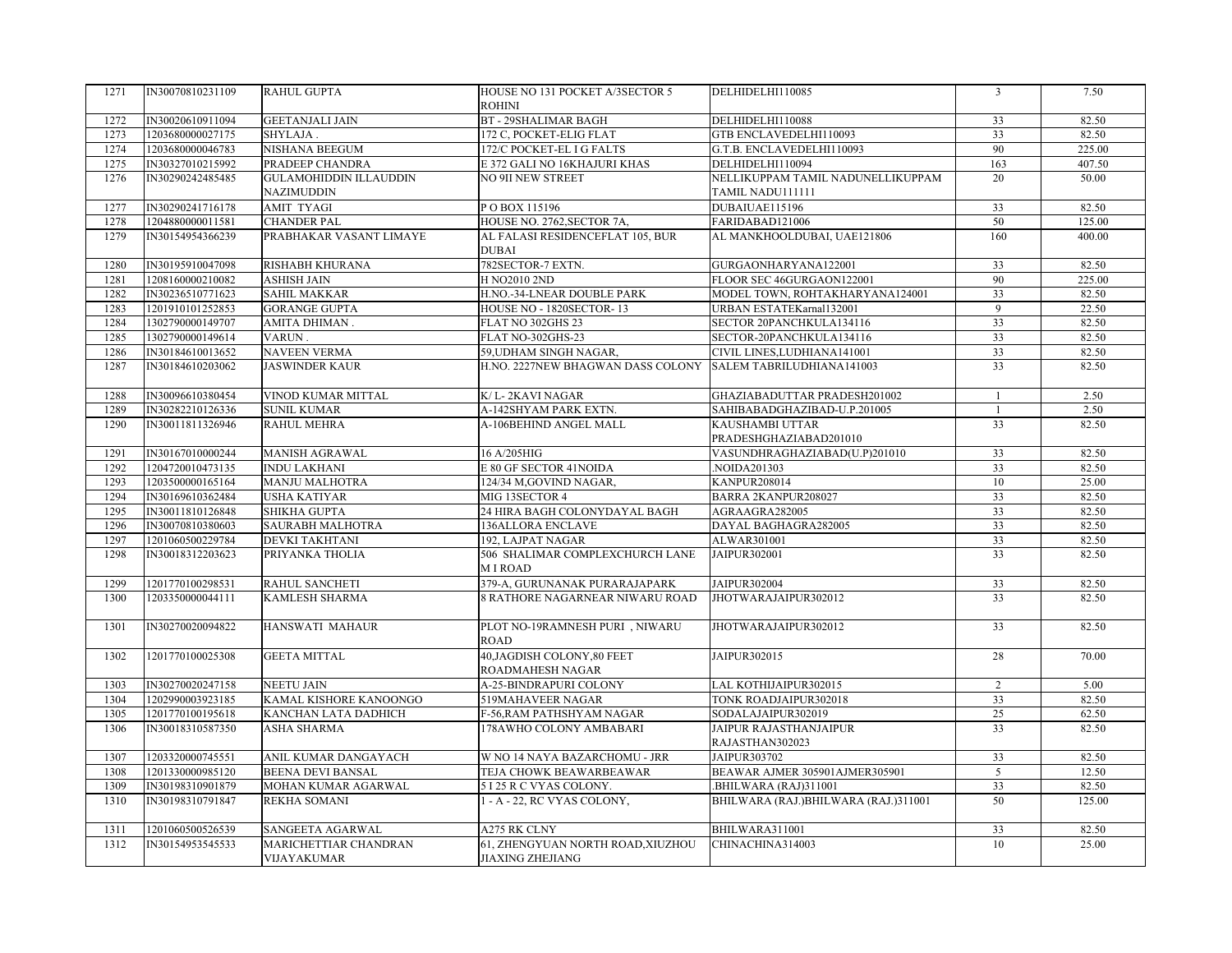| 1271 | IN30070810231109 | RAHUL GUPTA | HOUSE NO 131 POCKET A/3SECTOR 5 ROHINI | DELHIDELHI110085 | 3 | 7.50 |
|---|---|---|---|---|---|---|
| 1272 | IN30020610911094 | GEETANJALI JAIN | BT - 29SHALIMAR BAGH | DELHIDELHI110088 | 33 | 82.50 |
| 1273 | 1203680000027175 | SHYLAJA . | 172 C, POCKET-ELIG FLAT | GTB ENCLAVEDELHI110093 | 33 | 82.50 |
| 1274 | 1203680000046783 | NISHANA BEEGUM | 172/C POCKET-EL I G FALTS | G.T.B. ENCLAVEDELHI110093 | 90 | 225.00 |
| 1275 | IN30327010215992 | PRADEEP CHANDRA | E 372 GALI NO 16KHAJURI KHAS | DELHIDELHI110094 | 163 | 407.50 |
| 1276 | IN30290242485485 | GULAMOHIDDIN ILLAUDDIN NAZIMUDDIN | NO 9II NEW STREET | NELLIKUPPAM TAMIL NADUNELLIKUPPAM TAMIL NADU111111 | 20 | 50.00 |
| 1277 | IN30290241716178 | AMIT TYAGI | P O BOX 115196 | DUBAIUAE115196 | 33 | 82.50 |
| 1278 | 1204880000011581 | CHANDER PAL | HOUSE NO. 2762,SECTOR 7A, | FARIDABAD121006 | 50 | 125.00 |
| 1279 | IN30154954366239 | PRABHAKAR VASANT LIMAYE | AL FALASI RESIDENCEFLAT 105, BUR DUBAI | AL MANKHOOLDUBAI, UAE121806 | 160 | 400.00 |
| 1280 | IN30195910047098 | RISHABH KHURANA | 782SECTOR-7 EXTN. | GURGAONHARYANA122001 | 33 | 82.50 |
| 1281 | 1208160000210082 | ASHISH JAIN | H NO2010 2ND | FLOOR SEC 46GURGAON122001 | 90 | 225.00 |
| 1282 | IN30236510771623 | SAHIL MAKKAR | H.NO.-34-LNEAR DOUBLE PARK | MODEL TOWN, ROHTAKHARYANA124001 | 33 | 82.50 |
| 1283 | 1201910101252853 | GORANGE GUPTA | HOUSE NO - 1820SECTOR- 13 | URBAN ESTATEKarnal132001 | 9 | 22.50 |
| 1284 | 1302790000149707 | AMITA DHIMAN . | FLAT NO 302GHS 23 | SECTOR 20PANCHKULA134116 | 33 | 82.50 |
| 1285 | 1302790000149614 | VARUN . | FLAT NO-302GHS-23 | SECTOR-20PANCHKULA134116 | 33 | 82.50 |
| 1286 | IN30184610013652 | NAVEEN VERMA | 59,UDHAM SINGH NAGAR, | CIVIL LINES,LUDHIANA141001 | 33 | 82.50 |
| 1287 | IN30184610203062 | JASWINDER KAUR | H.NO. 2227NEW BHAGWAN DASS COLONY | SALEM TABRILUDHIANA141003 | 33 | 82.50 |
| 1288 | IN30096610380454 | VINOD KUMAR MITTAL | K/ L- 2KAVI NAGAR | GHAZIABADUTTAR PRADESH201002 | 1 | 2.50 |
| 1289 | IN30282210126336 | SUNIL KUMAR | A-142SHYAM PARK EXTN. | SAHIBABADGHAZIBAD-U.P.201005 | 1 | 2.50 |
| 1290 | IN30011811326946 | RAHUL MEHRA | A-106BEHIND ANGEL MALL | KAUSHAMBI UTTAR PRADESHGHAZIABAD201010 | 33 | 82.50 |
| 1291 | IN30167010000244 | MANISH AGRAWAL | 16 A/205HIG | VASUNDHRAGHAZIABAD(U.P)201010 | 33 | 82.50 |
| 1292 | 1204720010473135 | INDU LAKHANI | E 80 GF SECTOR 41NOIDA | .NOIDA201303 | 33 | 82.50 |
| 1293 | 1203500000165164 | MANJU MALHOTRA | 124/34 M,GOVIND NAGAR, | KANPUR208014 | 10 | 25.00 |
| 1294 | IN30169610362484 | USHA KATIYAR | MIG 13SECTOR 4 | BARRA 2KANPUR208027 | 33 | 82.50 |
| 1295 | IN30011810126848 | SHIKHA GUPTA | 24 HIRA BAGH COLONYDAYAL BAGH | AGRAAGRA282005 | 33 | 82.50 |
| 1296 | IN30070810380603 | SAURABH MALHOTRA | 136ALLORA ENCLAVE | DAYAL BAGHAGRA282005 | 33 | 82.50 |
| 1297 | 1201060500229784 | DEVKI TAKHTANI | 192, LAJPAT NAGAR | ALWAR301001 | 33 | 82.50 |
| 1298 | IN30018312203623 | PRIYANKA THOLIA | 506 SHALIMAR COMPLEXCHURCH LANE M I ROAD | JAIPUR302001 | 33 | 82.50 |
| 1299 | 1201770100298531 | RAHUL SANCHETI | 379-A, GURUNANAK PURARAJAPARK | JAIPUR302004 | 33 | 82.50 |
| 1300 | 1203350000044111 | KAMLESH SHARMA | 8 RATHORE NAGARNEAR NIWARU ROAD | JHOTWARAJAIPUR302012 | 33 | 82.50 |
| 1301 | IN30270020094822 | HANSWATI MAHAUR | PLOT NO-19RAMNESH PURI , NIWARU ROAD | JHOTWARAJAIPUR302012 | 33 | 82.50 |
| 1302 | 1201770100025308 | GEETA MITTAL | 40,JAGDISH COLONY,80 FEET ROADMAHESH NAGAR | JAIPUR302015 | 28 | 70.00 |
| 1303 | IN30270020247158 | NEETU JAIN | A-25-BINDRAPURI COLONY | LAL KOTHIJAIPUR302015 | 2 | 5.00 |
| 1304 | 1202990003923185 | KAMAL KISHORE KANOONGO | 519MAHAVEER NAGAR | TONK ROADJAIPUR302018 | 33 | 82.50 |
| 1305 | 1201770100195618 | KANCHAN LATA DADHICH | F-56,RAM PATHSHYAM NAGAR | SODALAJAIPUR302019 | 25 | 62.50 |
| 1306 | IN30018310587350 | ASHA SHARMA | 178AWHO COLONY AMBABARI | JAIPUR RAJASTHANJAIPUR RAJASTHAN302023 | 33 | 82.50 |
| 1307 | 1203320000745551 | ANIL KUMAR DANGAYACH | W NO 14 NAYA BAZARCHOMU - JRR | JAIPUR303702 | 33 | 82.50 |
| 1308 | 1201330000985120 | BEENA DEVI BANSAL | TEJA CHOWK BEAWARBEAWAR | BEAWAR AJMER 305901AJMER305901 | 5 | 12.50 |
| 1309 | IN30198310901879 | MOHAN KUMAR AGARWAL | 5 I 25 R C VYAS COLONY. | .BHILWARA (RAJ)311001 | 33 | 82.50 |
| 1310 | IN30198310791847 | REKHA SOMANI | 1 - A - 22, RC VYAS COLONY, | BHILWARA (RAJ.)BHILWARA (RAJ.)311001 | 50 | 125.00 |
| 1311 | 1201060500526539 | SANGEETA AGARWAL | A275 RK CLNY | BHILWARA311001 | 33 | 82.50 |
| 1312 | IN30154953545533 | MARICHETTIAR CHANDRAN VIJAYAKUMAR | 61, ZHENGYUAN NORTH ROAD,XIUZHOU JIAXING ZHEJIANG | CHINACHINA314003 | 10 | 25.00 |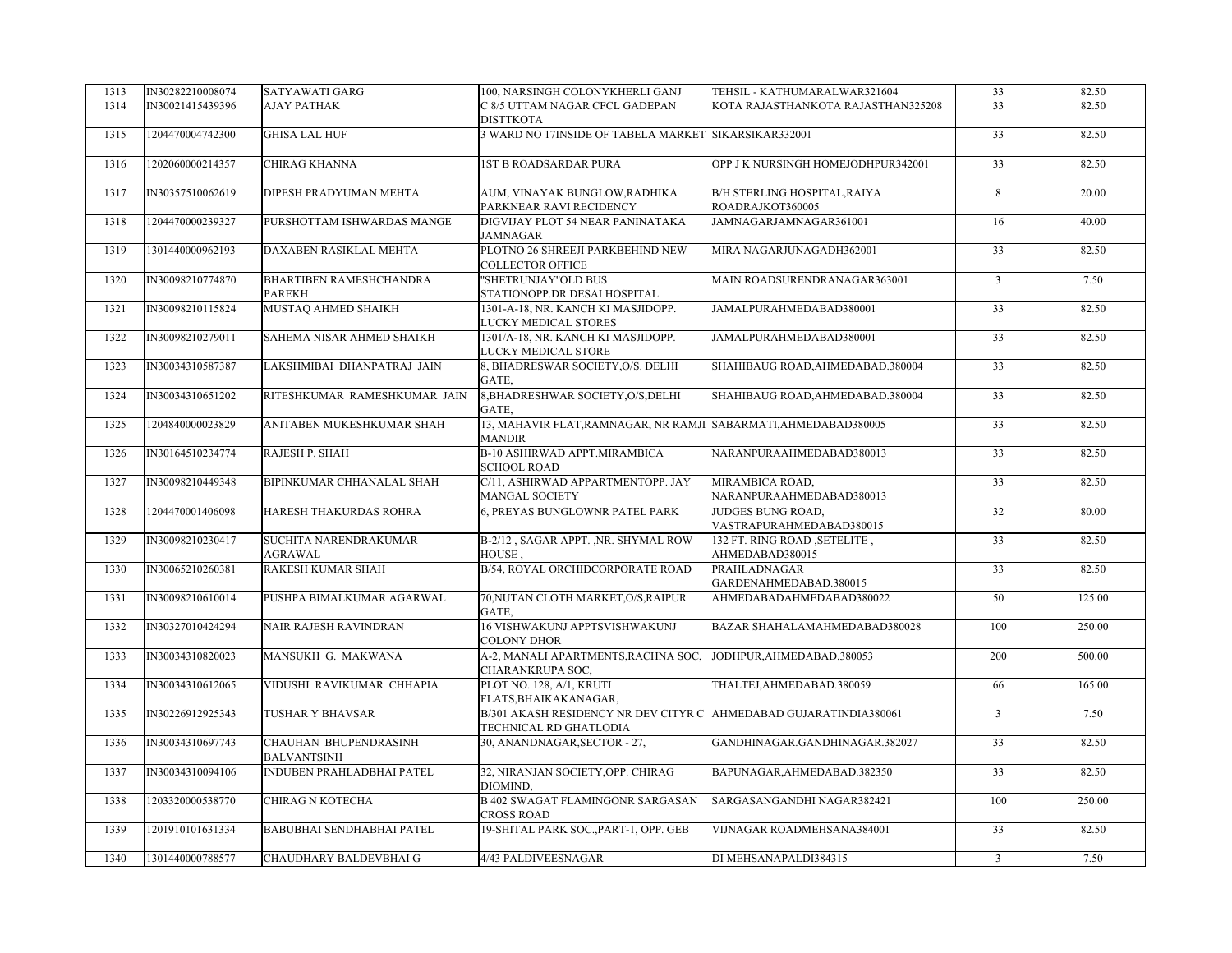| | | | | | | |
|---|---|---|---|---|---|---|
| 1313 | IN30282210008074 | SATYAWATI GARG | 100, NARSINGH COLONYKHERLI GANJ | TEHSIL - KATHUMARALWAR321604 | 33 | 82.50 |
| 1314 | IN30021415439396 | AJAY PATHAK | C 8/5 UTTAM NAGAR CFCL GADEPAN DISTTKOTA | KOTA RAJASTHANKOTA RAJASTHAN325208 | 33 | 82.50 |
| 1315 | 1204470004742300 | GHISA LAL HUF | 3 WARD NO 17INSIDE OF TABELA MARKET | SIKARSIKAR332001 | 33 | 82.50 |
| 1316 | 1202060000214357 | CHIRAG KHANNA | 1ST B ROADSARDAR PURA | OPP J K NURSINGH HOMEJODHPUR342001 | 33 | 82.50 |
| 1317 | IN30357510062619 | DIPESH PRADYUMAN MEHTA | AUM, VINAYAK BUNGLOW,RADHIKA PARKNEAR RAVI RECIDENCY | B/H STERLING HOSPITAL,RAIYA ROADRAJKOT360005 | 8 | 20.00 |
| 1318 | 1204470000239327 | PURSHOTTAM ISHWARDAS MANGE | DIGVIJAY PLOT 54 NEAR PANINATAKA JAMNAGAR | JAMNAGARJAMNAGAR361001 | 16 | 40.00 |
| 1319 | 1301440000962193 | DAXABEN RASIKLAL MEHTA | PLOTNO 26 SHREEJI PARKBEHIND NEW COLLECTOR OFFICE | MIRA NAGARJUNAGADH362001 | 33 | 82.50 |
| 1320 | IN30098210774870 | BHARTIBEN RAMESHCHANDRA PAREKH | "SHETRUNJAY"OLD BUS STATIONOPP.DR.DESAI HOSPITAL | MAIN ROADSURENDRANAGAR363001 | 3 | 7.50 |
| 1321 | IN30098210115824 | MUSTAQ AHMED SHAIKH | 1301-A-18, NR. KANCH KI MASJIDOPP. LUCKY MEDICAL STORES | JAMALPURAHMEDABAD380001 | 33 | 82.50 |
| 1322 | IN30098210279011 | SAHEMA NISAR AHMED SHAIKH | 1301/A-18, NR. KANCH KI MASJIDOPP. LUCKY MEDICAL STORE | JAMALPURAHMEDABAD380001 | 33 | 82.50 |
| 1323 | IN30034310587387 | LAKSHMIBAI DHANPATRAJ JAIN | 8, BHADRESWAR SOCIETY,O/S. DELHI GATE, | SHAHIBAUG ROAD,AHMEDABAD.380004 | 33 | 82.50 |
| 1324 | IN30034310651202 | RITESHKUMAR RAMESHKUMAR JAIN | 8,BHADRESHWAR SOCIETY,O/S,DELHI GATE, | SHAHIBAUG ROAD,AHMEDABAD.380004 | 33 | 82.50 |
| 1325 | 1204840000023829 | ANITABEN MUKESHKUMAR SHAH | 13, MAHAVIR FLAT,RAMNAGAR, NR RAMJI MANDIR | SABARMATI,AHMEDABAD380005 | 33 | 82.50 |
| 1326 | IN30164510234774 | RAJESH P. SHAH | B-10 ASHIRWAD APPT.MIRAMBICA SCHOOL ROAD | NARANPURAAHMEDABAD380013 | 33 | 82.50 |
| 1327 | IN30098210449348 | BIPINKUMAR CHHANALAL SHAH | C/11, ASHIRWAD APPARTMENTOPP. JAY MANGAL SOCIETY | MIRAMBICA ROAD, NARANPURAAHMEDABAD380013 | 33 | 82.50 |
| 1328 | 1204470001406098 | HARESH THAKURDAS ROHRA | 6, PREYAS BUNGLOWNR PATEL PARK | JUDGES BUNG ROAD, VASTRAPURAHMEDABAD380015 | 32 | 80.00 |
| 1329 | IN30098210230417 | SUCHITA NARENDRAKUMAR AGRAWAL | B-2/12 , SAGAR APPT. ,NR. SHYMAL ROW HOUSE , | 132 FT. RING ROAD ,SETELITE , AHMEDABAD380015 | 33 | 82.50 |
| 1330 | IN30065210260381 | RAKESH KUMAR SHAH | B/54, ROYAL ORCHIDCORPORATE ROAD | PRAHLADNAGAR GARDENAHMEDABAD.380015 | 33 | 82.50 |
| 1331 | IN30098210610014 | PUSHPA BIMALKUMAR AGARWAL | 70,NUTAN CLOTH MARKET,O/S,RAIPUR GATE, | AHMEDABADAHMEDABAD380022 | 50 | 125.00 |
| 1332 | IN30327010424294 | NAIR RAJESH RAVINDRAN | 16 VISHWAKUNJ APPTSVISHWAKUNJ COLONY DHOR | BAZAR SHAHALAMAHMEDABAD380028 | 100 | 250.00 |
| 1333 | IN30034310820023 | MANSUKH G. MAKWANA | A-2, MANALI APARTMENTS,RACHNA SOC, CHARANKRUPA SOC, | JODHPUR,AHMEDABAD.380053 | 200 | 500.00 |
| 1334 | IN30034310612065 | VIDUSHI RAVIKUMAR CHHAPIA | PLOT NO. 128, A/1, KRUTI FLATS,BHAIKAKANAGAR, | THALTEJ,AHMEDABAD.380059 | 66 | 165.00 |
| 1335 | IN30226912925343 | TUSHAR Y BHAVSAR | B/301 AKASH RESIDENCY NR DEV CITYR C TECHNICAL RD GHATLODIA | AHMEDABAD GUJARATINDIA380061 | 3 | 7.50 |
| 1336 | IN30034310697743 | CHAUHAN BHUPENDRASINH BALVANTSINH | 30, ANANDNAGAR,SECTOR - 27, | GANDHINAGAR.GANDHINAGAR.382027 | 33 | 82.50 |
| 1337 | IN30034310094106 | INDUBEN PRAHLADBHAI PATEL | 32, NIRANJAN SOCIETY,OPP. CHIRAG DIOMIND, | BAPUNAGAR,AHMEDABAD.382350 | 33 | 82.50 |
| 1338 | 1203320000538770 | CHIRAG N KOTECHA | B 402 SWAGAT FLAMINGONR SARGASAN CROSS ROAD | SARGASANGANDHI NAGAR382421 | 100 | 250.00 |
| 1339 | 1201910101631334 | BABUBHAI SENDHABHAI PATEL | 19-SHITAL PARK SOC.,PART-1, OPP. GEB | VIJNAGAR ROADMEHSANA384001 | 33 | 82.50 |
| 1340 | 1301440000788577 | CHAUDHARY BALDEVBHAI G | 4/43 PALDIVEESNAGAR | DI MEHSANAPALDI384315 | 3 | 7.50 |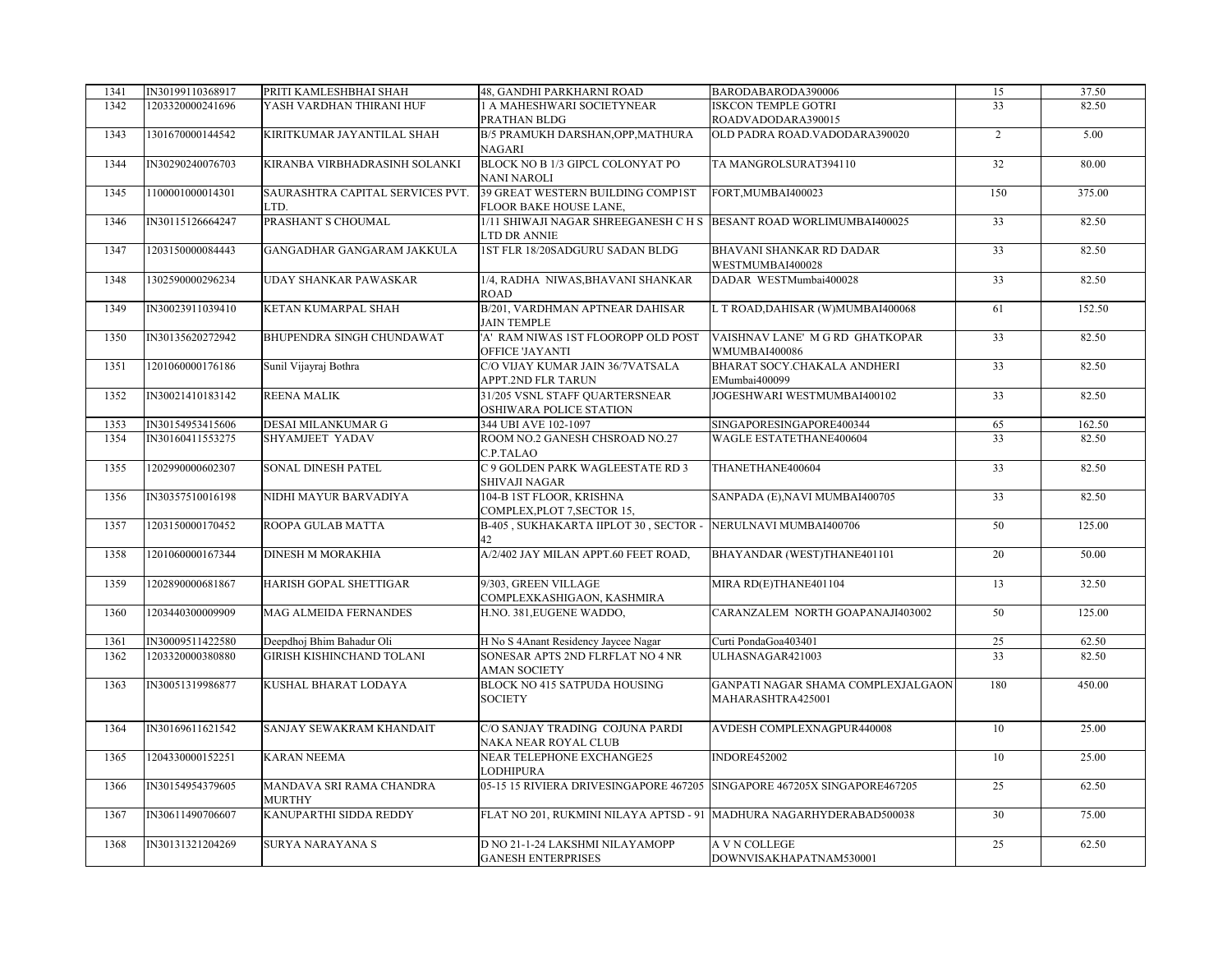| 1341 | IN30199110368917 | PRITI KAMLESHBHAI SHAH | 48, GANDHI PARKHARNI ROAD | BARODABARODA390006 | 15 | 37.50 |
|---|---|---|---|---|---|---|
| 1342 | 1203320000241696 | YASH VARDHAN THIRANI HUF | 1 A MAHESHWARI SOCIETYNEAR PRATHAN BLDG | ISKCON TEMPLE GOTRI ROADVADODARA390015 | 33 | 82.50 |
| 1343 | 1301670000144542 | KIRITKUMAR JAYANTILAL SHAH | B/5 PRAMUKH DARSHAN,OPP,MATHURA NAGARI | OLD PADRA ROAD.VADODARA390020 | 2 | 5.00 |
| 1344 | IN30290240076703 | KIRANBA VIRBHADRASINH SOLANKI | BLOCK NO B 1/3 GIPCL COLONYAT PO NANI NAROLI | TA MANGROLSURAT394110 | 32 | 80.00 |
| 1345 | 1100001000014301 | SAURASHTRA CAPITAL SERVICES PVT. LTD. | 39 GREAT WESTERN BUILDING COMP1ST FLOOR BAKE HOUSE LANE, | FORT,MUMBAI400023 | 150 | 375.00 |
| 1346 | IN30115126664247 | PRASHANT S CHOUMAL | 1/11 SHIWAJI NAGAR SHREEGANESH C H S LTD DR ANNIE | BESANT ROAD WORLIMUMBAI400025 | 33 | 82.50 |
| 1347 | 1203150000084443 | GANGADHAR GANGARAM JAKKULA | 1ST FLR 18/20SADGURU SADAN BLDG | BHAVANI SHANKAR RD DADAR WESTMUMBAI400028 | 33 | 82.50 |
| 1348 | 1302590000296234 | UDAY SHANKAR PAWASKAR | 1/4, RADHA NIWAS,BHAVANI SHANKAR ROAD | DADAR WESTMumbai400028 | 33 | 82.50 |
| 1349 | IN30023911039410 | KETAN KUMARPAL SHAH | B/201, VARDHMAN APTNEAR DAHISAR JAIN TEMPLE | L T ROAD,DAHISAR (W)MUMBAI400068 | 61 | 152.50 |
| 1350 | IN30135620272942 | BHUPENDRA SINGH CHUNDAWAT | 'A' RAM NIWAS 1ST FLOOROPP OLD POST OFFICE 'JAYANTI | VAISHNAV LANE' M G RD GHATKOPAR WMUMBAI400086 | 33 | 82.50 |
| 1351 | 1201060000176186 | Sunil Vijayraj Bothra | C/O VIJAY KUMAR JAIN 36/7VATSALA APPT.2ND FLR TARUN | BHARAT SOCY.CHAKALA ANDHERI EMumbai400099 | 33 | 82.50 |
| 1352 | IN30021410183142 | REENA MALIK | 31/205 VSNL STAFF QUARTERSNEAR OSHIWARA POLICE STATION | JOGESHWARI WESTMUMBAI400102 | 33 | 82.50 |
| 1353 | IN30154953415606 | DESAI MILANKUMAR G | 344 UBI AVE 102-1097 | SINGAPORESINGAPORE400344 | 65 | 162.50 |
| 1354 | IN30160411553275 | SHYAMJEET YADAV | ROOM NO.2 GANESH CHSROAD NO.27 C.P.TALAO | WAGLE ESTATETHANE400604 | 33 | 82.50 |
| 1355 | 1202990000602307 | SONAL DINESH PATEL | C 9 GOLDEN PARK WAGLEESTATE RD 3 SHIVAJI NAGAR | THANETHANE400604 | 33 | 82.50 |
| 1356 | IN30357510016198 | NIDHI MAYUR BARVADIYA | 104-B 1ST FLOOR, KRISHNA COMPLEX,PLOT 7,SECTOR 15, | SANPADA (E),NAVI MUMBAI400705 | 33 | 82.50 |
| 1357 | 1203150000170452 | ROOPA GULAB MATTA | B-405 , SUKHAKARTA IIPLOT 30 , SECTOR - 42 | NERULNAVI MUMBAI400706 | 50 | 125.00 |
| 1358 | 1201060000167344 | DINESH M MORAKHIA | A/2/402 JAY MILAN APPT.60 FEET ROAD, | BHAYANDAR (WEST)THANE401101 | 20 | 50.00 |
| 1359 | 1202890000681867 | HARISH GOPAL SHETTIGAR | 9/303, GREEN VILLAGE COMPLEXKASHIGAON, KASHMIRA | MIRA RD(E)THANE401104 | 13 | 32.50 |
| 1360 | 1203440300009909 | MAG ALMEIDA FERNANDES | H.NO. 381,EUGENE WADDO, | CARANZALEM NORTH GOAPANAJI403002 | 50 | 125.00 |
| 1361 | IN30009511422580 | Deepdhoj Bhim Bahadur Oli | H No S 4Anant Residency Jaycee Nagar | Curti PondaGoa403401 | 25 | 62.50 |
| 1362 | 1203320000380880 | GIRISH KISHINCHAND TOLANI | SONESAR APTS 2ND FLRFLAT NO 4 NR AMAN SOCIETY | ULHASNAGAR421003 | 33 | 82.50 |
| 1363 | IN30051319986877 | KUSHAL BHARAT LODAYA | BLOCK NO 415 SATPUDA HOUSING SOCIETY | GANPATI NAGAR SHAMA COMPLEXJALGAON MAHARASHTRA425001 | 180 | 450.00 |
| 1364 | IN30169611621542 | SANJAY SEWAKRAM KHANDAIT | C/O SANJAY TRADING COJUNA PARDI NAKA NEAR ROYAL CLUB | AVDESH COMPLEXNAGPUR440008 | 10 | 25.00 |
| 1365 | 1204330000152251 | KARAN NEEMA | NEAR TELEPHONE EXCHANGE25 LODHIPURA | INDORE452002 | 10 | 25.00 |
| 1366 | IN30154954379605 | MANDAVA SRI RAMA CHANDRA MURTHY | 05-15 15 RIVIERA DRIVESINGAPORE 467205 | SINGAPORE 467205X SINGAPORE467205 | 25 | 62.50 |
| 1367 | IN30611490706607 | KANUPARTHI SIDDA REDDY | FLAT NO 201, RUKMINI NILAYA APTSD - 91 | MADHURA NAGARHYDERABAD500038 | 30 | 75.00 |
| 1368 | IN30131321204269 | SURYA NARAYANA S | D NO 21-1-24 LAKSHMI NILAYAMOPP GANESH ENTERPRISES | A V N COLLEGE DOWNVISAKHAPATNAM530001 | 25 | 62.50 |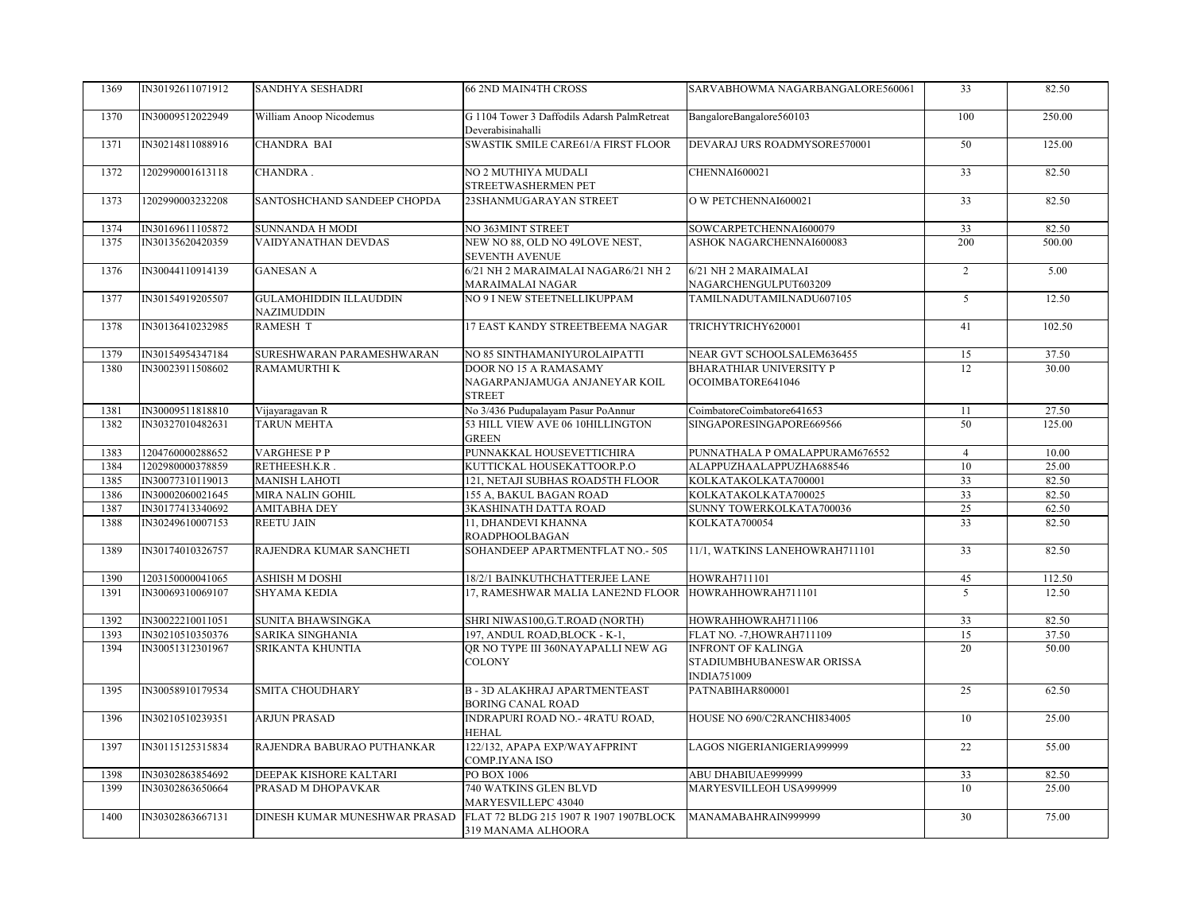| 1369 | IN30192611071912 | SANDHYA SESHADRI | 66 2ND MAIN4TH CROSS | SARVABHOWMA NAGARBANGALORE560061 | 33 | 82.50 |
|---|---|---|---|---|---|---|
| 1370 | IN30009512022949 | William Anoop Nicodemus | G 1104 Tower 3 Daffodils Adarsh PalmRetreat Deverabisinahalli | BangaloreBangalore560103 | 100 | 250.00 |
| 1371 | IN30214811088916 | CHANDRA BAI | SWASTIK SMILE CARE61/A FIRST FLOOR | DEVARAJ URS ROADMYSORE570001 | 50 | 125.00 |
| 1372 | 1202990001613118 | CHANDRA . | NO 2 MUTHIYA MUDALI STREETWASHERMEN PET | CHENNAI600021 | 33 | 82.50 |
| 1373 | 1202990003232208 | SANTOSHCHAND SANDEEP CHOPDA | 23SHANMUGARAYAN STREET | O W PETCHENNAI600021 | 33 | 82.50 |
| 1374 | IN30169611105872 | SUNNANDA H MODI | NO 363MINT STREET | SOWCARPETCHENNAI600079 | 33 | 82.50 |
| 1375 | IN30135620420359 | VAIDYANATHAN DEVDAS | NEW NO 88, OLD NO 49LOVE NEST, SEVENTH AVENUE | ASHOK NAGARCHENNAI600083 | 200 | 500.00 |
| 1376 | IN30044110914139 | GANESAN A | 6/21 NH 2 MARAIMALAI NAGAR6/21 NH 2 MARAIMALAI NAGAR | 6/21 NH 2 MARAIMALAI NAGARCHENGULPUT603209 | 2 | 5.00 |
| 1377 | IN30154919205507 | GULAMOHIDDIN ILLAUDDIN NAZIMUDDIN | NO 9 I NEW STEETNELLIKUPPAM | TAMILNADUTAMILNADU607105 | 5 | 12.50 |
| 1378 | IN30136410232985 | RAMESH T | 17 EAST KANDY STREETBEEMA NAGAR | TRICHYTRICHY620001 | 41 | 102.50 |
| 1379 | IN30154954347184 | SURESHWARAN PARAMESHWARAN | NO 85 SINTHAMANIYUROLAIPATTI | NEAR GVT SCHOOLSALEM636455 | 15 | 37.50 |
| 1380 | IN30023911508602 | RAMAMURTHI K | DOOR NO 15 A RAMASAMY NAGARPANJAMUGA ANJANEYAR KOIL STREET | BHARATHIAR UNIVERSITY P OCOIMBATORE641046 | 12 | 30.00 |
| 1381 | IN30009511818810 | Vijayaragavan R | No 3/436 Pudupalayam Pasur PoAnnur | CoimbatoreCoimbatore641653 | 11 | 27.50 |
| 1382 | IN30327010482631 | TARUN MEHTA | 53 HILL VIEW AVE 06 10HILLINGTON GREEN | SINGAPORESINGAPORE669566 | 50 | 125.00 |
| 1383 | 1204760000288652 | VARGHESE P P | PUNNAKKAL HOUSEVETTICHIRA | PUNNATHALA P OMALAPPURAM676552 | 4 | 10.00 |
| 1384 | 1202980000378859 | RETHEESH.K.R . | KUTTICKAL HOUSEKATTOOR.P.O | ALAPPUZHAALAPPUZHA688546 | 10 | 25.00 |
| 1385 | IN30077310119013 | MANISH LAHOTI | 121, NETAJI SUBHAS ROAD5TH FLOOR | KOLKATAKOLKATA700001 | 33 | 82.50 |
| 1386 | IN30002060021645 | MIRA NALIN GOHIL | 155 A, BAKUL BAGAN ROAD | KOLKATAKOLKATA700025 | 33 | 82.50 |
| 1387 | IN30177413340692 | AMITABHA DEY | 3KASHINATH DATTA ROAD | SUNNY TOWERKOLKATA700036 | 25 | 62.50 |
| 1388 | IN30249610007153 | REETU JAIN | 11, DHANDEVI KHANNA ROADPHOOLBAGAN | KOLKATA700054 | 33 | 82.50 |
| 1389 | IN30174010326757 | RAJENDRA KUMAR SANCHETI | SOHANDEEP APARTMENTFLAT NO.- 505 | 11/1, WATKINS LANEHOWRAH711101 | 33 | 82.50 |
| 1390 | 1203150000041065 | ASHISH M DOSHI | 18/2/1 BAINKUTHCHATTERJEE LANE | HOWRAH711101 | 45 | 112.50 |
| 1391 | IN30069310069107 | SHYAMA KEDIA | 17, RAMESHWAR MALIA LANE2ND FLOOR | HOWRAHHOWRAH711101 | 5 | 12.50 |
| 1392 | IN30022210011051 | SUNITA BHAWSINGKA | SHRI NIWAS100,G.T.ROAD (NORTH) | HOWRAHHOWRAH711106 | 33 | 82.50 |
| 1393 | IN30210510350376 | SARIKA SINGHANIA | 197, ANDUL ROAD,BLOCK - K-1, | FLAT NO. -7,HOWRAH711109 | 15 | 37.50 |
| 1394 | IN30051312301967 | SRIKANTA KHUNTIA | QR NO TYPE III 360NAYAPALLI NEW AG COLONY | INFRONT OF KALINGA STADIUMBHUBANESWAR ORISSA INDIA751009 | 20 | 50.00 |
| 1395 | IN30058910179534 | SMITA CHOUDHARY | B - 3D ALAKHRAJ APARTMENTEAST BORING CANAL ROAD | PATNABIHAR800001 | 25 | 62.50 |
| 1396 | IN30210510239351 | ARJUN PRASAD | INDRAPURI ROAD NO.- 4RATU ROAD, HEHAL | HOUSE NO 690/C2RANCHI834005 | 10 | 25.00 |
| 1397 | IN30115125315834 | RAJENDRA BABURAO PUTHANKAR | 122/132, APAPA EXP/WAYAFPRINT COMP.IYANA ISO | LAGOS NIGERIANIGERIA999999 | 22 | 55.00 |
| 1398 | IN30302863854692 | DEEPAK KISHORE KALTARI | PO BOX 1006 | ABU DHABIUAE999999 | 33 | 82.50 |
| 1399 | IN30302863650664 | PRASAD M DHOPAVKAR | 740 WATKINS GLEN BLVD MARYESVILLEPC 43040 | MARYESVILLEOH USA999999 | 10 | 25.00 |
| 1400 | IN30302863667131 | DINESH KUMAR MUNESHWAR PRASAD | FLAT 72 BLDG 215 1907 R 1907 1907BLOCK 319 MANAMA ALHOORA | MANAMABAHRAIN999999 | 30 | 75.00 |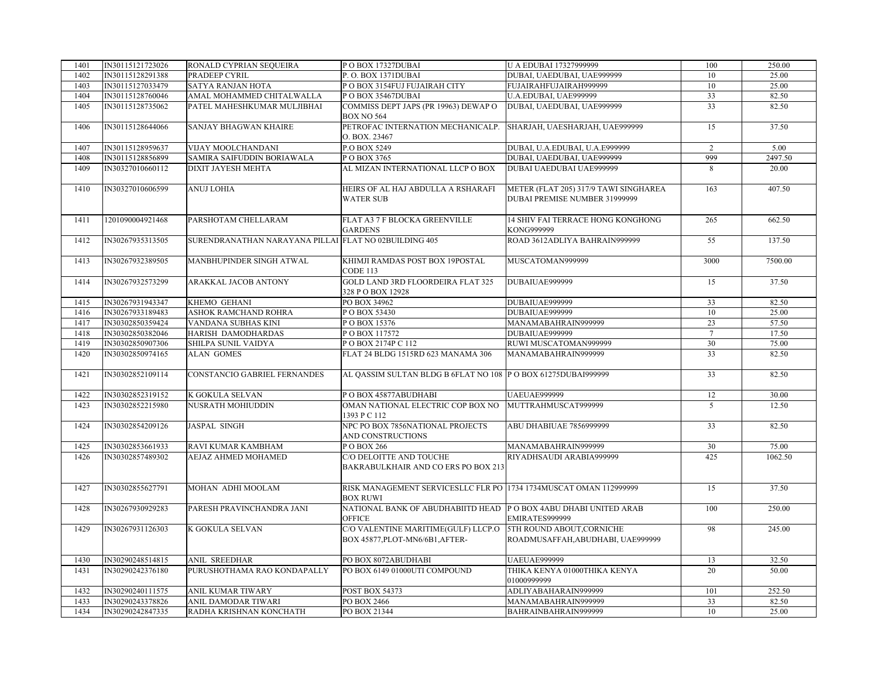| 1401 | IN30115121723026 | RONALD CYPRIAN SEQUEIRA | P O BOX 17327DUBAI | U A EDUBAI 17327999999 | 100 | 250.00 |
|---|---|---|---|---|---|---|
| 1402 | IN30115128291388 | PRADEEP CYRIL | P. O. BOX 1371DUBAI | DUBAI, UAEDUBAI, UAE999999 | 10 | 25.00 |
| 1403 | IN30115127033479 | SATYA RANJAN HOTA | P O BOX 3154FUJ FUJAIRAH CITY | FUJAIRAHFUJAIRAH999999 | 10 | 25.00 |
| 1404 | IN30115128760046 | AMAL MOHAMMED CHITALWALLA | P O BOX 35467DUBAI | U.A.EDUBAI, UAE999999 | 33 | 82.50 |
| 1405 | IN30115128735062 | PATEL MAHESHKUMAR MULJIBHAI | COMMISS DEPT JAPS (PR 19963) DEWAP O BOX NO 564 | DUBAI, UAEDUBAI, UAE999999 | 33 | 82.50 |
| 1406 | IN30115128644066 | SANJAY BHAGWAN KHAIRE | PETROFAC INTERNATION MECHANICALP. O. BOX. 23467 | SHARJAH, UAESHARJAH, UAE999999 | 15 | 37.50 |
| 1407 | IN30115128959637 | VIJAY MOOLCHANDANI | P.O BOX 5249 | DUBAI, U.A.EDUBAI, U.A.E999999 | 2 | 5.00 |
| 1408 | IN30115128856899 | SAMIRA SAIFUDDIN BORIAWALA | P O BOX 3765 | DUBAI, UAEDUBAI, UAE999999 | 999 | 2497.50 |
| 1409 | IN30327010660112 | DIXIT JAYESH MEHTA | AL MIZAN INTERNATIONAL LLCP O BOX | DUBAI UAEDUBAI UAE999999 | 8 | 20.00 |
| 1410 | IN30327010606599 | ANUJ LOHIA | HEIRS OF AL HAJ ABDULLA A RSHARAFI WATER SUB | METER (FLAT 205) 317/9 TAWI SINGHAREA DUBAI PREMISE NUMBER 31999999 | 163 | 407.50 |
| 1411 | 1201090004921468 | PARSHOTAM CHELLARAM | FLAT A3 7 F BLOCKA GREENVILLE GARDENS | 14 SHIV FAI TERRACE HONG KONGHONG KONG999999 | 265 | 662.50 |
| 1412 | IN30267935313505 | SURENDRANATHAN NARAYANA PILLAI | FLAT NO 02BUILDING 405 | ROAD 3612ADLIYA BAHRAIN999999 | 55 | 137.50 |
| 1413 | IN30267932389505 | MANBHUPINDER SINGH ATWAL | KHIMJI RAMDAS POST BOX 19POSTAL CODE 113 | MUSCATOMAN999999 | 3000 | 7500.00 |
| 1414 | IN30267932573299 | ARAKKAL JACOB ANTONY | GOLD LAND 3RD FLOORDEIRA FLAT 325 328 P O BOX 12928 | DUBAIUAE999999 | 15 | 37.50 |
| 1415 | IN30267931943347 | KHEMO GEHANI | PO BOX 34962 | DUBAIUAE999999 | 33 | 82.50 |
| 1416 | IN30267933189483 | ASHOK RAMCHAND ROHRA | P O BOX 53430 | DUBAIUAE999999 | 10 | 25.00 |
| 1417 | IN30302850359424 | VANDANA SUBHAS KINI | P O BOX 15376 | MANAMABAHRAIN999999 | 23 | 57.50 |
| 1418 | IN30302850382046 | HARISH DAMODHARDAS | P O BOX 117572 | DUBAIUAE999999 | 7 | 17.50 |
| 1419 | IN30302850907306 | SHILPA SUNIL VAIDYA | P O BOX 2174P C 112 | RUWI MUSCATOMAN999999 | 30 | 75.00 |
| 1420 | IN30302850974165 | ALAN GOMES | FLAT 24 BLDG 1515RD 623 MANAMA 306 | MANAMABAHRAIN999999 | 33 | 82.50 |
| 1421 | IN30302852109114 | CONSTANCIO GABRIEL FERNANDES | AL QASSIM SULTAN BLDG B 6FLAT NO 108 | P O BOX 61275DUBAI999999 | 33 | 82.50 |
| 1422 | IN30302852319152 | K GOKULA SELVAN | P O BOX 45877ABUDHABI | UAEUAE999999 | 12 | 30.00 |
| 1423 | IN30302852215980 | NUSRATH MOHIUDDIN | OMAN NATIONAL ELECTRIC COP BOX NO 1393 P C 112 | MUTTRAHMUSCAT999999 | 5 | 12.50 |
| 1424 | IN30302854209126 | JASPAL SINGH | NPC PO BOX 7856NATIONAL PROJECTS AND CONSTRUCTIONS | ABU DHABIUAE 7856999999 | 33 | 82.50 |
| 1425 | IN30302853661933 | RAVI KUMAR KAMBHAM | P O BOX 266 | MANAMABAHRAIN999999 | 30 | 75.00 |
| 1426 | IN30302857489302 | AEJAZ AHMED MOHAMED | C/O DELOITTE AND TOUCHE BAKRABULKHAIR AND CO ERS PO BOX 213 | RIYADHSAUDI ARABIA999999 | 425 | 1062.50 |
| 1427 | IN30302855627791 | MOHAN ADHI MOOLAM | RISK MANAGEMENT SERVICESLLC FLR PO BOX RUWI | 1734 1734MUSCAT OMAN 112999999 | 15 | 37.50 |
| 1428 | IN30267930929283 | PARESH PRAVINCHANDRA JANI | NATIONAL BANK OF ABUDHABIITD HEAD OFFICE | P O BOX 4ABU DHABI UNITED ARAB EMIRATES999999 | 100 | 250.00 |
| 1429 | IN30267931126303 | K GOKULA SELVAN | C/O VALENTINE MARITIME(GULF) LLCP.O BOX 45877,PLOT-MN6/6B1,AFTER- | 5TH ROUND ABOUT,CORNICHE ROADMUSAFFAH,ABUDHABI, UAE999999 | 98 | 245.00 |
| 1430 | IN30290248514815 | ANIL SREEDHAR | PO BOX 8072ABUDHABI | UAEUAE999999 | 13 | 32.50 |
| 1431 | IN30290242376180 | PURUSHOTHAMA RAO KONDAPALLY | PO BOX 6149 01000UTI COMPOUND | THIKA KENYA 01000THIKA KENYA 01000999999 | 20 | 50.00 |
| 1432 | IN30290240111575 | ANIL KUMAR TIWARY | POST BOX 54373 | ADLIYABAHARAIN999999 | 101 | 252.50 |
| 1433 | IN30290243378826 | ANIL DAMODAR TIWARI | PO BOX 2466 | MANAMABAHRAIN999999 | 33 | 82.50 |
| 1434 | IN30290242847335 | RADHA KRISHNAN KONCHATH | PO BOX 21344 | BAHRAINBAHRAIN999999 | 10 | 25.00 |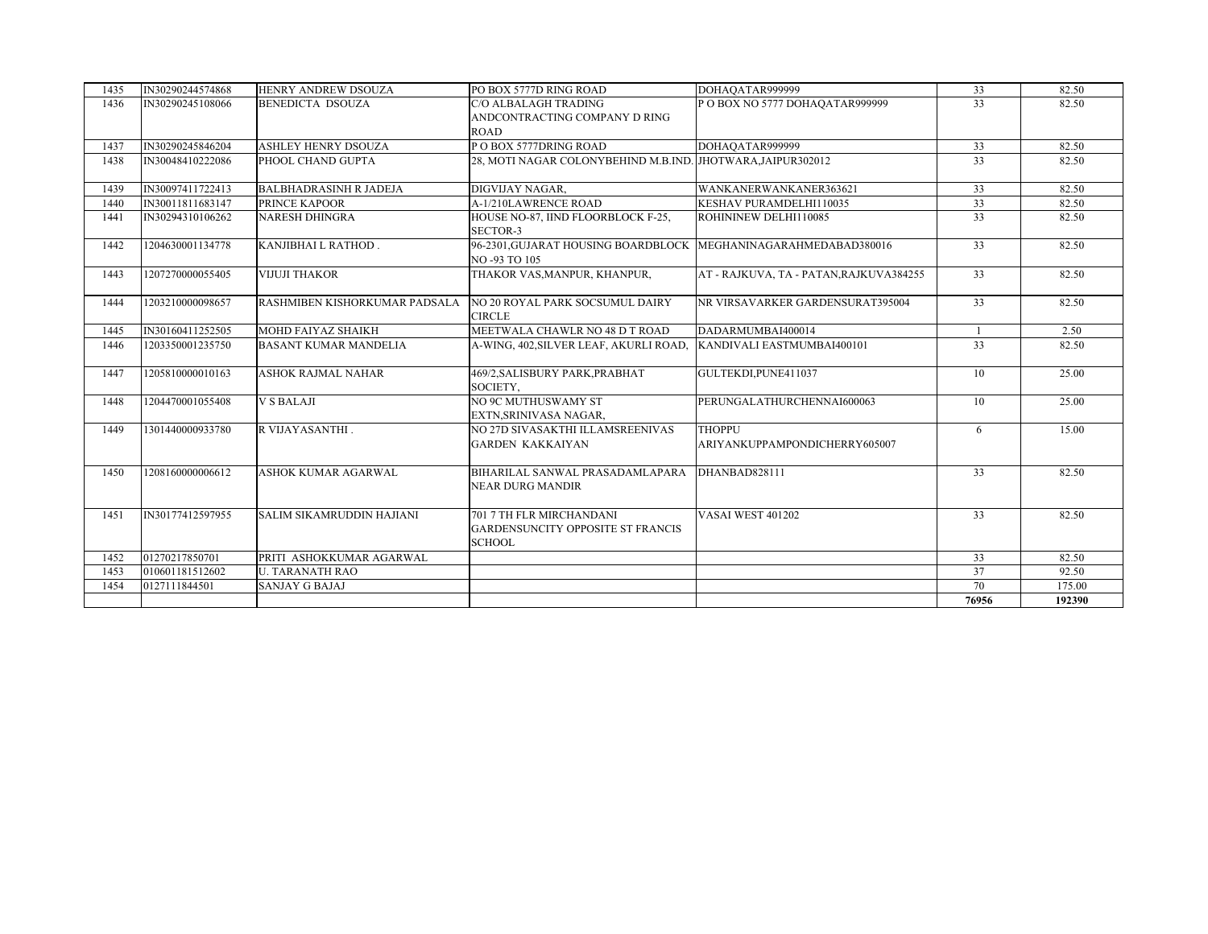| | | | | | | |
|---|---|---|---|---|---|---|
| 1435 | IN30290244574868 | HENRY ANDREW DSOUZA | PO BOX 5777D RING ROAD | DOHAQATAR999999 | 33 | 82.50 |
| 1436 | IN30290245108066 | BENEDICTA DSOUZA | C/O ALBALAGH TRADING ANDCONTRACTING COMPANY D RING ROAD | P O BOX NO 5777 DOHAQATAR999999 | 33 | 82.50 |
| 1437 | IN30290245846204 | ASHLEY HENRY DSOUZA | P O BOX 5777DRING ROAD | DOHAQATAR999999 | 33 | 82.50 |
| 1438 | IN30048410222086 | PHOOL CHAND GUPTA | 28, MOTI NAGAR COLONYBEHIND M.B.IND. | JHOTWARA,JAIPUR302012 | 33 | 82.50 |
| 1439 | IN30097411722413 | BALBHADRASINH R JADEJA | DIGVIJAY NAGAR, | WANKANERWANKANER363621 | 33 | 82.50 |
| 1440 | IN30011811683147 | PRINCE KAPOOR | A-1/210LAWRENCE ROAD | KESHAV PURAMDELHI110035 | 33 | 82.50 |
| 1441 | IN30294310106262 | NARESH DHINGRA | HOUSE NO-87, IIND FLOORBLOCK F-25, SECTOR-3 | ROHININEW DELHI110085 | 33 | 82.50 |
| 1442 | 1204630001134778 | KANJIBHAI L RATHOD . | 96-2301,GUJARAT HOUSING BOARDBLOCK NO -93 TO 105 | MEGHANINAGARAHMEDABAD380016 | 33 | 82.50 |
| 1443 | 1207270000055405 | VIJUJI THAKOR | THAKOR VAS,MANPUR, KHANPUR, | AT - RAJKUVA, TA - PATAN,RAJKUVA384255 | 33 | 82.50 |
| 1444 | 1203210000098657 | RASHMIBEN KISHORKUMAR PADSALA | NO 20 ROYAL PARK SOCSUMUL DAIRY CIRCLE | NR VIRSAVARKER GARDENSURAT395004 | 33 | 82.50 |
| 1445 | IN30160411252505 | MOHD FAIYAZ SHAIKH | MEETWALA CHAWLR NO 48 D T ROAD | DADARMUMBAI400014 | 1 | 2.50 |
| 1446 | 1203350001235750 | BASANT KUMAR MANDELIA | A-WING, 402,SILVER LEAF, AKURLI ROAD, | KANDIVALI EASTMUMBAI400101 | 33 | 82.50 |
| 1447 | 1205810000010163 | ASHOK RAJMAL NAHAR | 469/2,SALISBURY PARK,PRABHAT SOCIETY, | GULTEKDI,PUNE411037 | 10 | 25.00 |
| 1448 | 1204470001055408 | V S BALAJI | NO 9C MUTHUSWAMY ST EXTN,SRINIVASA NAGAR, | PERUNGALATHURCHENNAI600063 | 10 | 25.00 |
| 1449 | 1301440000933780 | R VIJAYASANTHI . | NO 27D SIVASAKTHI ILLAMSREENIVAS GARDEN KAKKAIYAN | THOPPU ARIYANKUPPAMPONDICHERRY605007 | 6 | 15.00 |
| 1450 | 1208160000006612 | ASHOK KUMAR AGARWAL | BIHARILAL SANWAL PRASADAMLAPARA NEAR DURG MANDIR | DHANBAD828111 | 33 | 82.50 |
| 1451 | IN30177412597955 | SALIM SIKAMRUDDIN HAJIANI | 701 7 TH FLR MIRCHANDANI GARDENSUNCITY OPPOSITE ST FRANCIS SCHOOL | VASAI WEST 401202 | 33 | 82.50 |
| 1452 | 01270217850701 | PRITI ASHOKKUMAR AGARWAL | | | 33 | 82.50 |
| 1453 | 010601181512602 | U. TARANATH RAO | | | 37 | 92.50 |
| 1454 | 0127111844501 | SANJAY G BAJAJ | | | 70 | 175.00 |
| | | | | | **76956** | **192390** |